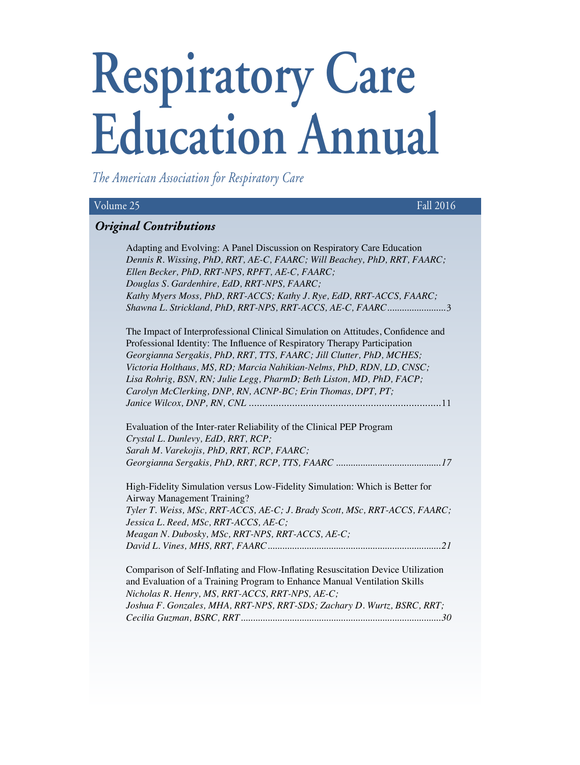# Respiratory Care Education Annual

*The American Association for Respiratory Care*

Volume 25 Fall 2016

## *Original Contributions*

Adapting and Evolving: A Panel Discussion on Respiratory Care Education
*Dennis R. Wissing, PhD, RRT, AE-C, FAARC; Will Beachey, PhD, RRT, FAARC; Ellen Becker, PhD, RRT-NPS, RPFT, AE-C, FAARC; Douglas S. Gardenhire, EdD, RRT-NPS, FAARC; Kathy Myers Moss, PhD, RRT-ACCS; Kathy J. Rye, EdD, RRT-ACCS, FAARC; Shawna L. Strickland, PhD, RRT-NPS, RRT-ACCS, AE-C, FAARC*........................3

The Impact of Interprofessional Clinical Simulation on Attitudes, Confidence and Professional Identity: The Influence of Respiratory Therapy Participation
*Georgianna Sergakis, PhD, RRT, TTS, FAARC; Jill Clutter, PhD, MCHES; Victoria Holthaus, MS, RD; Marcia Nahikian-Nelms, PhD, RDN, LD, CNSC; Lisa Rohrig, BSN, RN; Julie Legg, PharmD; Beth Liston, MD, PhD, FACP; Carolyn McClerking, DNP, RN, ACNP-BC; Erin Thomas, DPT, PT; Janice Wilcox, DNP, RN, CNL* .......................................................................11

Evaluation of the Inter-rater Reliability of the Clinical PEP Program
*Crystal L. Dunlevy, EdD, RRT, RCP; Sarah M. Varekojis, PhD, RRT, RCP, FAARC; Georgianna Sergakis, PhD, RRT, RCP, TTS, FAARC* ..........................................17

High-Fidelity Simulation versus Low-Fidelity Simulation: Which is Better for Airway Management Training?
*Tyler T. Weiss, MSc, RRT-ACCS, AE-C; J. Brady Scott, MSc, RRT-ACCS, FAARC; Jessica L. Reed, MSc, RRT-ACCS, AE-C; Meagan N. Dubosky, MSc, RRT-NPS, RRT-ACCS, AE-C; David L. Vines, MHS, RRT, FAARC*......................................................................21

Comparison of Self-Inflating and Flow-Inflating Resuscitation Device Utilization and Evaluation of a Training Program to Enhance Manual Ventilation Skills
*Nicholas R. Henry, MS, RRT-ACCS, RRT-NPS, AE-C; Joshua F. Gonzales, MHA, RRT-NPS, RRT-SDS; Zachary D. Wurtz, BSRC, RRT; Cecilia Guzman, BSRC, RRT*.................................................................................30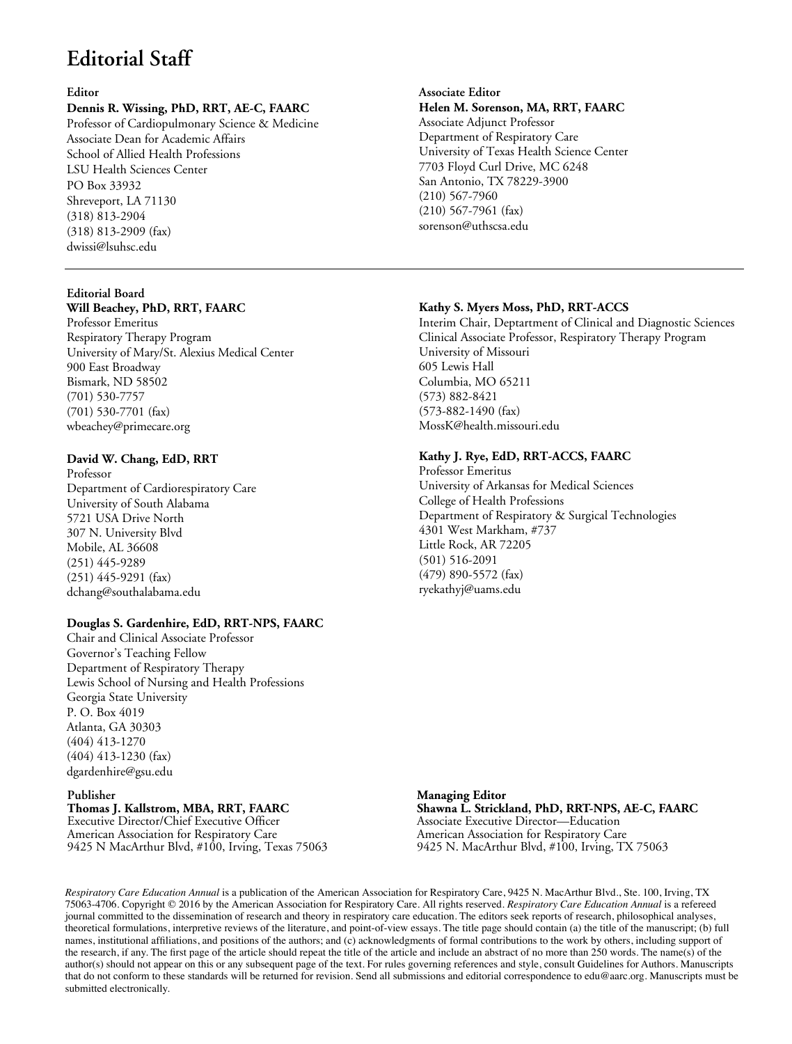# Editorial Staff

**Editor**

**Dennis R. Wissing, PhD, RRT, AE-C, FAARC**
Professor of Cardiopulmonary Science & Medicine
Associate Dean for Academic Affairs
School of Allied Health Professions
LSU Health Sciences Center
PO Box 33932
Shreveport, LA 71130
(318) 813-2904
(318) 813-2909 (fax)
dwissi@lsuhsc.edu

**Associate Editor**

**Helen M. Sorenson, MA, RRT, FAARC**
Associate Adjunct Professor
Department of Respiratory Care
University of Texas Health Science Center
7703 Floyd Curl Drive, MC 6248
San Antonio, TX 78229-3900
(210) 567-7960
(210) 567-7961 (fax)
sorenson@uthscsa.edu

---

**Editorial Board**

**Will Beachey, PhD, RRT, FAARC**
Professor Emeritus
Respiratory Therapy Program
University of Mary/St. Alexius Medical Center
900 East Broadway
Bismark, ND 58502
(701) 530-7757
(701) 530-7701 (fax)
wbeachey@primecare.org

**David W. Chang, EdD, RRT**
Professor
Department of Cardiorespiratory Care
University of South Alabama
5721 USA Drive North
307 N. University Blvd
Mobile, AL 36608
(251) 445-9289
(251) 445-9291 (fax)
dchang@southalabama.edu

**Douglas S. Gardenhire, EdD, RRT-NPS, FAARC**
Chair and Clinical Associate Professor
Governor's Teaching Fellow
Department of Respiratory Therapy
Lewis School of Nursing and Health Professions
Georgia State University
P. O. Box 4019
Atlanta, GA 30303
(404) 413-1270
(404) 413-1230 (fax)
dgardenhire@gsu.edu

**Kathy S. Myers Moss, PhD, RRT-ACCS**
Interim Chair, Deptartment of Clinical and Diagnostic Sciences
Clinical Associate Professor, Respiratory Therapy Program
University of Missouri
605 Lewis Hall
Columbia, MO 65211
(573) 882-8421
(573-882-1490 (fax)
MossK@health.missouri.edu

**Kathy J. Rye, EdD, RRT-ACCS, FAARC**
Professor Emeritus
University of Arkansas for Medical Sciences
College of Health Professions
Department of Respiratory & Surgical Technologies
4301 West Markham, #737
Little Rock, AR 72205
(501) 516-2091
(479) 890-5572 (fax)
ryekathyj@uams.edu

**Publisher**

**Thomas J. Kallstrom, MBA, RRT, FAARC**
Executive Director/Chief Executive Officer
American Association for Respiratory Care
9425 N MacArthur Blvd, #100, Irving, Texas 75063

**Managing Editor**

**Shawna L. Strickland, PhD, RRT-NPS, AE-C, FAARC**
Associate Executive Director—Education
American Association for Respiratory Care
9425 N. MacArthur Blvd, #100, Irving, TX 75063

*Respiratory Care Education Annual* is a publication of the American Association for Respiratory Care, 9425 N. MacArthur Blvd., Ste. 100, Irving, TX 75063-4706. Copyright © 2016 by the American Association for Respiratory Care. All rights reserved. *Respiratory Care Education Annual* is a refereed journal committed to the dissemination of research and theory in respiratory care education. The editors seek reports of research, philosophical analyses, theoretical formulations, interpretive reviews of the literature, and point-of-view essays. The title page should contain (a) the title of the manuscript; (b) full names, institutional affiliations, and positions of the authors; and (c) acknowledgments of formal contributions to the work by others, including support of the research, if any. The first page of the article should repeat the title of the article and include an abstract of no more than 250 words. The name(s) of the author(s) should not appear on this or any subsequent page of the text. For rules governing references and style, consult Guidelines for Authors. Manuscripts that do not conform to these standards will be returned for revision. Send all submissions and editorial correspondence to edu@aarc.org. Manuscripts must be submitted electronically.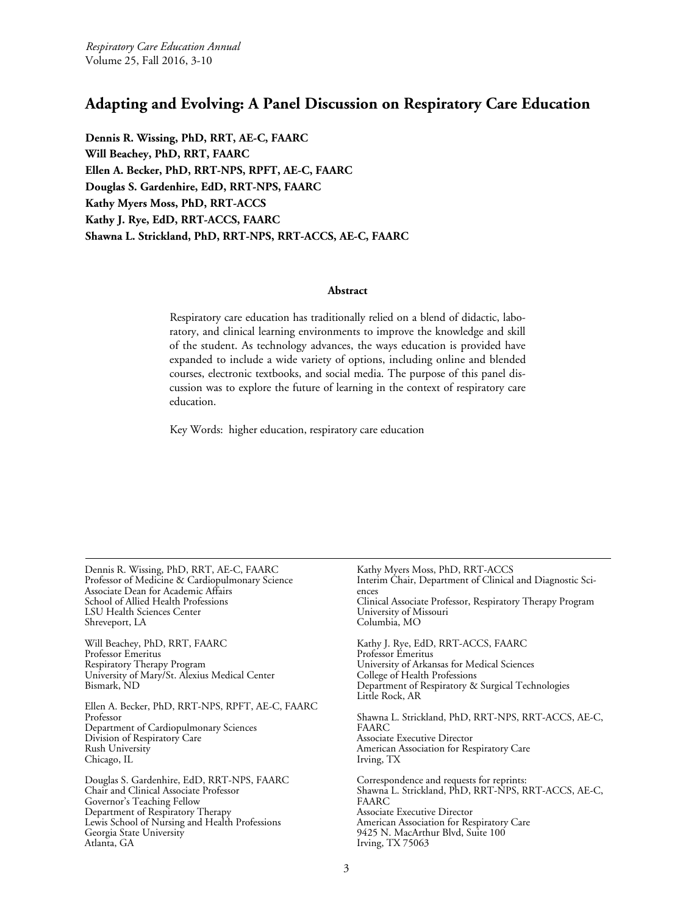# Adapting and Evolving: A Panel Discussion on Respiratory Care Education

**Dennis R. Wissing, PhD, RRT, AE-C, FAARC**
**Will Beachey, PhD, RRT, FAARC**
**Ellen A. Becker, PhD, RRT-NPS, RPFT, AE-C, FAARC**
**Douglas S. Gardenhire, EdD, RRT-NPS, FAARC**
**Kathy Myers Moss, PhD, RRT-ACCS**
**Kathy J. Rye, EdD, RRT-ACCS, FAARC**
**Shawna L. Strickland, PhD, RRT-NPS, RRT-ACCS, AE-C, FAARC**

## Abstract

Respiratory care education has traditionally relied on a blend of didactic, laboratory, and clinical learning environments to improve the knowledge and skill of the student. As technology advances, the ways education is provided have expanded to include a wide variety of options, including online and blended courses, electronic textbooks, and social media. The purpose of this panel discussion was to explore the future of learning in the context of respiratory care education.

Key Words: higher education, respiratory care education

---

Dennis R. Wissing, PhD, RRT, AE-C, FAARC
Professor of Medicine & Cardiopulmonary Science
Associate Dean for Academic Affairs
School of Allied Health Professions
LSU Health Sciences Center
Shreveport, LA

Will Beachey, PhD, RRT, FAARC
Professor Emeritus
Respiratory Therapy Program
University of Mary/St. Alexius Medical Center
Bismark, ND

Ellen A. Becker, PhD, RRT-NPS, RPFT, AE-C, FAARC
Professor
Department of Cardiopulmonary Sciences
Division of Respiratory Care
Rush University
Chicago, IL

Douglas S. Gardenhire, EdD, RRT-NPS, FAARC
Chair and Clinical Associate Professor
Governor's Teaching Fellow
Department of Respiratory Therapy
Lewis School of Nursing and Health Professions
Georgia State University
Atlanta, GA

Kathy Myers Moss, PhD, RRT-ACCS
Interim Chair, Department of Clinical and Diagnostic Sciences
Clinical Associate Professor, Respiratory Therapy Program
University of Missouri
Columbia, MO

Kathy J. Rye, EdD, RRT-ACCS, FAARC
Professor Emeritus
University of Arkansas for Medical Sciences
College of Health Professions
Department of Respiratory & Surgical Technologies
Little Rock, AR

Shawna L. Strickland, PhD, RRT-NPS, RRT-ACCS, AE-C, FAARC
Associate Executive Director
American Association for Respiratory Care
Irving, TX

Correspondence and requests for reprints:
Shawna L. Strickland, PhD, RRT-NPS, RRT-ACCS, AE-C, FAARC
Associate Executive Director
American Association for Respiratory Care
9425 N. MacArthur Blvd, Suite 100
Irving, TX 75063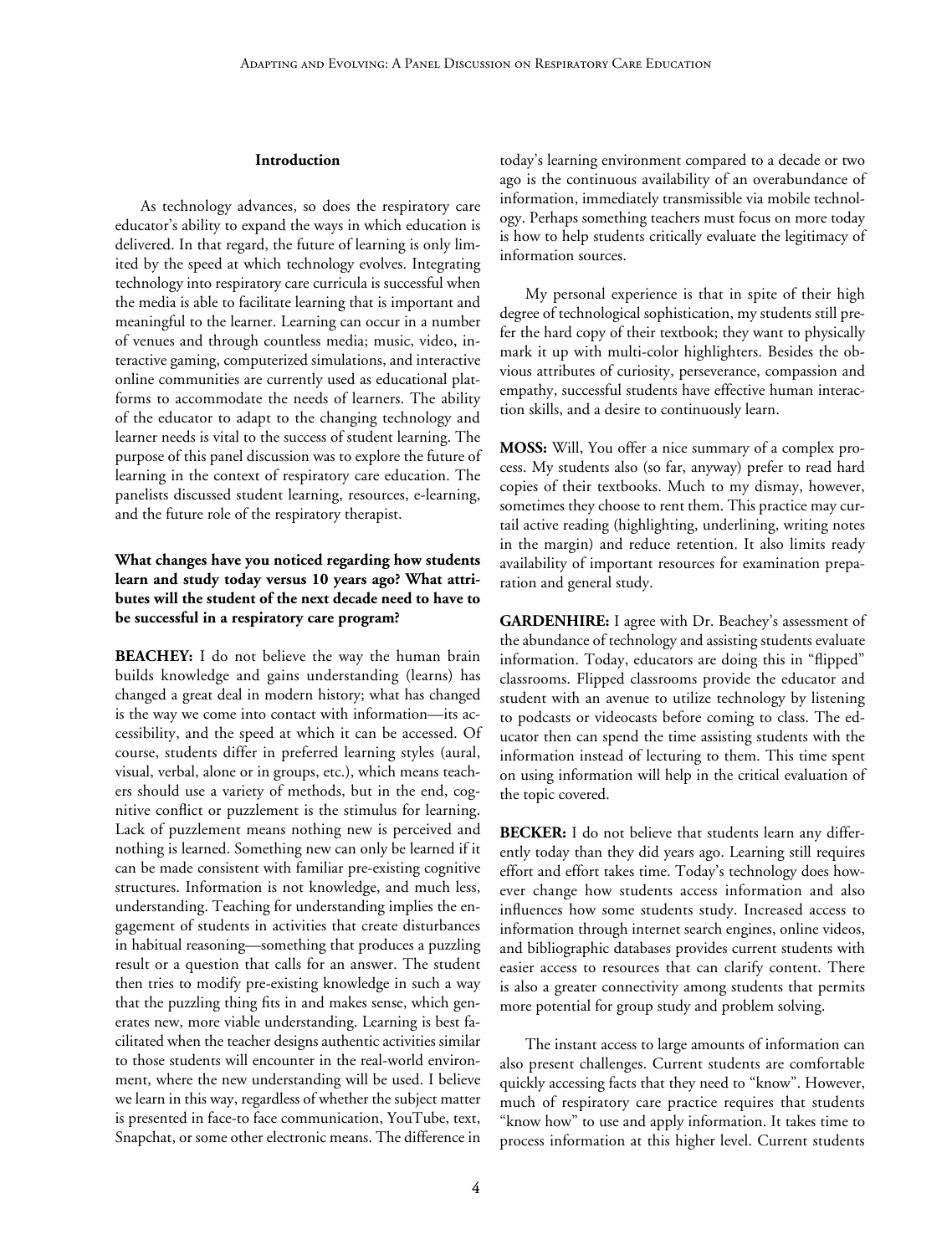## Introduction

As technology advances, so does the respiratory care educator's ability to expand the ways in which education is delivered. In that regard, the future of learning is only limited by the speed at which technology evolves. Integrating technology into respiratory care curricula is successful when the media is able to facilitate learning that is important and meaningful to the learner. Learning can occur in a number of venues and through countless media; music, video, interactive gaming, computerized simulations, and interactive online communities are currently used as educational platforms to accommodate the needs of learners. The ability of the educator to adapt to the changing technology and learner needs is vital to the success of student learning. The purpose of this panel discussion was to explore the future of learning in the context of respiratory care education. The panelists discussed student learning, resources, e-learning, and the future role of the respiratory therapist.

**What changes have you noticed regarding how students learn and study today versus 10 years ago? What attributes will the student of the next decade need to have to be successful in a respiratory care program?**

**BEACHEY:** I do not believe the way the human brain builds knowledge and gains understanding (learns) has changed a great deal in modern history; what has changed is the way we come into contact with information—its accessibility, and the speed at which it can be accessed. Of course, students differ in preferred learning styles (aural, visual, verbal, alone or in groups, etc.), which means teachers should use a variety of methods, but in the end, cognitive conflict or puzzlement is the stimulus for learning. Lack of puzzlement means nothing new is perceived and nothing is learned. Something new can only be learned if it can be made consistent with familiar pre-existing cognitive structures. Information is not knowledge, and much less, understanding. Teaching for understanding implies the engagement of students in activities that create disturbances in habitual reasoning—something that produces a puzzling result or a question that calls for an answer. The student then tries to modify pre-existing knowledge in such a way that the puzzling thing fits in and makes sense, which generates new, more viable understanding. Learning is best facilitated when the teacher designs authentic activities similar to those students will encounter in the real-world environment, where the new understanding will be used. I believe we learn in this way, regardless of whether the subject matter is presented in face-to face communication, YouTube, text, Snapchat, or some other electronic means. The difference in today's learning environment compared to a decade or two ago is the continuous availability of an overabundance of information, immediately transmissible via mobile technology. Perhaps something teachers must focus on more today is how to help students critically evaluate the legitimacy of information sources.

My personal experience is that in spite of their high degree of technological sophistication, my students still prefer the hard copy of their textbook; they want to physically mark it up with multi-color highlighters. Besides the obvious attributes of curiosity, perseverance, compassion and empathy, successful students have effective human interaction skills, and a desire to continuously learn.

**MOSS:** Will, You offer a nice summary of a complex process. My students also (so far, anyway) prefer to read hard copies of their textbooks. Much to my dismay, however, sometimes they choose to rent them. This practice may curtail active reading (highlighting, underlining, writing notes in the margin) and reduce retention. It also limits ready availability of important resources for examination preparation and general study.

**GARDENHIRE:** I agree with Dr. Beachey's assessment of the abundance of technology and assisting students evaluate information. Today, educators are doing this in "flipped" classrooms. Flipped classrooms provide the educator and student with an avenue to utilize technology by listening to podcasts or videocasts before coming to class. The educator then can spend the time assisting students with the information instead of lecturing to them. This time spent on using information will help in the critical evaluation of the topic covered.

**BECKER:** I do not believe that students learn any differently today than they did years ago. Learning still requires effort and effort takes time. Today's technology does however change how students access information and also influences how some students study. Increased access to information through internet search engines, online videos, and bibliographic databases provides current students with easier access to resources that can clarify content. There is also a greater connectivity among students that permits more potential for group study and problem solving.

The instant access to large amounts of information can also present challenges. Current students are comfortable quickly accessing facts that they need to "know". However, much of respiratory care practice requires that students "know how" to use and apply information. It takes time to process information at this higher level. Current students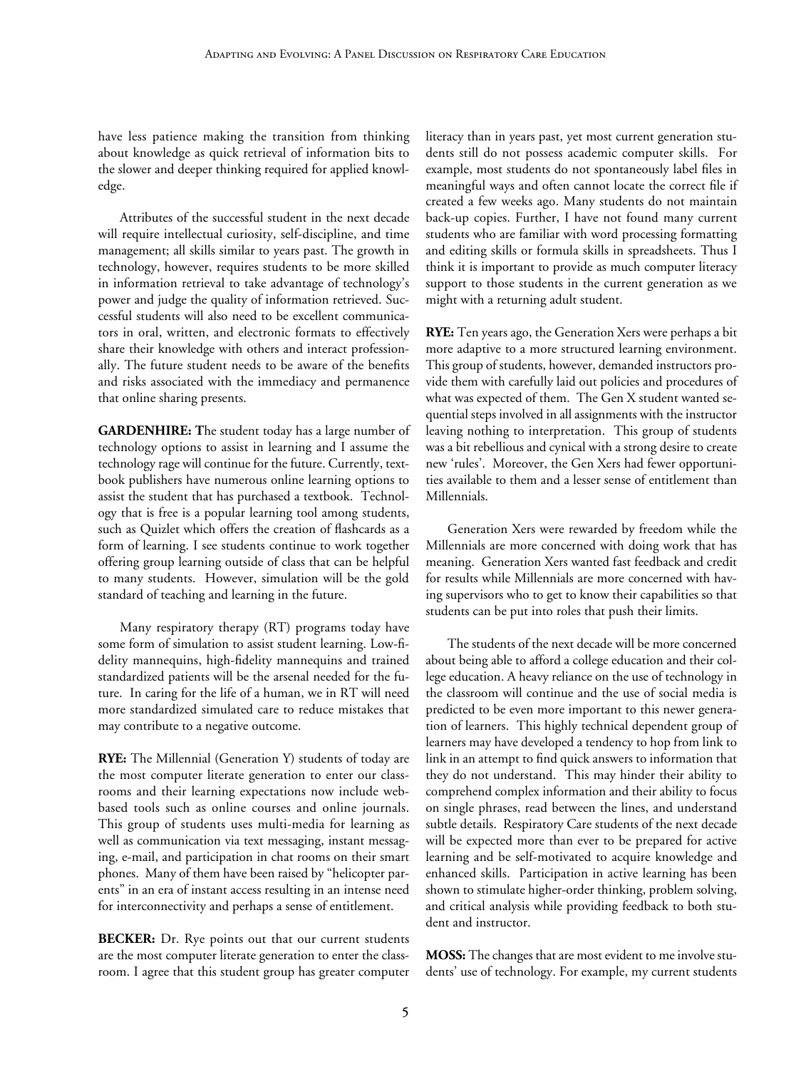have less patience making the transition from thinking about knowledge as quick retrieval of information bits to the slower and deeper thinking required for applied knowledge.

Attributes of the successful student in the next decade will require intellectual curiosity, self-discipline, and time management; all skills similar to years past. The growth in technology, however, requires students to be more skilled in information retrieval to take advantage of technology's power and judge the quality of information retrieved. Successful students will also need to be excellent communicators in oral, written, and electronic formats to effectively share their knowledge with others and interact professionally. The future student needs to be aware of the benefits and risks associated with the immediacy and permanence that online sharing presents.

**GARDENHIRE:** The student today has a large number of technology options to assist in learning and I assume the technology rage will continue for the future. Currently, textbook publishers have numerous online learning options to assist the student that has purchased a textbook. Technology that is free is a popular learning tool among students, such as Quizlet which offers the creation of flashcards as a form of learning. I see students continue to work together offering group learning outside of class that can be helpful to many students. However, simulation will be the gold standard of teaching and learning in the future.

Many respiratory therapy (RT) programs today have some form of simulation to assist student learning. Low-fidelity mannequins, high-fidelity mannequins and trained standardized patients will be the arsenal needed for the future. In caring for the life of a human, we in RT will need more standardized simulated care to reduce mistakes that may contribute to a negative outcome.

**RYE:** The Millennial (Generation Y) students of today are the most computer literate generation to enter our classrooms and their learning expectations now include web-based tools such as online courses and online journals. This group of students uses multi-media for learning as well as communication via text messaging, instant messaging, e-mail, and participation in chat rooms on their smart phones. Many of them have been raised by "helicopter parents" in an era of instant access resulting in an intense need for interconnectivity and perhaps a sense of entitlement.

**BECKER:** Dr. Rye points out that our current students are the most computer literate generation to enter the classroom. I agree that this student group has greater computer literacy than in years past, yet most current generation students still do not possess academic computer skills. For example, most students do not spontaneously label files in meaningful ways and often cannot locate the correct file if created a few weeks ago. Many students do not maintain back-up copies. Further, I have not found many current students who are familiar with word processing formatting and editing skills or formula skills in spreadsheets. Thus I think it is important to provide as much computer literacy support to those students in the current generation as we might with a returning adult student.

**RYE:** Ten years ago, the Generation Xers were perhaps a bit more adaptive to a more structured learning environment. This group of students, however, demanded instructors provide them with carefully laid out policies and procedures of what was expected of them. The Gen X student wanted sequential steps involved in all assignments with the instructor leaving nothing to interpretation. This group of students was a bit rebellious and cynical with a strong desire to create new 'rules'. Moreover, the Gen Xers had fewer opportunities available to them and a lesser sense of entitlement than Millennials.

Generation Xers were rewarded by freedom while the Millennials are more concerned with doing work that has meaning. Generation Xers wanted fast feedback and credit for results while Millennials are more concerned with having supervisors who to get to know their capabilities so that students can be put into roles that push their limits.

The students of the next decade will be more concerned about being able to afford a college education and their college education. A heavy reliance on the use of technology in the classroom will continue and the use of social media is predicted to be even more important to this newer generation of learners. This highly technical dependent group of learners may have developed a tendency to hop from link to link in an attempt to find quick answers to information that they do not understand. This may hinder their ability to comprehend complex information and their ability to focus on single phrases, read between the lines, and understand subtle details. Respiratory Care students of the next decade will be expected more than ever to be prepared for active learning and be self-motivated to acquire knowledge and enhanced skills. Participation in active learning has been shown to stimulate higher-order thinking, problem solving, and critical analysis while providing feedback to both student and instructor.

**MOSS:** The changes that are most evident to me involve students' use of technology. For example, my current students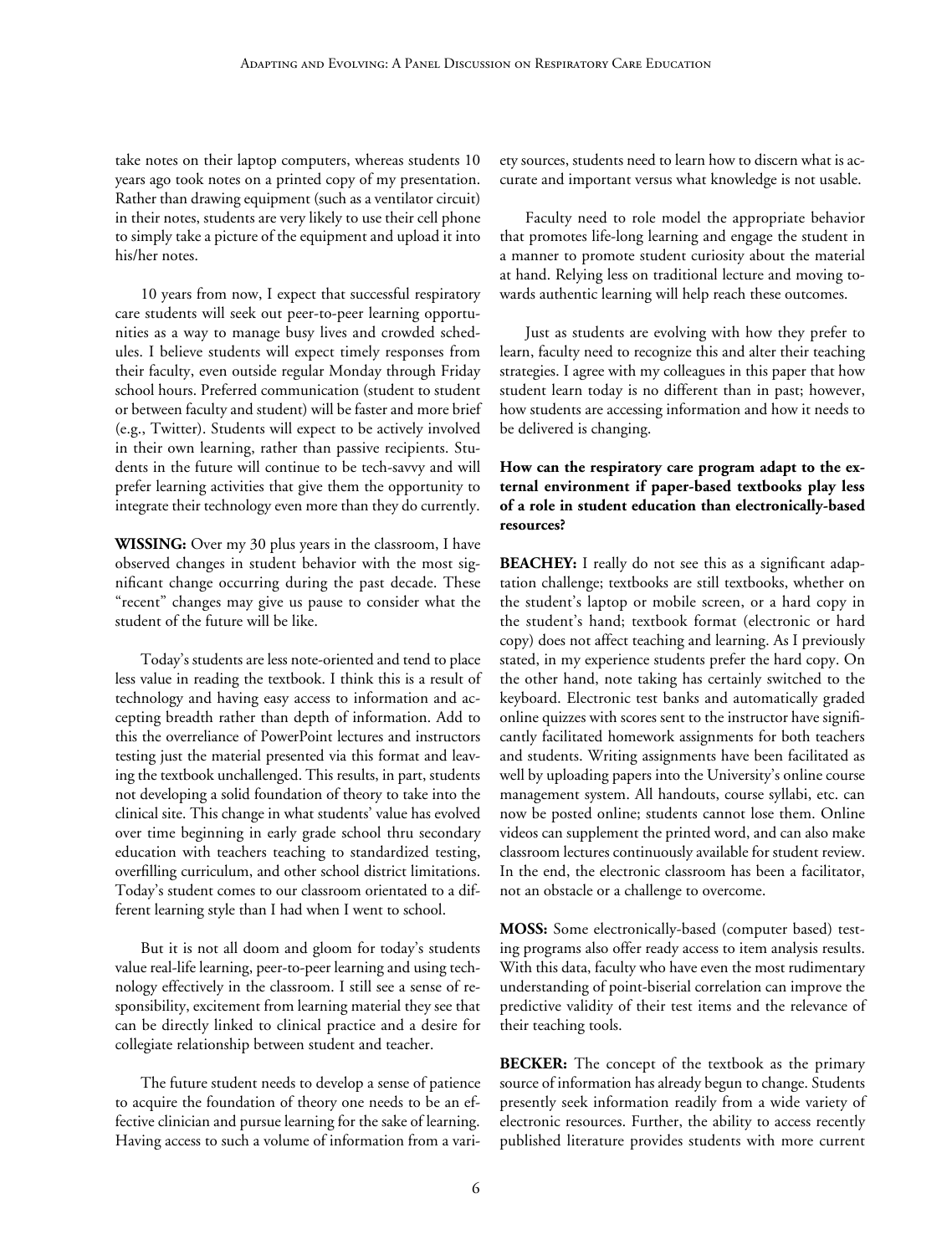take notes on their laptop computers, whereas students 10 years ago took notes on a printed copy of my presentation. Rather than drawing equipment (such as a ventilator circuit) in their notes, students are very likely to use their cell phone to simply take a picture of the equipment and upload it into his/her notes.

10 years from now, I expect that successful respiratory care students will seek out peer-to-peer learning opportunities as a way to manage busy lives and crowded schedules. I believe students will expect timely responses from their faculty, even outside regular Monday through Friday school hours. Preferred communication (student to student or between faculty and student) will be faster and more brief (e.g., Twitter). Students will expect to be actively involved in their own learning, rather than passive recipients. Students in the future will continue to be tech-savvy and will prefer learning activities that give them the opportunity to integrate their technology even more than they do currently.

**WISSING:** Over my 30 plus years in the classroom, I have observed changes in student behavior with the most significant change occurring during the past decade. These "recent" changes may give us pause to consider what the student of the future will be like.

Today's students are less note-oriented and tend to place less value in reading the textbook. I think this is a result of technology and having easy access to information and accepting breadth rather than depth of information. Add to this the overreliance of PowerPoint lectures and instructors testing just the material presented via this format and leaving the textbook unchallenged. This results, in part, students not developing a solid foundation of theory to take into the clinical site. This change in what students' value has evolved over time beginning in early grade school thru secondary education with teachers teaching to standardized testing, overfilling curriculum, and other school district limitations. Today's student comes to our classroom orientated to a different learning style than I had when I went to school.

But it is not all doom and gloom for today's students value real-life learning, peer-to-peer learning and using technology effectively in the classroom. I still see a sense of responsibility, excitement from learning material they see that can be directly linked to clinical practice and a desire for collegiate relationship between student and teacher.

The future student needs to develop a sense of patience to acquire the foundation of theory one needs to be an effective clinician and pursue learning for the sake of learning. Having access to such a volume of information from a variety sources, students need to learn how to discern what is accurate and important versus what knowledge is not usable.

Faculty need to role model the appropriate behavior that promotes life-long learning and engage the student in a manner to promote student curiosity about the material at hand. Relying less on traditional lecture and moving towards authentic learning will help reach these outcomes.

Just as students are evolving with how they prefer to learn, faculty need to recognize this and alter their teaching strategies. I agree with my colleagues in this paper that how student learn today is no different than in past; however, how students are accessing information and how it needs to be delivered is changing.

**How can the respiratory care program adapt to the external environment if paper-based textbooks play less of a role in student education than electronically-based resources?**

**BEACHEY:** I really do not see this as a significant adaptation challenge; textbooks are still textbooks, whether on the student's laptop or mobile screen, or a hard copy in the student's hand; textbook format (electronic or hard copy) does not affect teaching and learning. As I previously stated, in my experience students prefer the hard copy. On the other hand, note taking has certainly switched to the keyboard. Electronic test banks and automatically graded online quizzes with scores sent to the instructor have significantly facilitated homework assignments for both teachers and students. Writing assignments have been facilitated as well by uploading papers into the University's online course management system. All handouts, course syllabi, etc. can now be posted online; students cannot lose them. Online videos can supplement the printed word, and can also make classroom lectures continuously available for student review. In the end, the electronic classroom has been a facilitator, not an obstacle or a challenge to overcome.

**MOSS:** Some electronically-based (computer based) testing programs also offer ready access to item analysis results. With this data, faculty who have even the most rudimentary understanding of point-biserial correlation can improve the predictive validity of their test items and the relevance of their teaching tools.

**BECKER:** The concept of the textbook as the primary source of information has already begun to change. Students presently seek information readily from a wide variety of electronic resources. Further, the ability to access recently published literature provides students with more current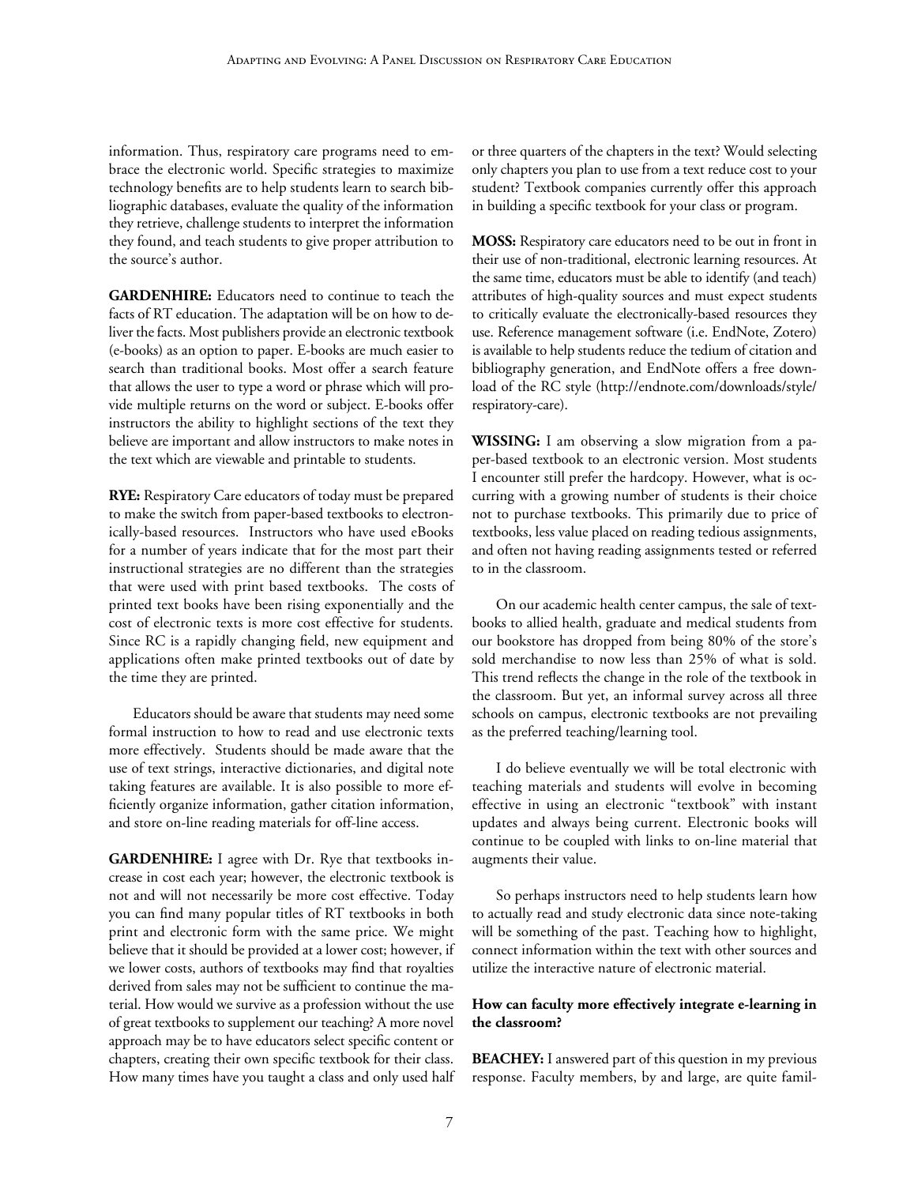information. Thus, respiratory care programs need to embrace the electronic world. Specific strategies to maximize technology benefits are to help students learn to search bibliographic databases, evaluate the quality of the information they retrieve, challenge students to interpret the information they found, and teach students to give proper attribution to the source's author.

**GARDENHIRE:** Educators need to continue to teach the facts of RT education. The adaptation will be on how to deliver the facts. Most publishers provide an electronic textbook (e-books) as an option to paper. E-books are much easier to search than traditional books. Most offer a search feature that allows the user to type a word or phrase which will provide multiple returns on the word or subject. E-books offer instructors the ability to highlight sections of the text they believe are important and allow instructors to make notes in the text which are viewable and printable to students.

**RYE:** Respiratory Care educators of today must be prepared to make the switch from paper-based textbooks to electronically-based resources. Instructors who have used eBooks for a number of years indicate that for the most part their instructional strategies are no different than the strategies that were used with print based textbooks. The costs of printed text books have been rising exponentially and the cost of electronic texts is more cost effective for students. Since RC is a rapidly changing field, new equipment and applications often make printed textbooks out of date by the time they are printed.

Educators should be aware that students may need some formal instruction to how to read and use electronic texts more effectively. Students should be made aware that the use of text strings, interactive dictionaries, and digital note taking features are available. It is also possible to more efficiently organize information, gather citation information, and store on-line reading materials for off-line access.

**GARDENHIRE:** I agree with Dr. Rye that textbooks increase in cost each year; however, the electronic textbook is not and will not necessarily be more cost effective. Today you can find many popular titles of RT textbooks in both print and electronic form with the same price. We might believe that it should be provided at a lower cost; however, if we lower costs, authors of textbooks may find that royalties derived from sales may not be sufficient to continue the material. How would we survive as a profession without the use of great textbooks to supplement our teaching? A more novel approach may be to have educators select specific content or chapters, creating their own specific textbook for their class. How many times have you taught a class and only used half or three quarters of the chapters in the text? Would selecting only chapters you plan to use from a text reduce cost to your student? Textbook companies currently offer this approach in building a specific textbook for your class or program.

**MOSS:** Respiratory care educators need to be out in front in their use of non-traditional, electronic learning resources. At the same time, educators must be able to identify (and teach) attributes of high-quality sources and must expect students to critically evaluate the electronically-based resources they use. Reference management software (i.e. EndNote, Zotero) is available to help students reduce the tedium of citation and bibliography generation, and EndNote offers a free download of the RC style (http://endnote.com/downloads/style/respiratory-care).

**WISSING:** I am observing a slow migration from a paper-based textbook to an electronic version. Most students I encounter still prefer the hardcopy. However, what is occurring with a growing number of students is their choice not to purchase textbooks. This primarily due to price of textbooks, less value placed on reading tedious assignments, and often not having reading assignments tested or referred to in the classroom.

On our academic health center campus, the sale of textbooks to allied health, graduate and medical students from our bookstore has dropped from being 80% of the store's sold merchandise to now less than 25% of what is sold. This trend reflects the change in the role of the textbook in the classroom. But yet, an informal survey across all three schools on campus, electronic textbooks are not prevailing as the preferred teaching/learning tool.

I do believe eventually we will be total electronic with teaching materials and students will evolve in becoming effective in using an electronic "textbook" with instant updates and always being current. Electronic books will continue to be coupled with links to on-line material that augments their value.

So perhaps instructors need to help students learn how to actually read and study electronic data since note-taking will be something of the past. Teaching how to highlight, connect information within the text with other sources and utilize the interactive nature of electronic material.

**How can faculty more effectively integrate e-learning in the classroom?**

**BEACHEY:** I answered part of this question in my previous response. Faculty members, by and large, are quite famil-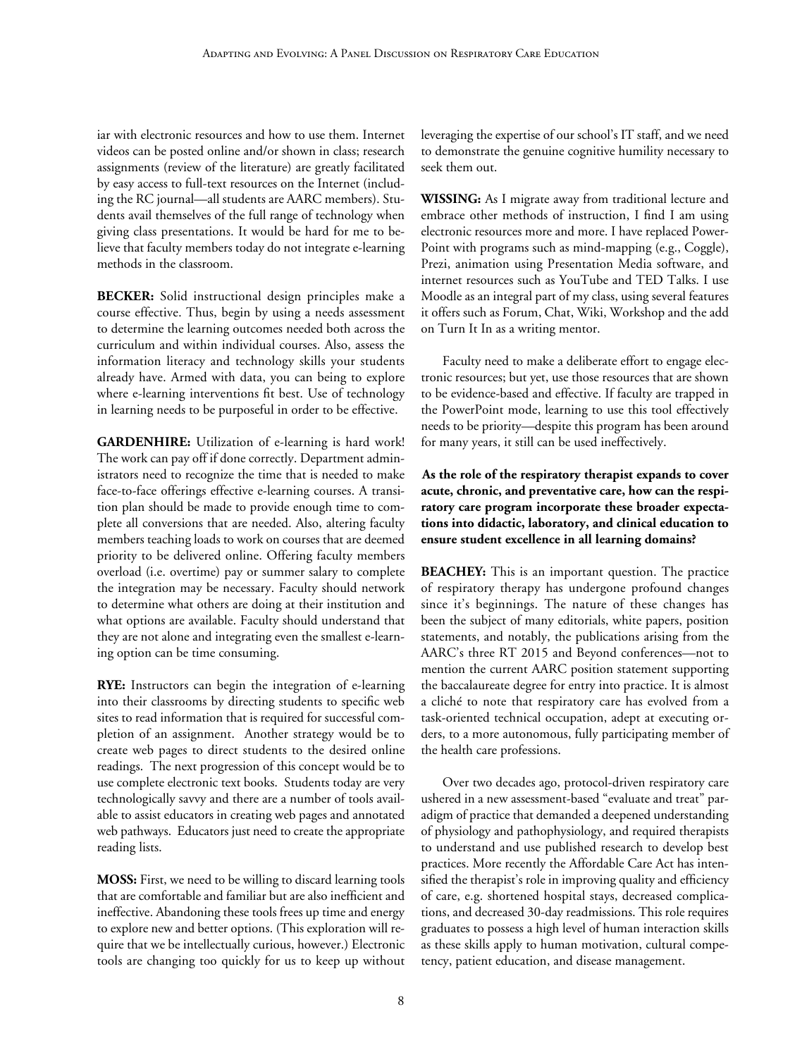iar with electronic resources and how to use them. Internet videos can be posted online and/or shown in class; research assignments (review of the literature) are greatly facilitated by easy access to full-text resources on the Internet (including the RC journal—all students are AARC members). Students avail themselves of the full range of technology when giving class presentations. It would be hard for me to believe that faculty members today do not integrate e-learning methods in the classroom.

**BECKER:** Solid instructional design principles make a course effective. Thus, begin by using a needs assessment to determine the learning outcomes needed both across the curriculum and within individual courses. Also, assess the information literacy and technology skills your students already have. Armed with data, you can being to explore where e-learning interventions fit best. Use of technology in learning needs to be purposeful in order to be effective.

**GARDENHIRE:** Utilization of e-learning is hard work! The work can pay off if done correctly. Department administrators need to recognize the time that is needed to make face-to-face offerings effective e-learning courses. A transition plan should be made to provide enough time to complete all conversions that are needed. Also, altering faculty members teaching loads to work on courses that are deemed priority to be delivered online. Offering faculty members overload (i.e. overtime) pay or summer salary to complete the integration may be necessary. Faculty should network to determine what others are doing at their institution and what options are available. Faculty should understand that they are not alone and integrating even the smallest e-learning option can be time consuming.

**RYE:** Instructors can begin the integration of e-learning into their classrooms by directing students to specific web sites to read information that is required for successful completion of an assignment. Another strategy would be to create web pages to direct students to the desired online readings. The next progression of this concept would be to use complete electronic text books. Students today are very technologically savvy and there are a number of tools available to assist educators in creating web pages and annotated web pathways. Educators just need to create the appropriate reading lists.

**MOSS:** First, we need to be willing to discard learning tools that are comfortable and familiar but are also inefficient and ineffective. Abandoning these tools frees up time and energy to explore new and better options. (This exploration will require that we be intellectually curious, however.) Electronic tools are changing too quickly for us to keep up without leveraging the expertise of our school's IT staff, and we need to demonstrate the genuine cognitive humility necessary to seek them out.

**WISSING:** As I migrate away from traditional lecture and embrace other methods of instruction, I find I am using electronic resources more and more. I have replaced PowerPoint with programs such as mind-mapping (e.g., Coggle), Prezi, animation using Presentation Media software, and internet resources such as YouTube and TED Talks. I use Moodle as an integral part of my class, using several features it offers such as Forum, Chat, Wiki, Workshop and the add on Turn It In as a writing mentor.

Faculty need to make a deliberate effort to engage electronic resources; but yet, use those resources that are shown to be evidence-based and effective. If faculty are trapped in the PowerPoint mode, learning to use this tool effectively needs to be priority—despite this program has been around for many years, it still can be used ineffectively.

**As the role of the respiratory therapist expands to cover acute, chronic, and preventative care, how can the respiratory care program incorporate these broader expectations into didactic, laboratory, and clinical education to ensure student excellence in all learning domains?**

**BEACHEY:** This is an important question. The practice of respiratory therapy has undergone profound changes since it's beginnings. The nature of these changes has been the subject of many editorials, white papers, position statements, and notably, the publications arising from the AARC's three RT 2015 and Beyond conferences—not to mention the current AARC position statement supporting the baccalaureate degree for entry into practice. It is almost a cliché to note that respiratory care has evolved from a task-oriented technical occupation, adept at executing orders, to a more autonomous, fully participating member of the health care professions.

Over two decades ago, protocol-driven respiratory care ushered in a new assessment-based "evaluate and treat" paradigm of practice that demanded a deepened understanding of physiology and pathophysiology, and required therapists to understand and use published research to develop best practices. More recently the Affordable Care Act has intensified the therapist's role in improving quality and efficiency of care, e.g. shortened hospital stays, decreased complications, and decreased 30-day readmissions. This role requires graduates to possess a high level of human interaction skills as these skills apply to human motivation, cultural competency, patient education, and disease management.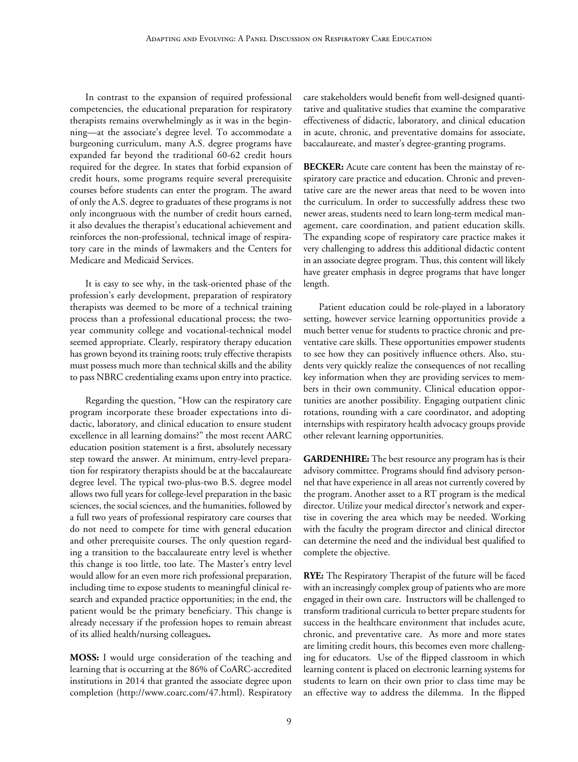In contrast to the expansion of required professional competencies, the educational preparation for respiratory therapists remains overwhelmingly as it was in the beginning—at the associate's degree level. To accommodate a burgeoning curriculum, many A.S. degree programs have expanded far beyond the traditional 60-62 credit hours required for the degree. In states that forbid expansion of credit hours, some programs require several prerequisite courses before students can enter the program. The award of only the A.S. degree to graduates of these programs is not only incongruous with the number of credit hours earned, it also devalues the therapist's educational achievement and reinforces the non-professional, technical image of respiratory care in the minds of lawmakers and the Centers for Medicare and Medicaid Services.

It is easy to see why, in the task-oriented phase of the profession's early development, preparation of respiratory therapists was deemed to be more of a technical training process than a professional educational process; the two-year community college and vocational-technical model seemed appropriate. Clearly, respiratory therapy education has grown beyond its training roots; truly effective therapists must possess much more than technical skills and the ability to pass NBRC credentialing exams upon entry into practice.

Regarding the question, "How can the respiratory care program incorporate these broader expectations into didactic, laboratory, and clinical education to ensure student excellence in all learning domains?" the most recent AARC education position statement is a first, absolutely necessary step toward the answer. At minimum, entry-level preparation for respiratory therapists should be at the baccalaureate degree level. The typical two-plus-two B.S. degree model allows two full years for college-level preparation in the basic sciences, the social sciences, and the humanities, followed by a full two years of professional respiratory care courses that do not need to compete for time with general education and other prerequisite courses. The only question regarding a transition to the baccalaureate entry level is whether this change is too little, too late. The Master's entry level would allow for an even more rich professional preparation, including time to expose students to meaningful clinical research and expanded practice opportunities; in the end, the patient would be the primary beneficiary. This change is already necessary if the profession hopes to remain abreast of its allied health/nursing colleagues**.**

**MOSS:** I would urge consideration of the teaching and learning that is occurring at the 86% of CoARC-accredited institutions in 2014 that granted the associate degree upon completion (http://www.coarc.com/47.html). Respiratory care stakeholders would benefit from well-designed quantitative and qualitative studies that examine the comparative effectiveness of didactic, laboratory, and clinical education in acute, chronic, and preventative domains for associate, baccalaureate, and master's degree-granting programs.

**BECKER:** Acute care content has been the mainstay of respiratory care practice and education. Chronic and preventative care are the newer areas that need to be woven into the curriculum. In order to successfully address these two newer areas, students need to learn long-term medical management, care coordination, and patient education skills. The expanding scope of respiratory care practice makes it very challenging to address this additional didactic content in an associate degree program. Thus, this content will likely have greater emphasis in degree programs that have longer length.

Patient education could be role-played in a laboratory setting, however service learning opportunities provide a much better venue for students to practice chronic and preventative care skills. These opportunities empower students to see how they can positively influence others. Also, students very quickly realize the consequences of not recalling key information when they are providing services to members in their own community. Clinical education opportunities are another possibility. Engaging outpatient clinic rotations, rounding with a care coordinator, and adopting internships with respiratory health advocacy groups provide other relevant learning opportunities.

**GARDENHIRE:** The best resource any program has is their advisory committee. Programs should find advisory personnel that have experience in all areas not currently covered by the program. Another asset to a RT program is the medical director. Utilize your medical director's network and expertise in covering the area which may be needed. Working with the faculty the program director and clinical director can determine the need and the individual best qualified to complete the objective.

**RYE:** The Respiratory Therapist of the future will be faced with an increasingly complex group of patients who are more engaged in their own care. Instructors will be challenged to transform traditional curricula to better prepare students for success in the healthcare environment that includes acute, chronic, and preventative care. As more and more states are limiting credit hours, this becomes even more challenging for educators. Use of the flipped classroom in which learning content is placed on electronic learning systems for students to learn on their own prior to class time may be an effective way to address the dilemma. In the flipped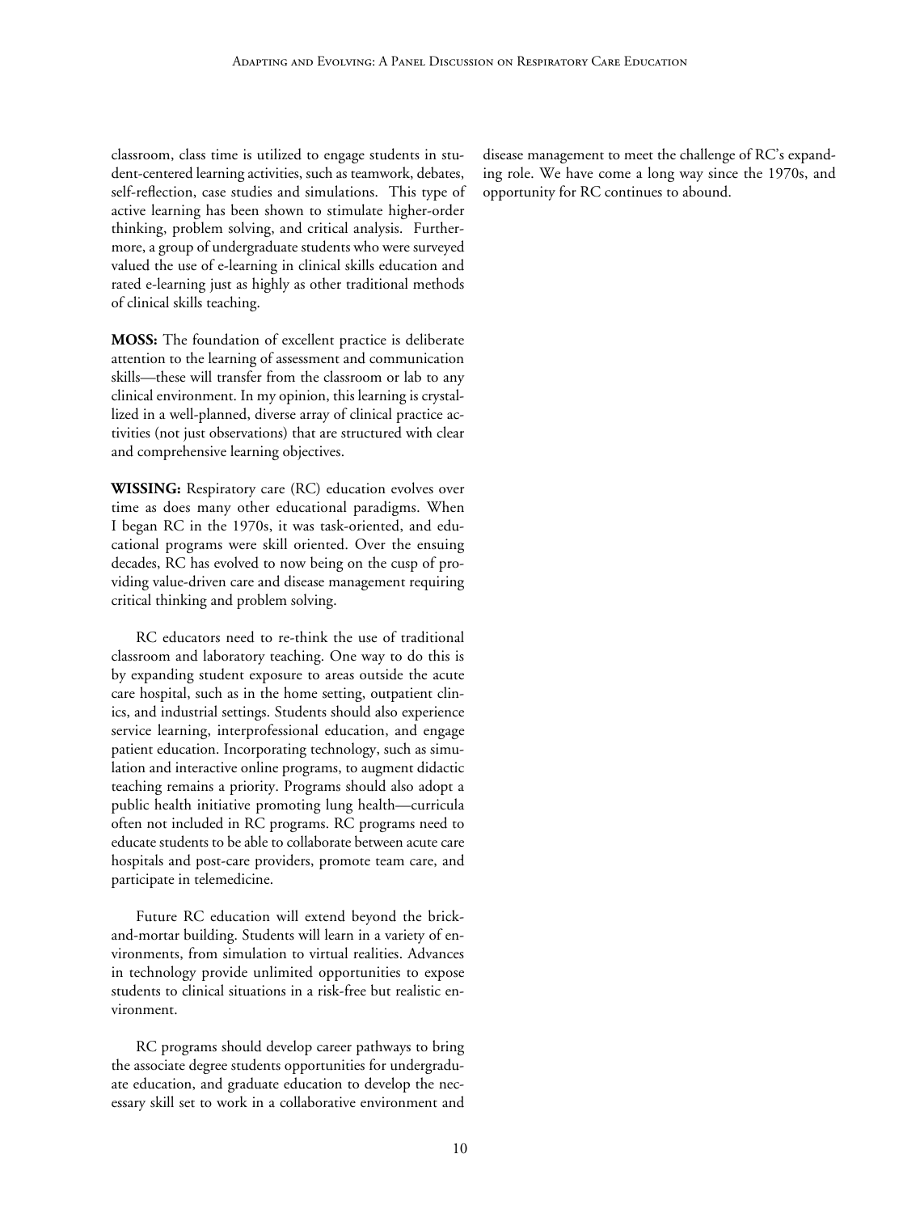classroom, class time is utilized to engage students in student-centered learning activities, such as teamwork, debates, self-reflection, case studies and simulations. This type of active learning has been shown to stimulate higher-order thinking, problem solving, and critical analysis. Furthermore, a group of undergraduate students who were surveyed valued the use of e-learning in clinical skills education and rated e-learning just as highly as other traditional methods of clinical skills teaching.

**MOSS:** The foundation of excellent practice is deliberate attention to the learning of assessment and communication skills—these will transfer from the classroom or lab to any clinical environment. In my opinion, this learning is crystallized in a well-planned, diverse array of clinical practice activities (not just observations) that are structured with clear and comprehensive learning objectives.

**WISSING:** Respiratory care (RC) education evolves over time as does many other educational paradigms. When I began RC in the 1970s, it was task-oriented, and educational programs were skill oriented. Over the ensuing decades, RC has evolved to now being on the cusp of providing value-driven care and disease management requiring critical thinking and problem solving.

RC educators need to re-think the use of traditional classroom and laboratory teaching. One way to do this is by expanding student exposure to areas outside the acute care hospital, such as in the home setting, outpatient clinics, and industrial settings. Students should also experience service learning, interprofessional education, and engage patient education. Incorporating technology, such as simulation and interactive online programs, to augment didactic teaching remains a priority. Programs should also adopt a public health initiative promoting lung health—curricula often not included in RC programs. RC programs need to educate students to be able to collaborate between acute care hospitals and post-care providers, promote team care, and participate in telemedicine.

Future RC education will extend beyond the brick-and-mortar building. Students will learn in a variety of environments, from simulation to virtual realities. Advances in technology provide unlimited opportunities to expose students to clinical situations in a risk-free but realistic environment.

RC programs should develop career pathways to bring the associate degree students opportunities for undergraduate education, and graduate education to develop the necessary skill set to work in a collaborative environment and disease management to meet the challenge of RC's expanding role. We have come a long way since the 1970s, and opportunity for RC continues to abound.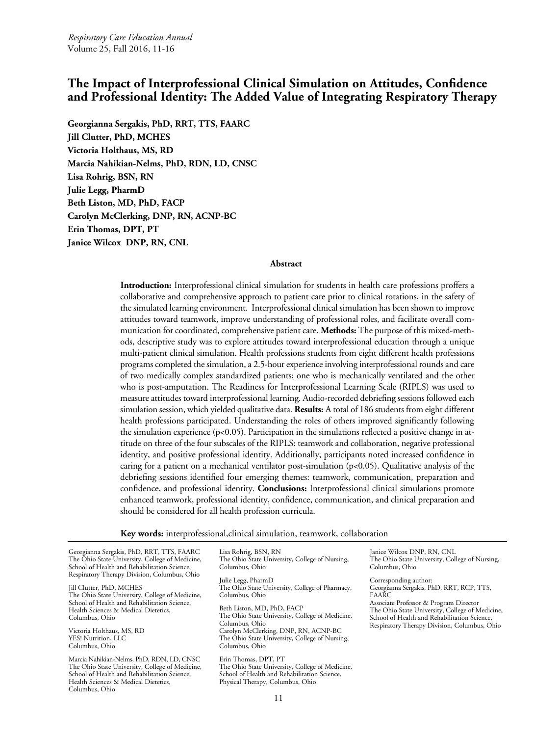# The Impact of Interprofessional Clinical Simulation on Attitudes, Confidence and Professional Identity: The Added Value of Integrating Respiratory Therapy

**Georgianna Sergakis, PhD, RRT, TTS, FAARC**
**Jill Clutter, PhD, MCHES**
**Victoria Holthaus, MS, RD**
**Marcia Nahikian-Nelms, PhD, RDN, LD, CNSC**
**Lisa Rohrig, BSN, RN**
**Julie Legg, PharmD**
**Beth Liston, MD, PhD, FACP**
**Carolyn McClerking, DNP, RN, ACNP-BC**
**Erin Thomas, DPT, PT**
**Janice Wilcox DNP, RN, CNL**

## Abstract

**Introduction:** Interprofessional clinical simulation for students in health care professions proffers a collaborative and comprehensive approach to patient care prior to clinical rotations, in the safety of the simulated learning environment. Interprofessional clinical simulation has been shown to improve attitudes toward teamwork, improve understanding of professional roles, and facilitate overall communication for coordinated, comprehensive patient care. **Methods:** The purpose of this mixed-methods, descriptive study was to explore attitudes toward interprofessional education through a unique multi-patient clinical simulation. Health professions students from eight different health professions programs completed the simulation, a 2.5-hour experience involving interprofessional rounds and care of two medically complex standardized patients; one who is mechanically ventilated and the other who is post-amputation. The Readiness for Interprofessional Learning Scale (RIPLS) was used to measure attitudes toward interprofessional learning. Audio-recorded debriefing sessions followed each simulation session, which yielded qualitative data. **Results:** A total of 186 students from eight different health professions participated. Understanding the roles of others improved significantly following the simulation experience ($p<0.05$). Participation in the simulations reflected a positive change in attitude on three of the four subscales of the RIPLS: teamwork and collaboration, negative professional identity, and positive professional identity. Additionally, participants noted increased confidence in caring for a patient on a mechanical ventilator post-simulation ($p<0.05$). Qualitative analysis of the debriefing sessions identified four emerging themes: teamwork, communication, preparation and confidence, and professional identity. **Conclusions:** Interprofessional clinical simulations promote enhanced teamwork, professional identity, confidence, communication, and clinical preparation and should be considered for all health profession curricula.

**Key words:** interprofessional,clinical simulation, teamwork, collaboration

---

Georgianna Sergakis, PhD, RRT, TTS, FAARC
The Ohio State University, College of Medicine, School of Health and Rehabilitation Science, Respiratory Therapy Division, Columbus, Ohio

Jill Clutter, PhD, MCHES
The Ohio State University, College of Medicine, School of Health and Rehabilitation Science, Health Sciences & Medical Dietetics, Columbus, Ohio

Victoria Holthaus, MS, RD
YES! Nutrition, LLC
Columbus, Ohio

Marcia Nahikian-Nelms, PhD, RDN, LD, CNSC
The Ohio State University, College of Medicine, School of Health and Rehabilitation Science, Health Sciences & Medical Dietetics, Columbus, Ohio

Lisa Rohrig, BSN, RN
The Ohio State University, College of Nursing, Columbus, Ohio

Julie Legg, PharmD
The Ohio State University, College of Pharmacy, Columbus, Ohio

Beth Liston, MD, PhD, FACP
The Ohio State University, College of Medicine, Columbus, Ohio

Carolyn McClerking, DNP, RN, ACNP-BC
The Ohio State University, College of Nursing, Columbus, Ohio

Erin Thomas, DPT, PT
The Ohio State University, College of Medicine, School of Health and Rehabilitation Science, Physical Therapy, Columbus, Ohio

Janice Wilcox DNP, RN, CNL
The Ohio State University, College of Nursing, Columbus, Ohio

Corresponding author:
Georgianna Sergakis, PhD, RRT, RCP, TTS, FAARC
Associate Professor & Program Director
The Ohio State University, College of Medicine, School of Health and Rehabilitation Science, Respiratory Therapy Division, Columbus, Ohio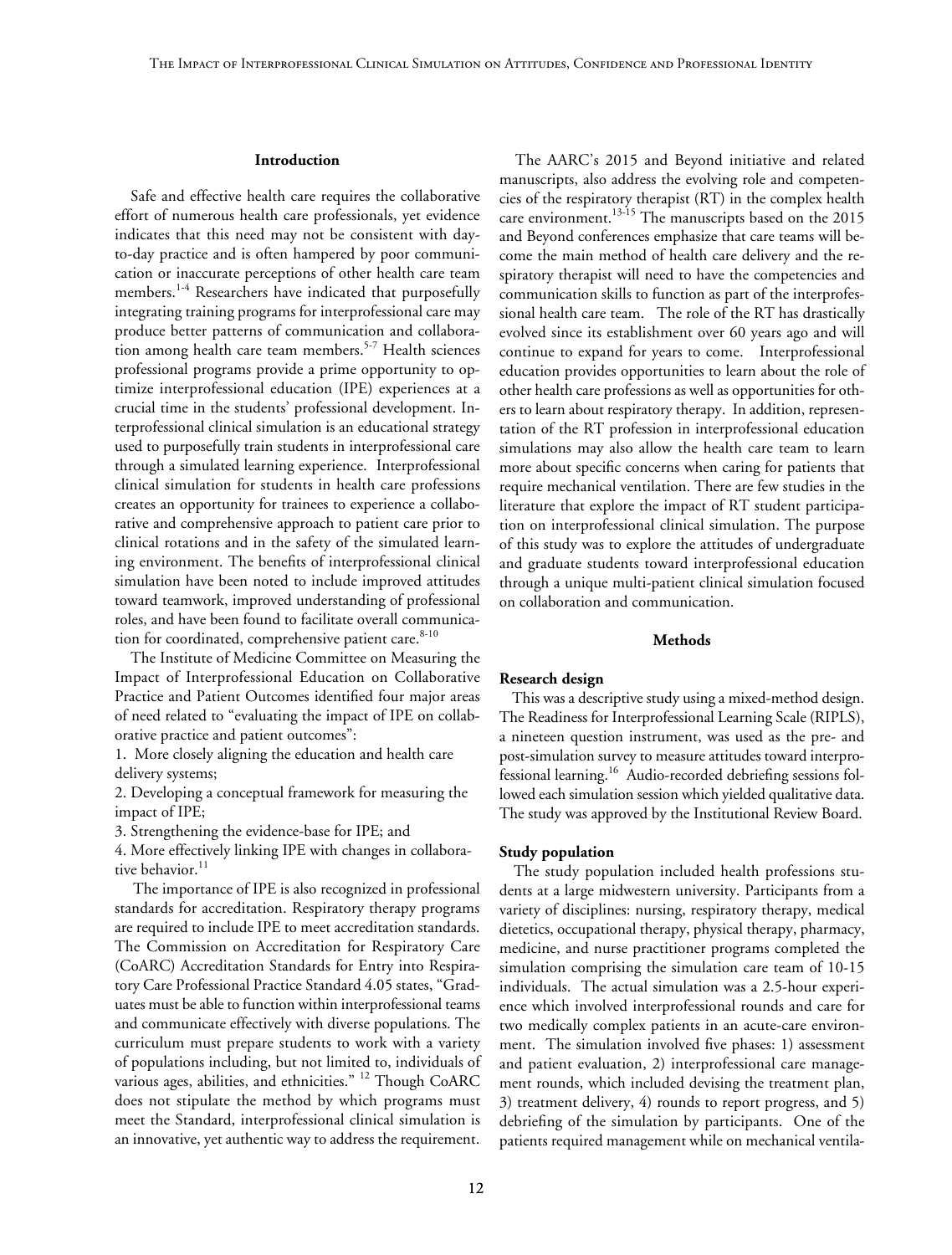## Introduction

Safe and effective health care requires the collaborative effort of numerous health care professionals, yet evidence indicates that this need may not be consistent with day-to-day practice and is often hampered by poor communication or inaccurate perceptions of other health care team members.[1-4] Researchers have indicated that purposefully integrating training programs for interprofessional care may produce better patterns of communication and collaboration among health care team members.[5-7] Health sciences professional programs provide a prime opportunity to optimize interprofessional education (IPE) experiences at a crucial time in the students' professional development. Interprofessional clinical simulation is an educational strategy used to purposefully train students in interprofessional care through a simulated learning experience. Interprofessional clinical simulation for students in health care professions creates an opportunity for trainees to experience a collaborative and comprehensive approach to patient care prior to clinical rotations and in the safety of the simulated learning environment. The benefits of interprofessional clinical simulation have been noted to include improved attitudes toward teamwork, improved understanding of professional roles, and have been found to facilitate overall communication for coordinated, comprehensive patient care.[8-10]

The Institute of Medicine Committee on Measuring the Impact of Interprofessional Education on Collaborative Practice and Patient Outcomes identified four major areas of need related to "evaluating the impact of IPE on collaborative practice and patient outcomes":

1. More closely aligning the education and health care delivery systems;
2. Developing a conceptual framework for measuring the impact of IPE;
3. Strengthening the evidence-base for IPE; and
4. More effectively linking IPE with changes in collaborative behavior.[11]

The importance of IPE is also recognized in professional standards for accreditation. Respiratory therapy programs are required to include IPE to meet accreditation standards. The Commission on Accreditation for Respiratory Care (CoARC) Accreditation Standards for Entry into Respiratory Care Professional Practice Standard 4.05 states, "Graduates must be able to function within interprofessional teams and communicate effectively with diverse populations. The curriculum must prepare students to work with a variety of populations including, but not limited to, individuals of various ages, abilities, and ethnicities." [12] Though CoARC does not stipulate the method by which programs must meet the Standard, interprofessional clinical simulation is an innovative, yet authentic way to address the requirement.

The AARC's 2015 and Beyond initiative and related manuscripts, also address the evolving role and competencies of the respiratory therapist (RT) in the complex health care environment.[13-15] The manuscripts based on the 2015 and Beyond conferences emphasize that care teams will become the main method of health care delivery and the respiratory therapist will need to have the competencies and communication skills to function as part of the interprofessional health care team. The role of the RT has drastically evolved since its establishment over 60 years ago and will continue to expand for years to come. Interprofessional education provides opportunities to learn about the role of other health care professions as well as opportunities for others to learn about respiratory therapy. In addition, representation of the RT profession in interprofessional education simulations may also allow the health care team to learn more about specific concerns when caring for patients that require mechanical ventilation. There are few studies in the literature that explore the impact of RT student participation on interprofessional clinical simulation. The purpose of this study was to explore the attitudes of undergraduate and graduate students toward interprofessional education through a unique multi-patient clinical simulation focused on collaboration and communication.

## Methods

### Research design

This was a descriptive study using a mixed-method design. The Readiness for Interprofessional Learning Scale (RIPLS), a nineteen question instrument, was used as the pre- and post-simulation survey to measure attitudes toward interprofessional learning.[16] Audio-recorded debriefing sessions followed each simulation session which yielded qualitative data. The study was approved by the Institutional Review Board.

### Study population

The study population included health professions students at a large midwestern university. Participants from a variety of disciplines: nursing, respiratory therapy, medical dietetics, occupational therapy, physical therapy, pharmacy, medicine, and nurse practitioner programs completed the simulation comprising the simulation care team of 10-15 individuals. The actual simulation was a 2.5-hour experience which involved interprofessional rounds and care for two medically complex patients in an acute-care environment. The simulation involved five phases: 1) assessment and patient evaluation, 2) interprofessional care management rounds, which included devising the treatment plan, 3) treatment delivery, 4) rounds to report progress, and 5) debriefing of the simulation by participants. One of the patients required management while on mechanical ventila-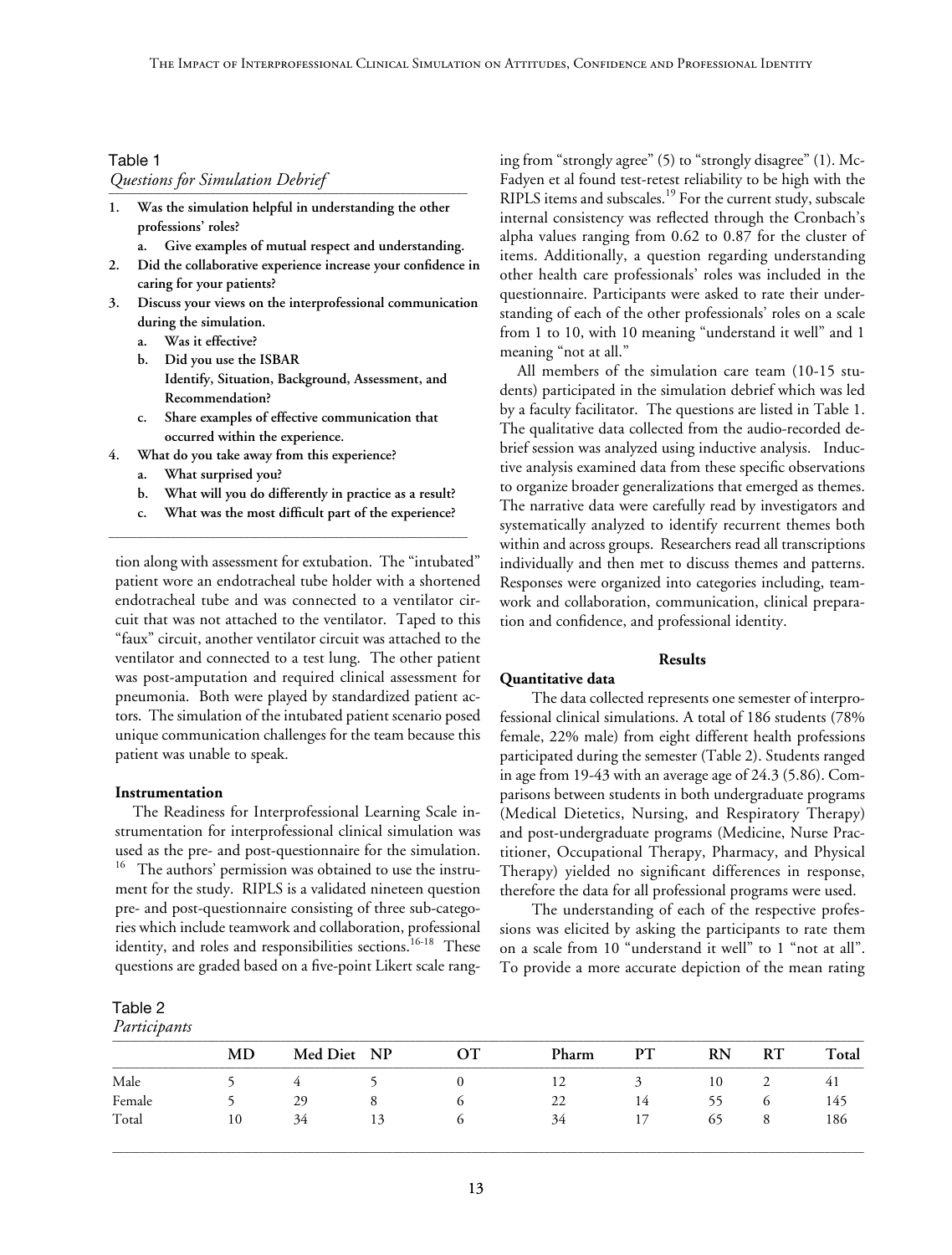Table 1
*Questions for Simulation Debrief*

1. **Was the simulation helpful in understanding the other professions' roles?**
   a. **Give examples of mutual respect and understanding.**
2. **Did the collaborative experience increase your confidence in caring for your patients?**
3. **Discuss your views on the interprofessional communication during the simulation.**
   a. **Was it effective?**
   b. **Did you use the ISBAR Identify, Situation, Background, Assessment, and Recommendation?**
   c. **Share examples of effective communication that occurred within the experience.**
4. **What do you take away from this experience?**
   a. **What surprised you?**
   b. **What will you do differently in practice as a result?**
   c. **What was the most difficult part of the experience?**

tion along with assessment for extubation. The "intubated" patient wore an endotracheal tube holder with a shortened endotracheal tube and was connected to a ventilator circuit that was not attached to the ventilator. Taped to this "faux" circuit, another ventilator circuit was attached to the ventilator and connected to a test lung. The other patient was post-amputation and required clinical assessment for pneumonia. Both were played by standardized patient actors. The simulation of the intubated patient scenario posed unique communication challenges for the team because this patient was unable to speak.

**Instrumentation**

The Readiness for Interprofessional Learning Scale instrumentation for interprofessional clinical simulation was used as the pre- and post-questionnaire for the simulation.[16] The authors' permission was obtained to use the instrument for the study. RIPLS is a validated nineteen question pre- and post-questionnaire consisting of three sub-categories which include teamwork and collaboration, professional identity, and roles and responsibilities sections.[16-18] These questions are graded based on a five-point Likert scale ranging from "strongly agree" (5) to "strongly disagree" (1). McFadyen et al found test-retest reliability to be high with the RIPLS items and subscales.[19] For the current study, subscale internal consistency was reflected through the Cronbach's alpha values ranging from 0.62 to 0.87 for the cluster of items. Additionally, a question regarding understanding other health care professionals' roles was included in the questionnaire. Participants were asked to rate their understanding of each of the other professionals' roles on a scale from 1 to 10, with 10 meaning "understand it well" and 1 meaning "not at all."

All members of the simulation care team (10-15 students) participated in the simulation debrief which was led by a faculty facilitator. The questions are listed in Table 1. The qualitative data collected from the audio-recorded debrief session was analyzed using inductive analysis. Inductive analysis examined data from these specific observations to organize broader generalizations that emerged as themes. The narrative data were carefully read by investigators and systematically analyzed to identify recurrent themes both within and across groups. Researchers read all transcriptions individually and then met to discuss themes and patterns. Responses were organized into categories including, teamwork and collaboration, communication, clinical preparation and confidence, and professional identity.

## Results

**Quantitative data**

The data collected represents one semester of interprofessional clinical simulations. A total of 186 students (78% female, 22% male) from eight different health professions participated during the semester (Table 2). Students ranged in age from 19-43 with an average age of 24.3 (5.86). Comparisons between students in both undergraduate programs (Medical Dietetics, Nursing, and Respiratory Therapy) and post-undergraduate programs (Medicine, Nurse Practitioner, Occupational Therapy, Pharmacy, and Physical Therapy) yielded no significant differences in response, therefore the data for all professional programs were used.

The understanding of each of the respective professions was elicited by asking the participants to rate them on a scale from 10 "understand it well" to 1 "not at all". To provide a more accurate depiction of the mean rating

Table 2
*Participants*

| | MD | Med Diet | NP | OT | Pharm | PT | RN | RT | Total |
|---|---|---|---|---|---|---|---|---|---|
| Male | 5 | 4 | 5 | 0 | 12 | 3 | 10 | 2 | 41 |
| Female | 5 | 29 | 8 | 6 | 22 | 14 | 55 | 6 | 145 |
| Total | 10 | 34 | 13 | 6 | 34 | 17 | 65 | 8 | 186 |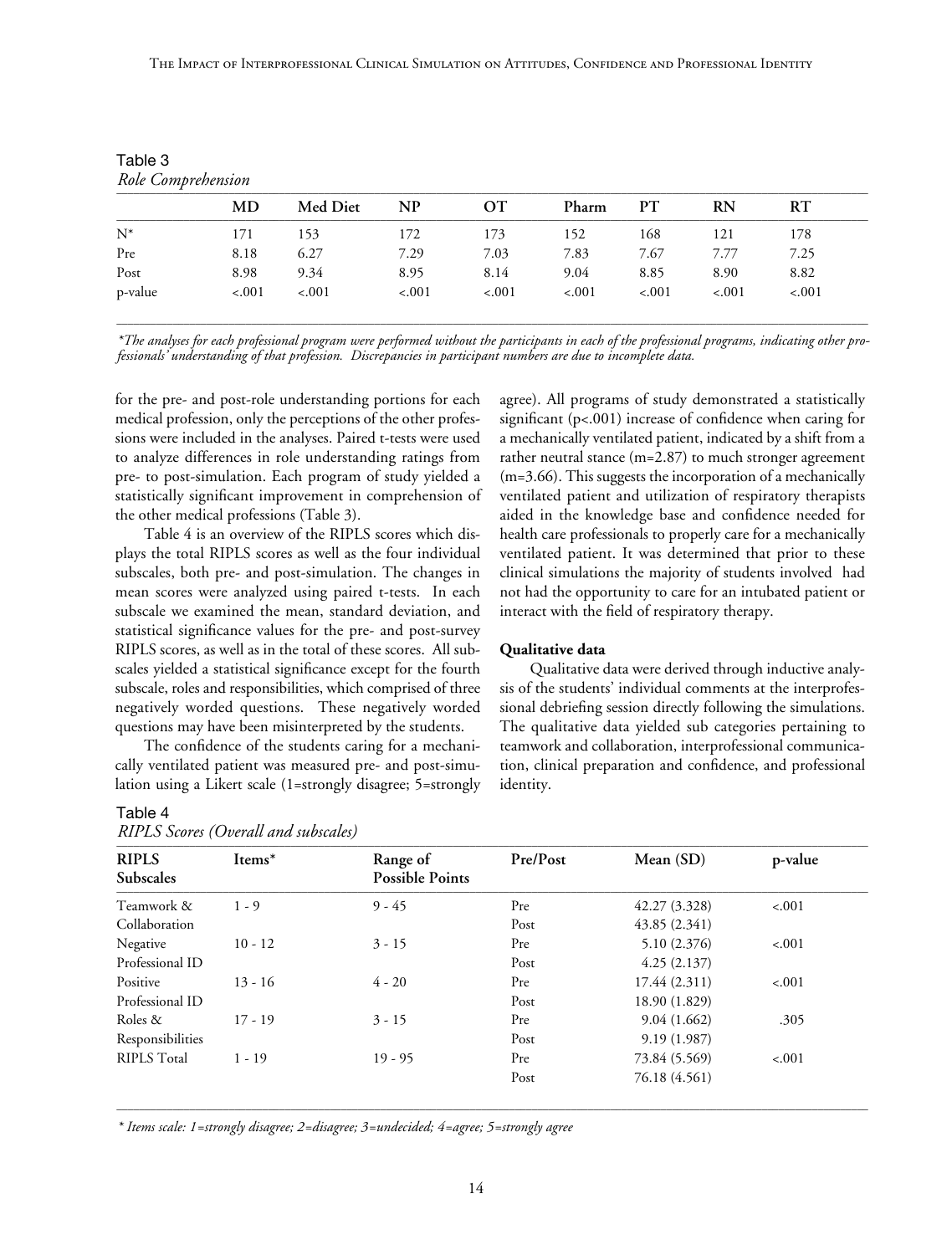Table 3

*Role Comprehension*

| | MD | Med Diet | NP | OT | Pharm | PT | RN | RT |
|---|---|---|---|---|---|---|---|---|
| N* | 171 | 153 | 172 | 173 | 152 | 168 | 121 | 178 |
| Pre | 8.18 | 6.27 | 7.29 | 7.03 | 7.83 | 7.67 | 7.77 | 7.25 |
| Post | 8.98 | 9.34 | 8.95 | 8.14 | 9.04 | 8.85 | 8.90 | 8.82 |
| p-value | <.001 | <.001 | <.001 | <.001 | <.001 | <.001 | <.001 | <.001 |

*\*The analyses for each professional program were performed without the participants in each of the professional programs, indicating other professionals' understanding of that profession. Discrepancies in participant numbers are due to incomplete data.*

for the pre- and post-role understanding portions for each medical profession, only the perceptions of the other professions were included in the analyses. Paired t-tests were used to analyze differences in role understanding ratings from pre- to post-simulation. Each program of study yielded a statistically significant improvement in comprehension of the other medical professions (Table 3).

Table 4 is an overview of the RIPLS scores which displays the total RIPLS scores as well as the four individual subscales, both pre- and post-simulation. The changes in mean scores were analyzed using paired t-tests. In each subscale we examined the mean, standard deviation, and statistical significance values for the pre- and post-survey RIPLS scores, as well as in the total of these scores. All subscales yielded a statistical significance except for the fourth subscale, roles and responsibilities, which comprised of three negatively worded questions. These negatively worded questions may have been misinterpreted by the students.

The confidence of the students caring for a mechanically ventilated patient was measured pre- and post-simulation using a Likert scale (1=strongly disagree; 5=strongly agree). All programs of study demonstrated a statistically significant ($p<.001$) increase of confidence when caring for a mechanically ventilated patient, indicated by a shift from a rather neutral stance (m=2.87) to much stronger agreement (m=3.66). This suggests the incorporation of a mechanically ventilated patient and utilization of respiratory therapists aided in the knowledge base and confidence needed for health care professionals to properly care for a mechanically ventilated patient. It was determined that prior to these clinical simulations the majority of students involved had not had the opportunity to care for an intubated patient or interact with the field of respiratory therapy.

**Qualitative data**

Qualitative data were derived through inductive analysis of the students' individual comments at the interprofessional debriefing session directly following the simulations. The qualitative data yielded sub categories pertaining to teamwork and collaboration, interprofessional communication, clinical preparation and confidence, and professional identity.

Table 4

*RIPLS Scores (Overall and subscales)*

| RIPLS Subscales | Items* | Range of Possible Points | Pre/Post | Mean (SD) | p-value |
|---|---|---|---|---|---|
| Teamwork & Collaboration | 1 - 9 | 9 - 45 | Pre | 42.27 (3.328) | <.001 |
| | | | Post | 43.85 (2.341) | |
| Negative Professional ID | 10 - 12 | 3 - 15 | Pre | 5.10 (2.376) | <.001 |
| | | | Post | 4.25 (2.137) | |
| Positive Professional ID | 13 - 16 | 4 - 20 | Pre | 17.44 (2.311) | <.001 |
| | | | Post | 18.90 (1.829) | |
| Roles & Responsibilities | 17 - 19 | 3 - 15 | Pre | 9.04 (1.662) | .305 |
| | | | Post | 9.19 (1.987) | |
| RIPLS Total | 1 - 19 | 19 - 95 | Pre | 73.84 (5.569) | <.001 |
| | | | Post | 76.18 (4.561) | |

*\* Items scale: 1=strongly disagree; 2=disagree; 3=undecided; 4=agree; 5=strongly agree*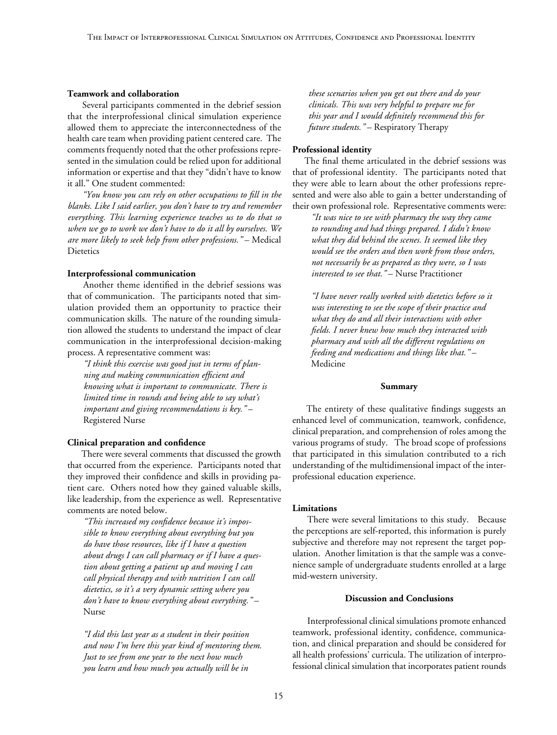#### Teamwork and collaboration

Several participants commented in the debrief session that the interprofessional clinical simulation experience allowed them to appreciate the interconnectedness of the health care team when providing patient centered care. The comments frequently noted that the other professions represented in the simulation could be relied upon for additional information or expertise and that they "didn't have to know it all." One student commented:

*"You know you can rely on other occupations to fill in the blanks. Like I said earlier, you don't have to try and remember everything. This learning experience teaches us to do that so when we go to work we don't have to do it all by ourselves. We are more likely to seek help from other professions."* – Medical Dietetics

#### Interprofessional communication

Another theme identified in the debrief sessions was that of communication. The participants noted that simulation provided them an opportunity to practice their communication skills. The nature of the rounding simulation allowed the students to understand the impact of clear communication in the interprofessional decision-making process. A representative comment was:

> *"I think this exercise was good just in terms of planning and making communication efficient and knowing what is important to communicate. There is limited time in rounds and being able to say what's important and giving recommendations is key."* – Registered Nurse

#### Clinical preparation and confidence

There were several comments that discussed the growth that occurred from the experience. Participants noted that they improved their confidence and skills in providing patient care. Others noted how they gained valuable skills, like leadership, from the experience as well. Representative comments are noted below.

> *"This increased my confidence because it's impossible to know everything about everything but you do have those resources, like if I have a question about drugs I can call pharmacy or if I have a question about getting a patient up and moving I can call physical therapy and with nutrition I can call dietetics, so it's a very dynamic setting where you don't have to know everything about everything."* – Nurse

> *"I did this last year as a student in their position and now I'm here this year kind of mentoring them. Just to see from one year to the next how much you learn and how much you actually will be in these scenarios when you get out there and do your clinicals. This was very helpful to prepare me for this year and I would definitely recommend this for future students."* – Respiratory Therapy

#### Professional identity

The final theme articulated in the debrief sessions was that of professional identity. The participants noted that they were able to learn about the other professions represented and were also able to gain a better understanding of their own professional role. Representative comments were:

> *"It was nice to see with pharmacy the way they came to rounding and had things prepared. I didn't know what they did behind the scenes. It seemed like they would see the orders and then work from those orders, not necessarily be as prepared as they were, so I was interested to see that."* – Nurse Practitioner

> *"I have never really worked with dietetics before so it was interesting to see the scope of their practice and what they do and all their interactions with other fields. I never knew how much they interacted with pharmacy and with all the different regulations on feeding and medications and things like that."* – Medicine

### Summary

The entirety of these qualitative findings suggests an enhanced level of communication, teamwork, confidence, clinical preparation, and comprehension of roles among the various programs of study. The broad scope of professions that participated in this simulation contributed to a rich understanding of the multidimensional impact of the interprofessional education experience.

#### Limitations

There were several limitations to this study. Because the perceptions are self-reported, this information is purely subjective and therefore may not represent the target population. Another limitation is that the sample was a convenience sample of undergraduate students enrolled at a large mid-western university.

### Discussion and Conclusions

Interprofessional clinical simulations promote enhanced teamwork, professional identity, confidence, communication, and clinical preparation and should be considered for all health professions' curricula. The utilization of interprofessional clinical simulation that incorporates patient rounds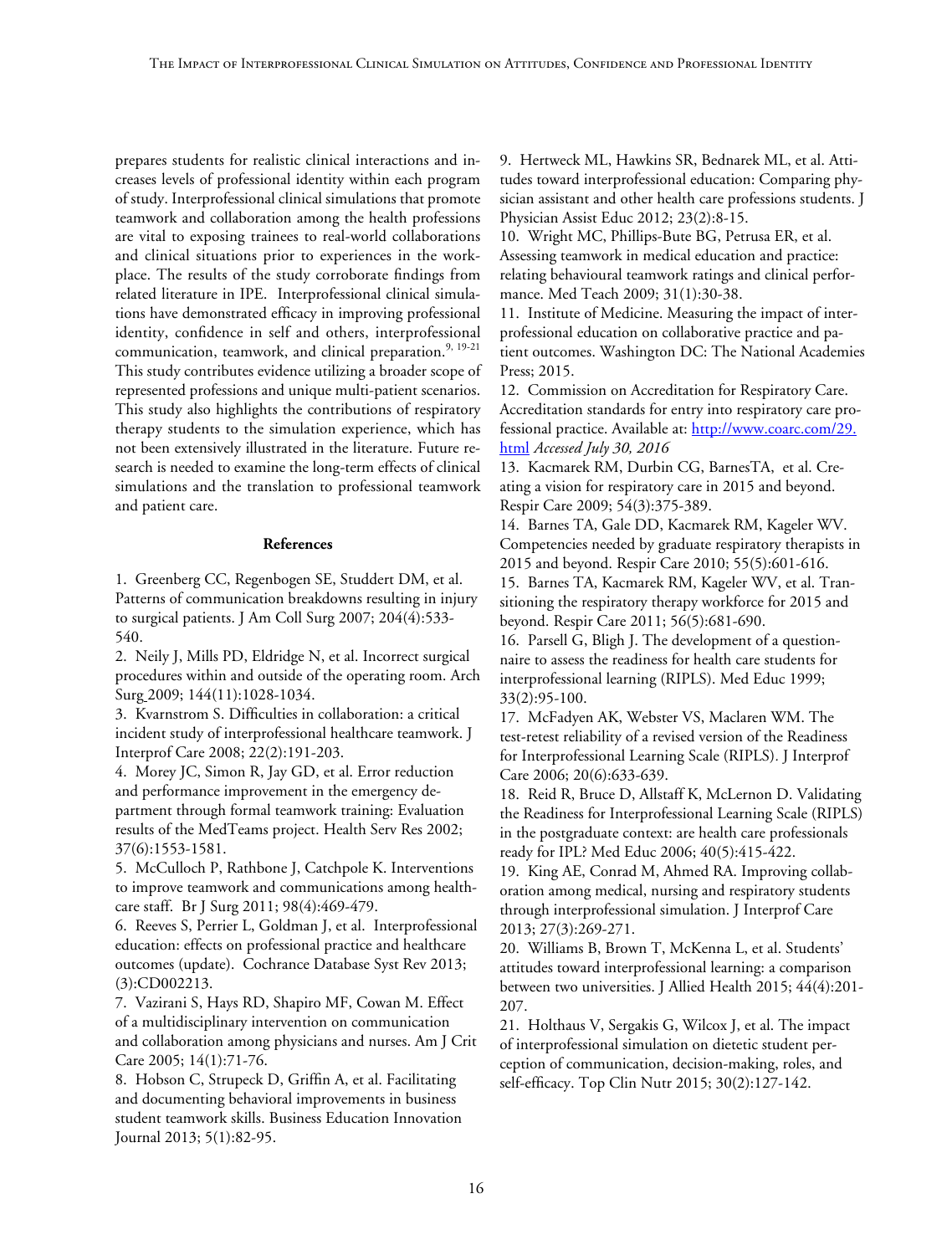prepares students for realistic clinical interactions and increases levels of professional identity within each program of study. Interprofessional clinical simulations that promote teamwork and collaboration among the health professions are vital to exposing trainees to real-world collaborations and clinical situations prior to experiences in the workplace. The results of the study corroborate findings from related literature in IPE. Interprofessional clinical simulations have demonstrated efficacy in improving professional identity, confidence in self and others, interprofessional communication, teamwork, and clinical preparation.[9, 19-21] This study contributes evidence utilizing a broader scope of represented professions and unique multi-patient scenarios. This study also highlights the contributions of respiratory therapy students to the simulation experience, which has not been extensively illustrated in the literature. Future research is needed to examine the long-term effects of clinical simulations and the translation to professional teamwork and patient care.

**References**

1. Greenberg CC, Regenbogen SE, Studdert DM, et al. Patterns of communication breakdowns resulting in injury to surgical patients. J Am Coll Surg 2007; 204(4):533-540.
2. Neily J, Mills PD, Eldridge N, et al. Incorrect surgical procedures within and outside of the operating room. Arch Surg 2009; 144(11):1028-1034.
3. Kvarnstrom S. Difficulties in collaboration: a critical incident study of interprofessional healthcare teamwork. J Interprof Care 2008; 22(2):191-203.
4. Morey JC, Simon R, Jay GD, et al. Error reduction and performance improvement in the emergency department through formal teamwork training: Evaluation results of the MedTeams project. Health Serv Res 2002; 37(6):1553-1581.
5. McCulloch P, Rathbone J, Catchpole K. Interventions to improve teamwork and communications among healthcare staff. Br J Surg 2011; 98(4):469-479.
6. Reeves S, Perrier L, Goldman J, et al. Interprofessional education: effects on professional practice and healthcare outcomes (update). Cochrance Database Syst Rev 2013; (3):CD002213.
7. Vazirani S, Hays RD, Shapiro MF, Cowan M. Effect of a multidisciplinary intervention on communication and collaboration among physicians and nurses. Am J Crit Care 2005; 14(1):71-76.
8. Hobson C, Strupeck D, Griffin A, et al. Facilitating and documenting behavioral improvements in business student teamwork skills. Business Education Innovation Journal 2013; 5(1):82-95.
9. Hertweck ML, Hawkins SR, Bednarek ML, et al. Attitudes toward interprofessional education: Comparing physician assistant and other health care professions students. J Physician Assist Educ 2012; 23(2):8-15.
10. Wright MC, Phillips-Bute BG, Petrusa ER, et al. Assessing teamwork in medical education and practice: relating behavioural teamwork ratings and clinical performance. Med Teach 2009; 31(1):30-38.
11. Institute of Medicine. Measuring the impact of interprofessional education on collaborative practice and patient outcomes. Washington DC: The National Academies Press; 2015.
12. Commission on Accreditation for Respiratory Care. Accreditation standards for entry into respiratory care professional practice. Available at: http://www.coarc.com/29.html *Accessed July 30, 2016*
13. Kacmarek RM, Durbin CG, BarnesTA, et al. Creating a vision for respiratory care in 2015 and beyond. Respir Care 2009; 54(3):375-389.
14. Barnes TA, Gale DD, Kacmarek RM, Kageler WV. Competencies needed by graduate respiratory therapists in 2015 and beyond. Respir Care 2010; 55(5):601-616.
15. Barnes TA, Kacmarek RM, Kageler WV, et al. Transitioning the respiratory therapy workforce for 2015 and beyond. Respir Care 2011; 56(5):681-690.
16. Parsell G, Bligh J. The development of a questionnaire to assess the readiness for health care students for interprofessional learning (RIPLS). Med Educ 1999; 33(2):95-100.
17. McFadyen AK, Webster VS, Maclaren WM. The test-retest reliability of a revised version of the Readiness for Interprofessional Learning Scale (RIPLS). J Interprof Care 2006; 20(6):633-639.
18. Reid R, Bruce D, Allstaff K, McLernon D. Validating the Readiness for Interprofessional Learning Scale (RIPLS) in the postgraduate context: are health care professionals ready for IPL? Med Educ 2006; 40(5):415-422.
19. King AE, Conrad M, Ahmed RA. Improving collaboration among medical, nursing and respiratory students through interprofessional simulation. J Interprof Care 2013; 27(3):269-271.
20. Williams B, Brown T, McKenna L, et al. Students' attitudes toward interprofessional learning: a comparison between two universities. J Allied Health 2015; 44(4):201-207.
21. Holthaus V, Sergakis G, Wilcox J, et al. The impact of interprofessional simulation on dietetic student perception of communication, decision-making, roles, and self-efficacy. Top Clin Nutr 2015; 30(2):127-142.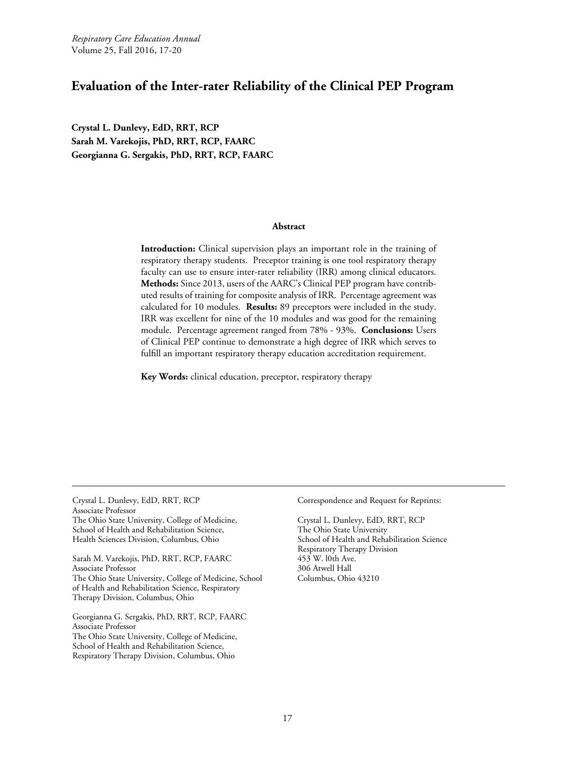# Evaluation of the Inter-rater Reliability of the Clinical PEP Program

**Crystal L. Dunlevy, EdD, RRT, RCP**
**Sarah M. Varekojis, PhD, RRT, RCP, FAARC**
**Georgianna G. Sergakis, PhD, RRT, RCP, FAARC**

## Abstract

**Introduction:** Clinical supervision plays an important role in the training of respiratory therapy students. Preceptor training is one tool respiratory therapy faculty can use to ensure inter-rater reliability (IRR) among clinical educators. **Methods:** Since 2013, users of the AARC's Clinical PEP program have contributed results of training for composite analysis of IRR. Percentage agreement was calculated for 10 modules. **Results:** 89 preceptors were included in the study. IRR was excellent for nine of the 10 modules and was good for the remaining module. Percentage agreement ranged from 78% - 93%. **Conclusions:** Users of Clinical PEP continue to demonstrate a high degree of IRR which serves to fulfill an important respiratory therapy education accreditation requirement.

**Key Words:** clinical education, preceptor, respiratory therapy

---

Crystal L. Dunlevy, EdD, RRT, RCP
Associate Professor
The Ohio State University, College of Medicine,
School of Health and Rehabilitation Science,
Health Sciences Division, Columbus, Ohio

Sarah M. Varekojis, PhD, RRT, RCP, FAARC
Associate Professor
The Ohio State University, College of Medicine, School of Health and Rehabilitation Science, Respiratory Therapy Division, Columbus, Ohio

Georgianna G. Sergakis, PhD, RRT, RCP, FAARC
Associate Professor
The Ohio State University, College of Medicine,
School of Health and Rehabilitation Science,
Respiratory Therapy Division, Columbus, Ohio

Correspondence and Request for Reprints:

Crystal L. Dunlevy, EdD, RRT, RCP
The Ohio State University
School of Health and Rehabilitation Science
Respiratory Therapy Division
453 W. l0th Ave.
306 Atwell Hall
Columbus, Ohio 43210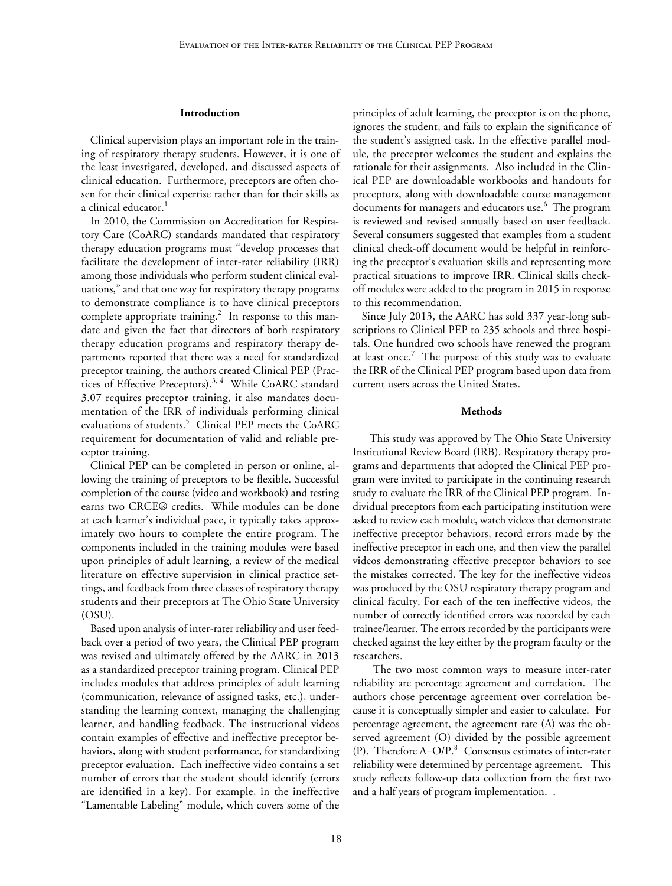## Introduction

Clinical supervision plays an important role in the training of respiratory therapy students. However, it is one of the least investigated, developed, and discussed aspects of clinical education. Furthermore, preceptors are often chosen for their clinical expertise rather than for their skills as a clinical educator.[1]

In 2010, the Commission on Accreditation for Respiratory Care (CoARC) standards mandated that respiratory therapy education programs must "develop processes that facilitate the development of inter-rater reliability (IRR) among those individuals who perform student clinical evaluations," and that one way for respiratory therapy programs to demonstrate compliance is to have clinical preceptors complete appropriate training.[2] In response to this mandate and given the fact that directors of both respiratory therapy education programs and respiratory therapy departments reported that there was a need for standardized preceptor training, the authors created Clinical PEP (Practices of Effective Preceptors).[3, 4] While CoARC standard 3.07 requires preceptor training, it also mandates documentation of the IRR of individuals performing clinical evaluations of students.[5] Clinical PEP meets the CoARC requirement for documentation of valid and reliable preceptor training.

Clinical PEP can be completed in person or online, allowing the training of preceptors to be flexible. Successful completion of the course (video and workbook) and testing earns two CRCE® credits. While modules can be done at each learner's individual pace, it typically takes approximately two hours to complete the entire program. The components included in the training modules were based upon principles of adult learning, a review of the medical literature on effective supervision in clinical practice settings, and feedback from three classes of respiratory therapy students and their preceptors at The Ohio State University (OSU).

Based upon analysis of inter-rater reliability and user feedback over a period of two years, the Clinical PEP program was revised and ultimately offered by the AARC in 2013 as a standardized preceptor training program. Clinical PEP includes modules that address principles of adult learning (communication, relevance of assigned tasks, etc.), understanding the learning context, managing the challenging learner, and handling feedback. The instructional videos contain examples of effective and ineffective preceptor behaviors, along with student performance, for standardizing preceptor evaluation. Each ineffective video contains a set number of errors that the student should identify (errors are identified in a key). For example, in the ineffective "Lamentable Labeling" module, which covers some of the principles of adult learning, the preceptor is on the phone, ignores the student, and fails to explain the significance of the student's assigned task. In the effective parallel module, the preceptor welcomes the student and explains the rationale for their assignments. Also included in the Clinical PEP are downloadable workbooks and handouts for preceptors, along with downloadable course management documents for managers and educators use.[6] The program is reviewed and revised annually based on user feedback. Several consumers suggested that examples from a student clinical check-off document would be helpful in reinforcing the preceptor's evaluation skills and representing more practical situations to improve IRR. Clinical skills check-off modules were added to the program in 2015 in response to this recommendation.

Since July 2013, the AARC has sold 337 year-long subscriptions to Clinical PEP to 235 schools and three hospitals. One hundred two schools have renewed the program at least once.[7] The purpose of this study was to evaluate the IRR of the Clinical PEP program based upon data from current users across the United States.

## Methods

This study was approved by The Ohio State University Institutional Review Board (IRB). Respiratory therapy programs and departments that adopted the Clinical PEP program were invited to participate in the continuing research study to evaluate the IRR of the Clinical PEP program. Individual preceptors from each participating institution were asked to review each module, watch videos that demonstrate ineffective preceptor behaviors, record errors made by the ineffective preceptor in each one, and then view the parallel videos demonstrating effective preceptor behaviors to see the mistakes corrected. The key for the ineffective videos was produced by the OSU respiratory therapy program and clinical faculty. For each of the ten ineffective videos, the number of correctly identified errors was recorded by each trainee/learner. The errors recorded by the participants were checked against the key either by the program faculty or the researchers.

The two most common ways to measure inter-rater reliability are percentage agreement and correlation. The authors chose percentage agreement over correlation because it is conceptually simpler and easier to calculate. For percentage agreement, the agreement rate (A) was the observed agreement (O) divided by the possible agreement (P). Therefore A=O/P.[8] Consensus estimates of inter-rater reliability were determined by percentage agreement. This study reflects follow-up data collection from the first two and a half years of program implementation. .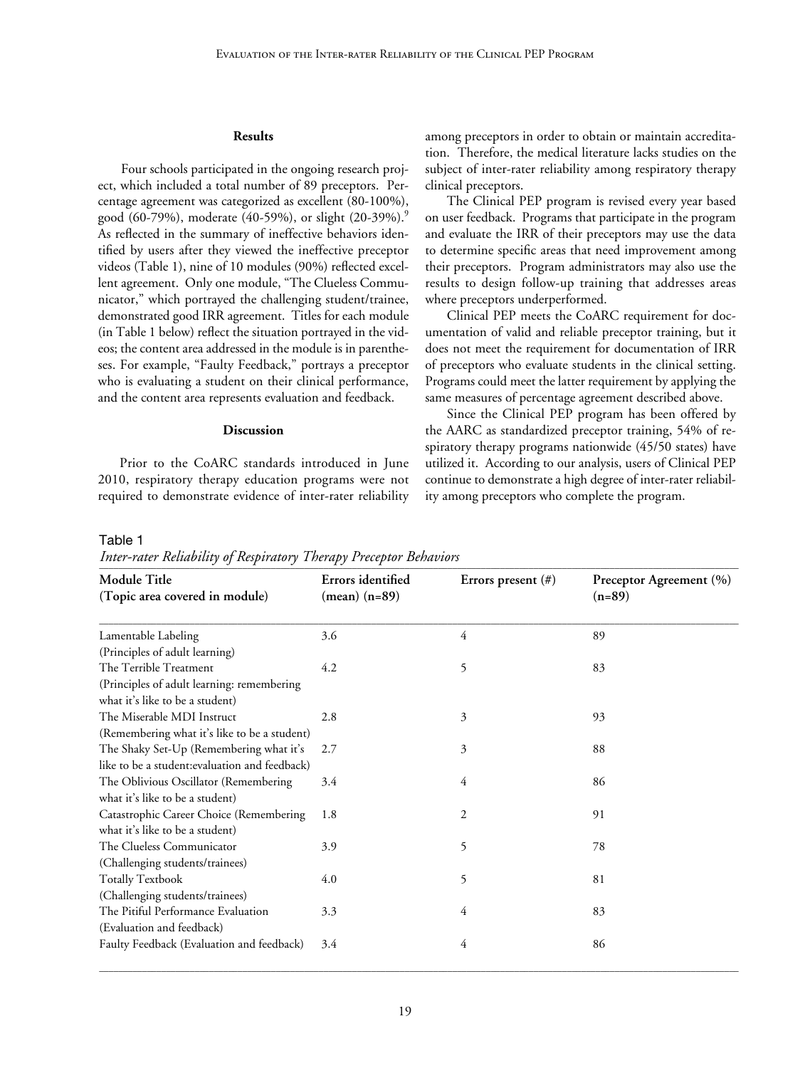## Results

Four schools participated in the ongoing research project, which included a total number of 89 preceptors. Percentage agreement was categorized as excellent (80-100%), good (60-79%), moderate (40-59%), or slight (20-39%).[9] As reflected in the summary of ineffective behaviors identified by users after they viewed the ineffective preceptor videos (Table 1), nine of 10 modules (90%) reflected excellent agreement. Only one module, "The Clueless Communicator," which portrayed the challenging student/trainee, demonstrated good IRR agreement. Titles for each module (in Table 1 below) reflect the situation portrayed in the videos; the content area addressed in the module is in parentheses. For example, "Faulty Feedback," portrays a preceptor who is evaluating a student on their clinical performance, and the content area represents evaluation and feedback.

## Discussion

Prior to the CoARC standards introduced in June 2010, respiratory therapy education programs were not required to demonstrate evidence of inter-rater reliability among preceptors in order to obtain or maintain accreditation. Therefore, the medical literature lacks studies on the subject of inter-rater reliability among respiratory therapy clinical preceptors.

The Clinical PEP program is revised every year based on user feedback. Programs that participate in the program and evaluate the IRR of their preceptors may use the data to determine specific areas that need improvement among their preceptors. Program administrators may also use the results to design follow-up training that addresses areas where preceptors underperformed.

Clinical PEP meets the CoARC requirement for documentation of valid and reliable preceptor training, but it does not meet the requirement for documentation of IRR of preceptors who evaluate students in the clinical setting. Programs could meet the latter requirement by applying the same measures of percentage agreement described above.

Since the Clinical PEP program has been offered by the AARC as standardized preceptor training, 54% of respiratory therapy programs nationwide (45/50 states) have utilized it. According to our analysis, users of Clinical PEP continue to demonstrate a high degree of inter-rater reliability among preceptors who complete the program.

Table 1

*Inter-rater Reliability of Respiratory Therapy Preceptor Behaviors*

| Module Title (Topic area covered in module) | Errors identified (mean) (n=89) | Errors present (#) | Preceptor Agreement (%) (n=89) |
|---|---|---|---|
| Lamentable Labeling (Principles of adult learning) | 3.6 | 4 | 89 |
| The Terrible Treatment (Principles of adult learning: remembering what it's like to be a student) | 4.2 | 5 | 83 |
| The Miserable MDI Instruct (Remembering what it's like to be a student) | 2.8 | 3 | 93 |
| The Shaky Set-Up (Remembering what it's like to be a student:evaluation and feedback) | 2.7 | 3 | 88 |
| The Oblivious Oscillator (Remembering what it's like to be a student) | 3.4 | 4 | 86 |
| Catastrophic Career Choice (Remembering what it's like to be a student) | 1.8 | 2 | 91 |
| The Clueless Communicator (Challenging students/trainees) | 3.9 | 5 | 78 |
| Totally Textbook (Challenging students/trainees) | 4.0 | 5 | 81 |
| The Pitiful Performance Evaluation (Evaluation and feedback) | 3.3 | 4 | 83 |
| Faulty Feedback (Evaluation and feedback) | 3.4 | 4 | 86 |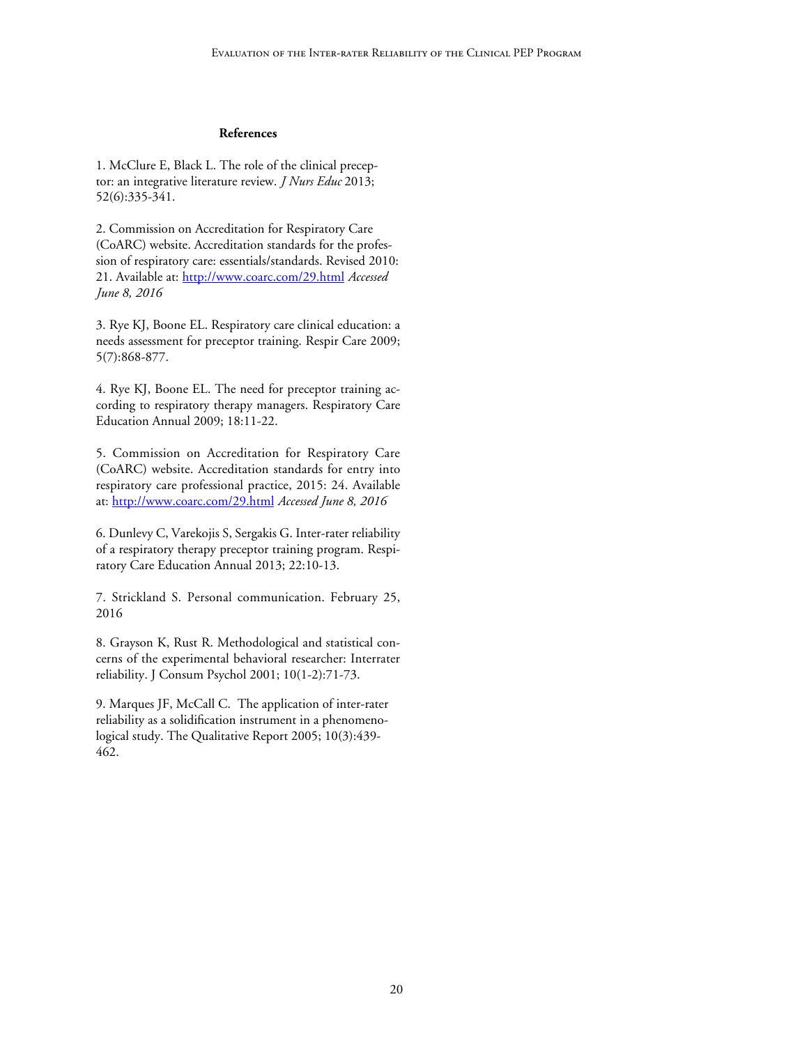**References**

1. McClure E, Black L. The role of the clinical preceptor: an integrative literature review. *J Nurs Educ* 2013; 52(6):335-341.

2. Commission on Accreditation for Respiratory Care (CoARC) website. Accreditation standards for the profession of respiratory care: essentials/standards. Revised 2010: 21. Available at: http://www.coarc.com/29.html *Accessed June 8, 2016*

3. Rye KJ, Boone EL. Respiratory care clinical education: a needs assessment for preceptor training. Respir Care 2009; 5(7):868-877.

4. Rye KJ, Boone EL. The need for preceptor training according to respiratory therapy managers. Respiratory Care Education Annual 2009; 18:11-22.

5. Commission on Accreditation for Respiratory Care (CoARC) website. Accreditation standards for entry into respiratory care professional practice, 2015: 24. Available at: http://www.coarc.com/29.html *Accessed June 8, 2016*

6. Dunlevy C, Varekojis S, Sergakis G. Inter-rater reliability of a respiratory therapy preceptor training program. Respiratory Care Education Annual 2013; 22:10-13.

7. Strickland S. Personal communication. February 25, 2016

8. Grayson K, Rust R. Methodological and statistical concerns of the experimental behavioral researcher: Interrater reliability. J Consum Psychol 2001; 10(1-2):71-73.

9. Marques JF, McCall C. The application of inter-rater reliability as a solidification instrument in a phenomenological study. The Qualitative Report 2005; 10(3):439-462.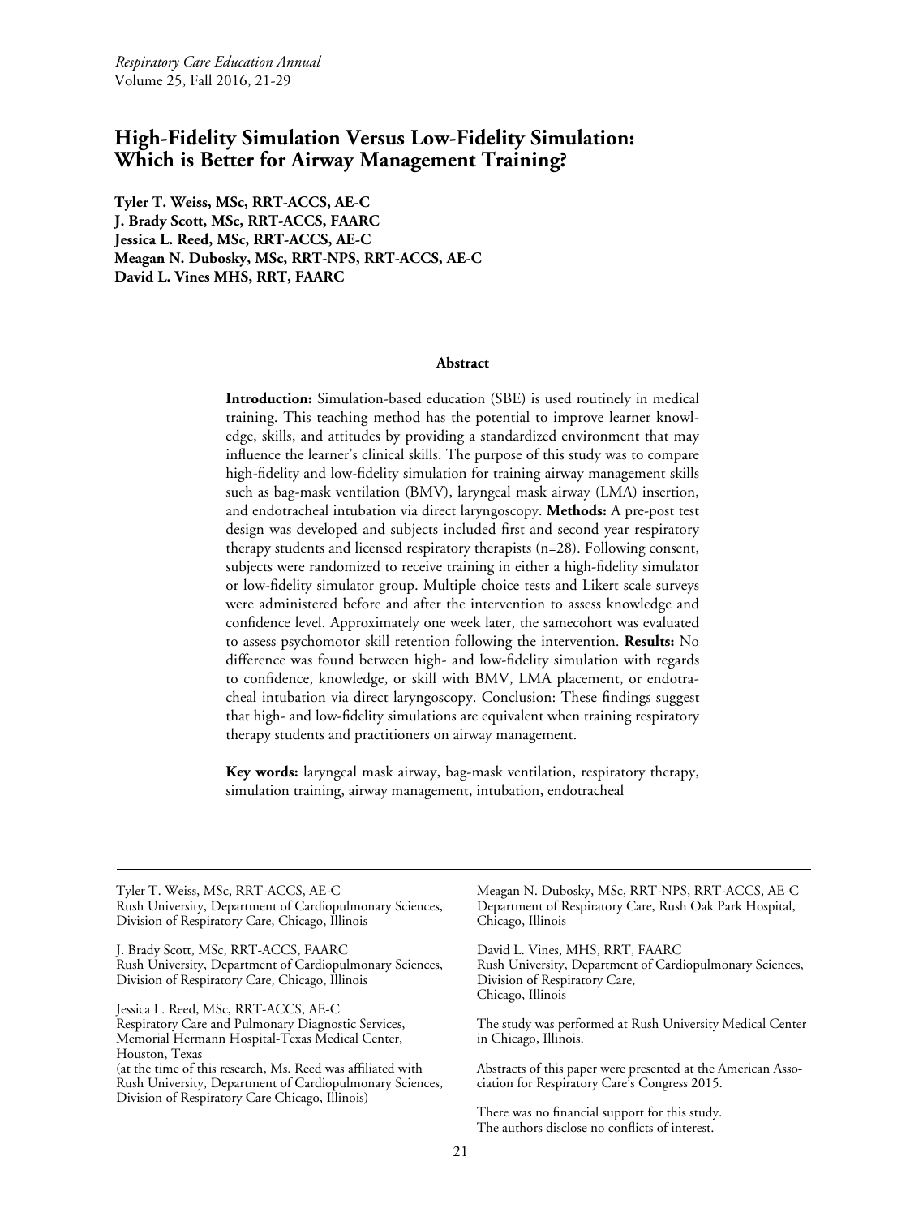# High-Fidelity Simulation Versus Low-Fidelity Simulation: Which is Better for Airway Management Training?

**Tyler T. Weiss, MSc, RRT-ACCS, AE-C**
**J. Brady Scott, MSc, RRT-ACCS, FAARC**
**Jessica L. Reed, MSc, RRT-ACCS, AE-C**
**Meagan N. Dubosky, MSc, RRT-NPS, RRT-ACCS, AE-C**
**David L. Vines MHS, RRT, FAARC**

## Abstract

**Introduction:** Simulation-based education (SBE) is used routinely in medical training. This teaching method has the potential to improve learner knowledge, skills, and attitudes by providing a standardized environment that may influence the learner's clinical skills. The purpose of this study was to compare high-fidelity and low-fidelity simulation for training airway management skills such as bag-mask ventilation (BMV), laryngeal mask airway (LMA) insertion, and endotracheal intubation via direct laryngoscopy. **Methods:** A pre-post test design was developed and subjects included first and second year respiratory therapy students and licensed respiratory therapists (n=28). Following consent, subjects were randomized to receive training in either a high-fidelity simulator or low-fidelity simulator group. Multiple choice tests and Likert scale surveys were administered before and after the intervention to assess knowledge and confidence level. Approximately one week later, the samecohort was evaluated to assess psychomotor skill retention following the intervention. **Results:** No difference was found between high- and low-fidelity simulation with regards to confidence, knowledge, or skill with BMV, LMA placement, or endotracheal intubation via direct laryngoscopy. Conclusion: These findings suggest that high- and low-fidelity simulations are equivalent when training respiratory therapy students and practitioners on airway management.

**Key words:** laryngeal mask airway, bag-mask ventilation, respiratory therapy, simulation training, airway management, intubation, endotracheal

---

Tyler T. Weiss, MSc, RRT-ACCS, AE-C
Rush University, Department of Cardiopulmonary Sciences, Division of Respiratory Care, Chicago, Illinois

J. Brady Scott, MSc, RRT-ACCS, FAARC
Rush University, Department of Cardiopulmonary Sciences, Division of Respiratory Care, Chicago, Illinois

Jessica L. Reed, MSc, RRT-ACCS, AE-C
Respiratory Care and Pulmonary Diagnostic Services, Memorial Hermann Hospital-Texas Medical Center, Houston, Texas
(at the time of this research, Ms. Reed was affiliated with Rush University, Department of Cardiopulmonary Sciences, Division of Respiratory Care Chicago, Illinois)

Meagan N. Dubosky, MSc, RRT-NPS, RRT-ACCS, AE-C
Department of Respiratory Care, Rush Oak Park Hospital, Chicago, Illinois

David L. Vines, MHS, RRT, FAARC
Rush University, Department of Cardiopulmonary Sciences, Division of Respiratory Care, Chicago, Illinois

The study was performed at Rush University Medical Center in Chicago, Illinois.

Abstracts of this paper were presented at the American Association for Respiratory Care's Congress 2015.

There was no financial support for this study.
The authors disclose no conflicts of interest.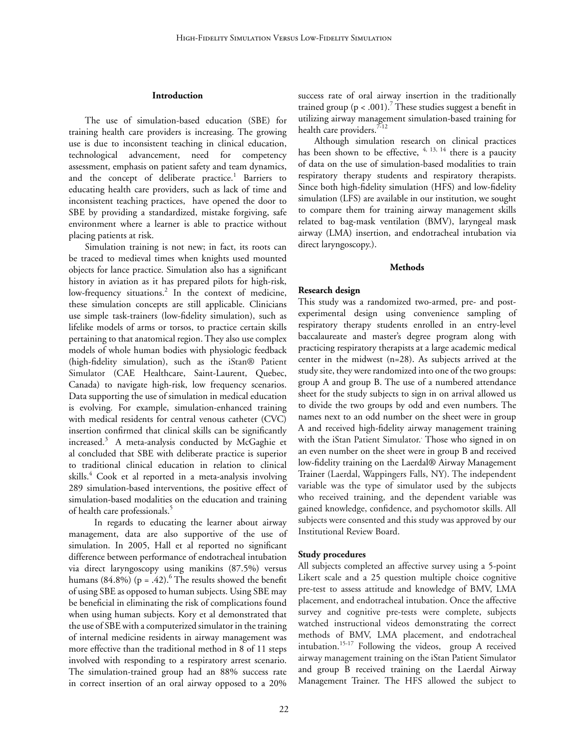## Introduction

The use of simulation-based education (SBE) for training health care providers is increasing. The growing use is due to inconsistent teaching in clinical education, technological advancement, need for competency assessment, emphasis on patient safety and team dynamics, and the concept of deliberate practice.[1] Barriers to educating health care providers, such as lack of time and inconsistent teaching practices, have opened the door to SBE by providing a standardized, mistake forgiving, safe environment where a learner is able to practice without placing patients at risk.

Simulation training is not new; in fact, its roots can be traced to medieval times when knights used mounted objects for lance practice. Simulation also has a significant history in aviation as it has prepared pilots for high-risk, low-frequency situations.[2] In the context of medicine, these simulation concepts are still applicable. Clinicians use simple task-trainers (low-fidelity simulation), such as lifelike models of arms or torsos, to practice certain skills pertaining to that anatomical region. They also use complex models of whole human bodies with physiologic feedback (high-fidelity simulation), such as the iStan® Patient Simulator (CAE Healthcare, Saint-Laurent, Quebec, Canada) to navigate high-risk, low frequency scenarios. Data supporting the use of simulation in medical education is evolving. For example, simulation-enhanced training with medical residents for central venous catheter (CVC) insertion confirmed that clinical skills can be significantly increased.[3] A meta-analysis conducted by McGaghie et al concluded that SBE with deliberate practice is superior to traditional clinical education in relation to clinical skills.[4] Cook et al reported in a meta-analysis involving 289 simulation-based interventions, the positive effect of simulation-based modalities on the education and training of health care professionals.[5]

In regards to educating the learner about airway management, data are also supportive of the use of simulation. In 2005, Hall et al reported no significant difference between performance of endotracheal intubation via direct laryngoscopy using manikins (87.5%) versus humans (84.8%) ($p = .42$).[6] The results showed the benefit of using SBE as opposed to human subjects. Using SBE may be beneficial in eliminating the risk of complications found when using human subjects. Kory et al demonstrated that the use of SBE with a computerized simulator in the training of internal medicine residents in airway management was more effective than the traditional method in 8 of 11 steps involved with responding to a respiratory arrest scenario. The simulation-trained group had an 88% success rate in correct insertion of an oral airway opposed to a 20% success rate of oral airway insertion in the traditionally trained group ($p < .001$).[7] These studies suggest a benefit in utilizing airway management simulation-based training for health care providers.[7-12]

Although simulation research on clinical practices has been shown to be effective, [4, 13, 14] there is a paucity of data on the use of simulation-based modalities to train respiratory therapy students and respiratory therapists. Since both high-fidelity simulation (HFS) and low-fidelity simulation (LFS) are available in our institution, we sought to compare them for training airway management skills related to bag-mask ventilation (BMV), laryngeal mask airway (LMA) insertion, and endotracheal intubation via direct laryngoscopy.).

## Methods

### Research design

This study was a randomized two-armed, pre- and post-experimental design using convenience sampling of respiratory therapy students enrolled in an entry-level baccalaureate and master's degree program along with practicing respiratory therapists at a large academic medical center in the midwest (n=28). As subjects arrived at the study site, they were randomized into one of the two groups: group A and group B. The use of a numbered attendance sheet for the study subjects to sign in on arrival allowed us to divide the two groups by odd and even numbers. The names next to an odd number on the sheet were in group A and received high-fidelity airway management training with the iStan Patient Simulator. Those who signed in on an even number on the sheet were in group B and received low-fidelity training on the Laerdal® Airway Management Trainer (Laerdal, Wappingers Falls, NY). The independent variable was the type of simulator used by the subjects who received training, and the dependent variable was gained knowledge, confidence, and psychomotor skills. All subjects were consented and this study was approved by our Institutional Review Board.

### Study procedures

All subjects completed an affective survey using a 5-point Likert scale and a 25 question multiple choice cognitive pre-test to assess attitude and knowledge of BMV, LMA placement, and endotracheal intubation. Once the affective survey and cognitive pre-tests were complete, subjects watched instructional videos demonstrating the correct methods of BMV, LMA placement, and endotracheal intubation.[15-17] Following the videos, group A received airway management training on the iStan Patient Simulator and group B received training on the Laerdal Airway Management Trainer. The HFS allowed the subject to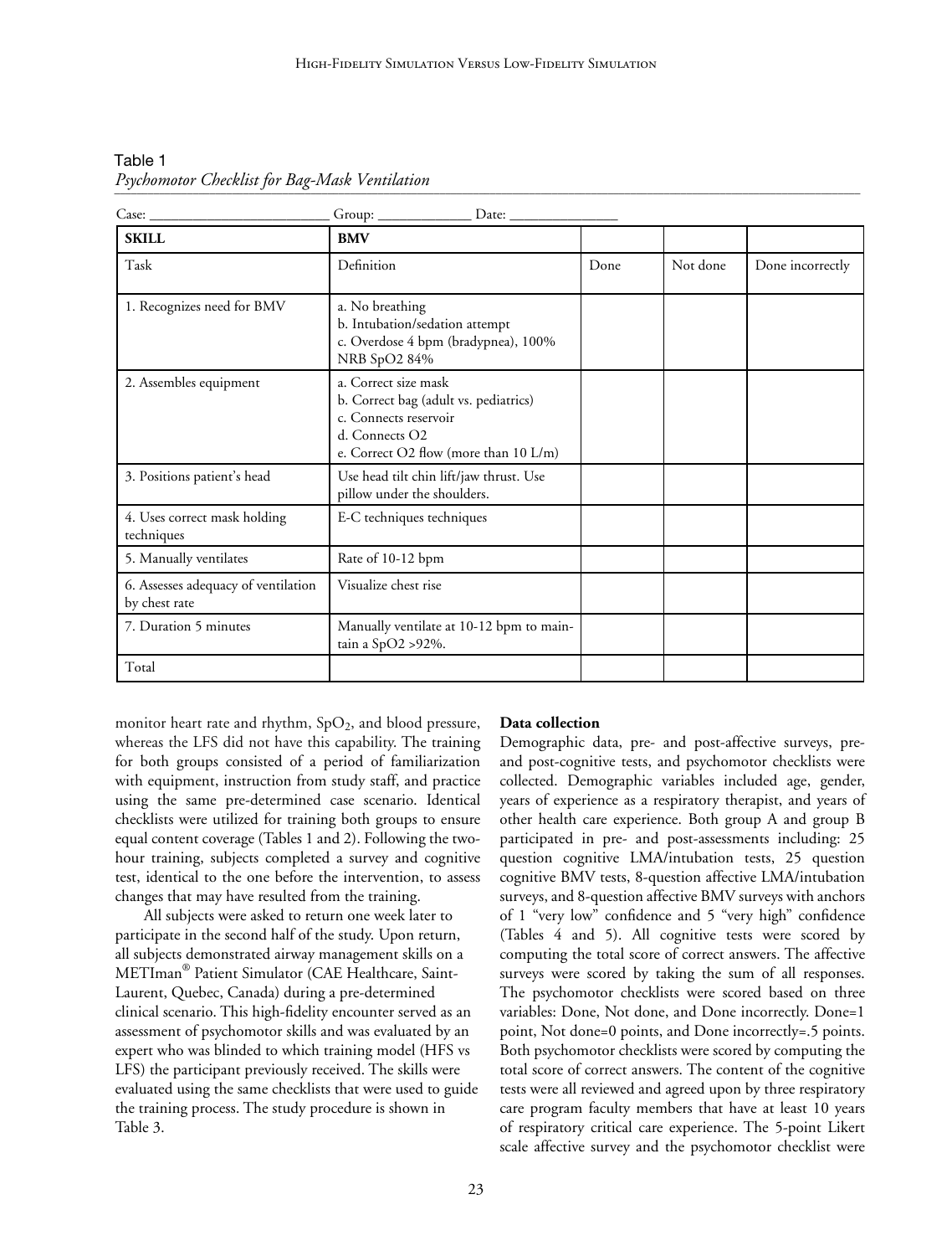Table 1
*Psychomotor Checklist for Bag-Mask Ventilation*

Case: ________________________ Group: ____________ Date: ______________

| **SKILL** | **BMV** | | | |
|---|---|---|---|---|
| Task | Definition | Done | Not done | Done incorrectly |
| 1. Recognizes need for BMV | a. No breathing<br>b. Intubation/sedation attempt<br>c. Overdose 4 bpm (bradypnea), 100% NRB SpO2 84% | | | |
| 2. Assembles equipment | a. Correct size mask<br>b. Correct bag (adult vs. pediatrics)<br>c. Connects reservoir<br>d. Connects O2<br>e. Correct O2 flow (more than 10 L/m) | | | |
| 3. Positions patient's head | Use head tilt chin lift/jaw thrust. Use pillow under the shoulders. | | | |
| 4. Uses correct mask holding techniques | E-C techniques techniques | | | |
| 5. Manually ventilates | Rate of 10-12 bpm | | | |
| 6. Assesses adequacy of ventilation by chest rate | Visualize chest rise | | | |
| 7. Duration 5 minutes | Manually ventilate at 10-12 bpm to maintain a SpO2 >92%. | | | |
| Total | | | | |

monitor heart rate and rhythm, $SpO_2$, and blood pressure, whereas the LFS did not have this capability. The training for both groups consisted of a period of familiarization with equipment, instruction from study staff, and practice using the same pre-determined case scenario. Identical checklists were utilized for training both groups to ensure equal content coverage (Tables 1 and 2). Following the two-hour training, subjects completed a survey and cognitive test, identical to the one before the intervention, to assess changes that may have resulted from the training.

All subjects were asked to return one week later to participate in the second half of the study. Upon return, all subjects demonstrated airway management skills on a METIman® Patient Simulator (CAE Healthcare, Saint-Laurent, Quebec, Canada) during a pre-determined clinical scenario. This high-fidelity encounter served as an assessment of psychomotor skills and was evaluated by an expert who was blinded to which training model (HFS vs LFS) the participant previously received. The skills were evaluated using the same checklists that were used to guide the training process. The study procedure is shown in Table 3.

**Data collection**

Demographic data, pre- and post-affective surveys, pre- and post-cognitive tests, and psychomotor checklists were collected. Demographic variables included age, gender, years of experience as a respiratory therapist, and years of other health care experience. Both group A and group B participated in pre- and post-assessments including: 25 question cognitive LMA/intubation tests, 25 question cognitive BMV tests, 8-question affective LMA/intubation surveys, and 8-question affective BMV surveys with anchors of 1 "very low" confidence and 5 "very high" confidence (Tables 4 and 5). All cognitive tests were scored by computing the total score of correct answers. The affective surveys were scored by taking the sum of all responses. The psychomotor checklists were scored based on three variables: Done, Not done, and Done incorrectly. Done=1 point, Not done=0 points, and Done incorrectly=.5 points. Both psychomotor checklists were scored by computing the total score of correct answers. The content of the cognitive tests were all reviewed and agreed upon by three respiratory care program faculty members that have at least 10 years of respiratory critical care experience. The 5-point Likert scale affective survey and the psychomotor checklist were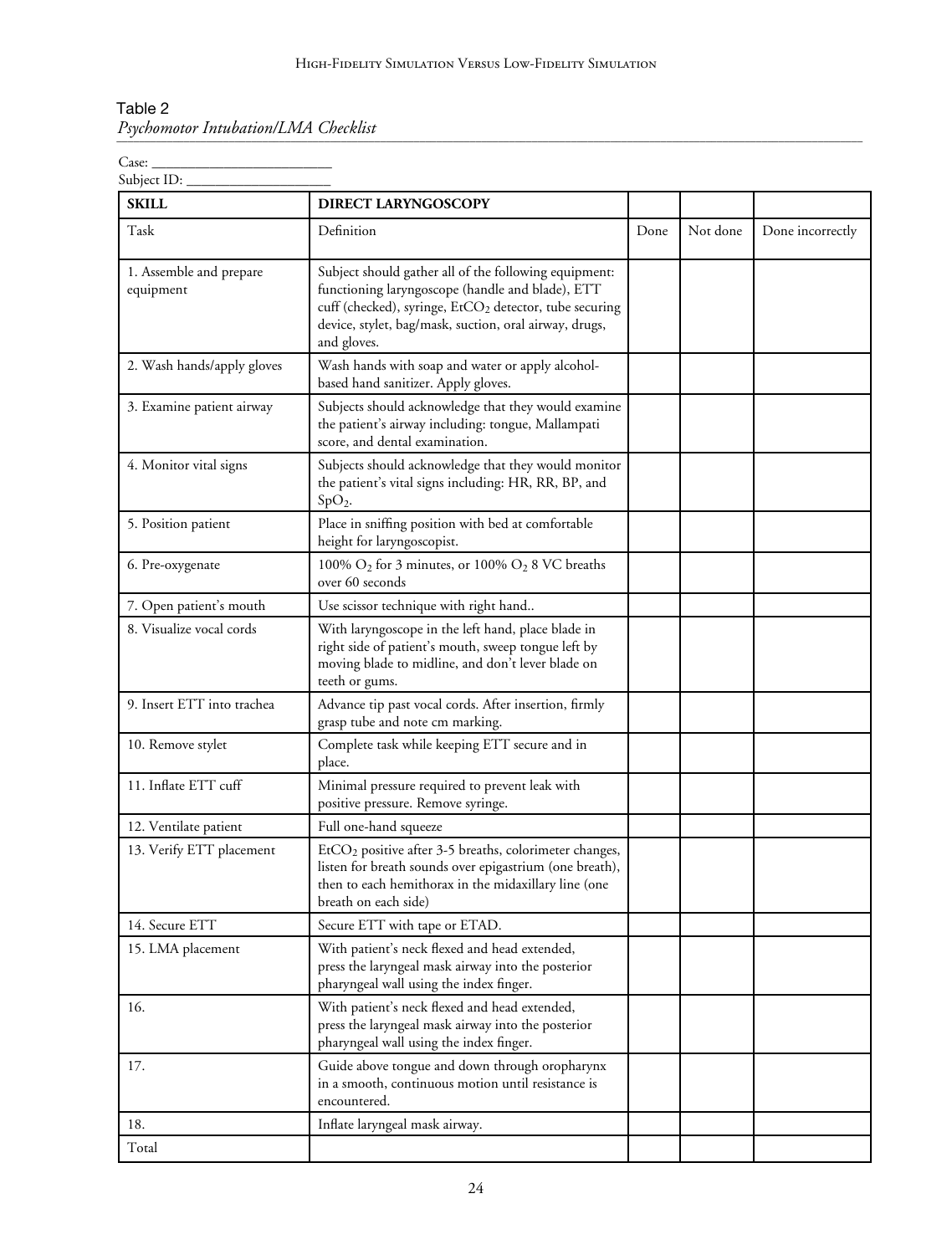Table 2

*Psychomotor Intubation/LMA Checklist*

Case: ________________________

Subject ID: ____________________

| **SKILL** | **DIRECT LARYNGOSCOPY** | | | |
|---|---|---|---|---|
| Task | Definition | Done | Not done | Done incorrectly |
| 1. Assemble and prepare equipment | Subject should gather all of the following equipment: functioning laryngoscope (handle and blade), ETT cuff (checked), syringe, $EtCO_2$ detector, tube securing device, stylet, bag/mask, suction, oral airway, drugs, and gloves. | | | |
| 2. Wash hands/apply gloves | Wash hands with soap and water or apply alcohol-based hand sanitizer. Apply gloves. | | | |
| 3. Examine patient airway | Subjects should acknowledge that they would examine the patient's airway including: tongue, Mallampati score, and dental examination. | | | |
| 4. Monitor vital signs | Subjects should acknowledge that they would monitor the patient's vital signs including: HR, RR, BP, and $SpO_2$. | | | |
| 5. Position patient | Place in sniffing position with bed at comfortable height for laryngoscopist. | | | |
| 6. Pre-oxygenate | 100% $O_2$ for 3 minutes, or 100% $O_2$ 8 VC breaths over 60 seconds | | | |
| 7. Open patient's mouth | Use scissor technique with right hand.. | | | |
| 8. Visualize vocal cords | With laryngoscope in the left hand, place blade in right side of patient's mouth, sweep tongue left by moving blade to midline, and don't lever blade on teeth or gums. | | | |
| 9. Insert ETT into trachea | Advance tip past vocal cords. After insertion, firmly grasp tube and note cm marking. | | | |
| 10. Remove stylet | Complete task while keeping ETT secure and in place. | | | |
| 11. Inflate ETT cuff | Minimal pressure required to prevent leak with positive pressure. Remove syringe. | | | |
| 12. Ventilate patient | Full one-hand squeeze | | | |
| 13. Verify ETT placement | $EtCO_2$ positive after 3-5 breaths, colorimeter changes, listen for breath sounds over epigastrium (one breath), then to each hemithorax in the midaxillary line (one breath on each side) | | | |
| 14. Secure ETT | Secure ETT with tape or ETAD. | | | |
| 15. LMA placement | With patient's neck flexed and head extended, press the laryngeal mask airway into the posterior pharyngeal wall using the index finger. | | | |
| 16. | With patient's neck flexed and head extended, press the laryngeal mask airway into the posterior pharyngeal wall using the index finger. | | | |
| 17. | Guide above tongue and down through oropharynx in a smooth, continuous motion until resistance is encountered. | | | |
| 18. | Inflate laryngeal mask airway. | | | |
| Total | | | | |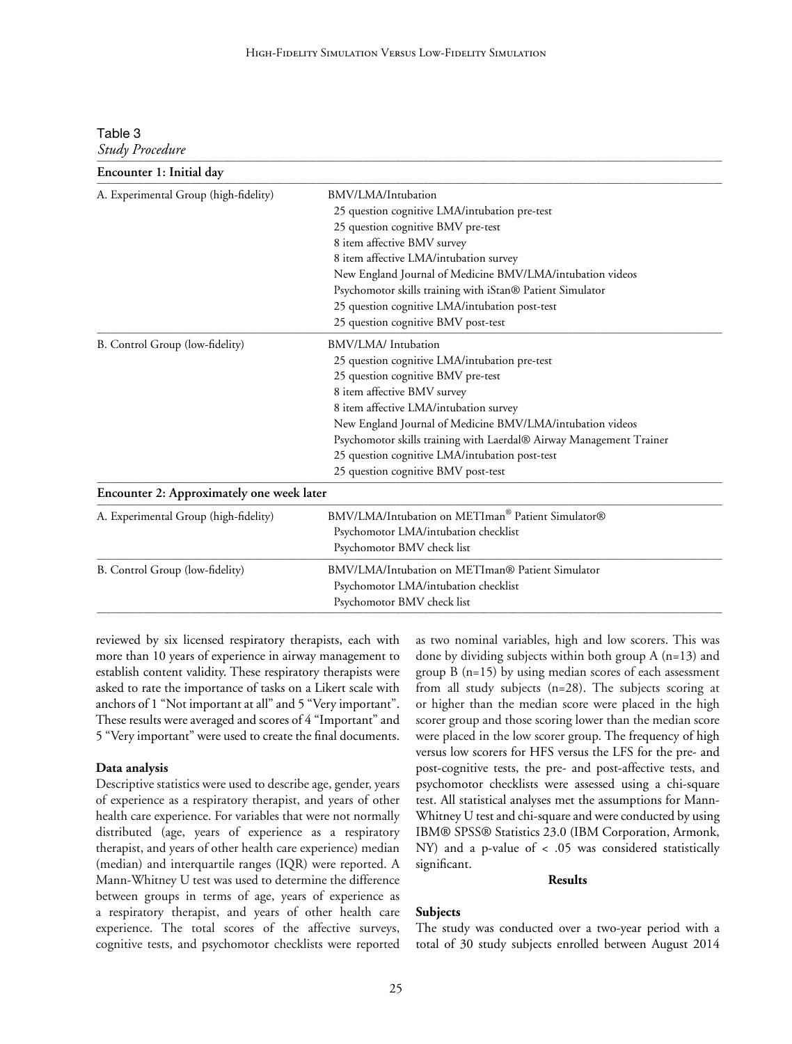Table 3
*Study Procedure*

| **Encounter 1: Initial day** | |
|---|---|
| A. Experimental Group (high-fidelity) | BMV/LMA/Intubation<br>25 question cognitive LMA/intubation pre-test<br>25 question cognitive BMV pre-test<br>8 item affective BMV survey<br>8 item affective LMA/intubation survey<br>New England Journal of Medicine BMV/LMA/intubation videos<br>Psychomotor skills training with iStan® Patient Simulator<br>25 question cognitive LMA/intubation post-test<br>25 question cognitive BMV post-test |
| B. Control Group (low-fidelity) | BMV/LMA/ Intubation<br>25 question cognitive LMA/intubation pre-test<br>25 question cognitive BMV pre-test<br>8 item affective BMV survey<br>8 item affective LMA/intubation survey<br>New England Journal of Medicine BMV/LMA/intubation videos<br>Psychomotor skills training with Laerdal® Airway Management Trainer<br>25 question cognitive LMA/intubation post-test<br>25 question cognitive BMV post-test |
| **Encounter 2: Approximately one week later** | |
| A. Experimental Group (high-fidelity) | BMV/LMA/Intubation on METIman® Patient Simulator®<br>Psychomotor LMA/intubation checklist<br>Psychomotor BMV check list |
| B. Control Group (low-fidelity) | BMV/LMA/Intubation on METIman® Patient Simulator<br>Psychomotor LMA/intubation checklist<br>Psychomotor BMV check list |

reviewed by six licensed respiratory therapists, each with more than 10 years of experience in airway management to establish content validity. These respiratory therapists were asked to rate the importance of tasks on a Likert scale with anchors of 1 "Not important at all" and 5 "Very important". These results were averaged and scores of 4 "Important" and 5 "Very important" were used to create the final documents.

**Data analysis**

Descriptive statistics were used to describe age, gender, years of experience as a respiratory therapist, and years of other health care experience. For variables that were not normally distributed (age, years of experience as a respiratory therapist, and years of other health care experience) median (median) and interquartile ranges (IQR) were reported. A Mann-Whitney U test was used to determine the difference between groups in terms of age, years of experience as a respiratory therapist, and years of other health care experience. The total scores of the affective surveys, cognitive tests, and psychomotor checklists were reported as two nominal variables, high and low scorers. This was done by dividing subjects within both group A (n=13) and group B (n=15) by using median scores of each assessment from all study subjects (n=28). The subjects scoring at or higher than the median score were placed in the high scorer group and those scoring lower than the median score were placed in the low scorer group. The frequency of high versus low scorers for HFS versus the LFS for the pre- and post-cognitive tests, the pre- and post-affective tests, and psychomotor checklists were assessed using a chi-square test. All statistical analyses met the assumptions for Mann-Whitney U test and chi-square and were conducted by using IBM® SPSS® Statistics 23.0 (IBM Corporation, Armonk, NY) and a p-value of < .05 was considered statistically significant.

**Results**

**Subjects**

The study was conducted over a two-year period with a total of 30 study subjects enrolled between August 2014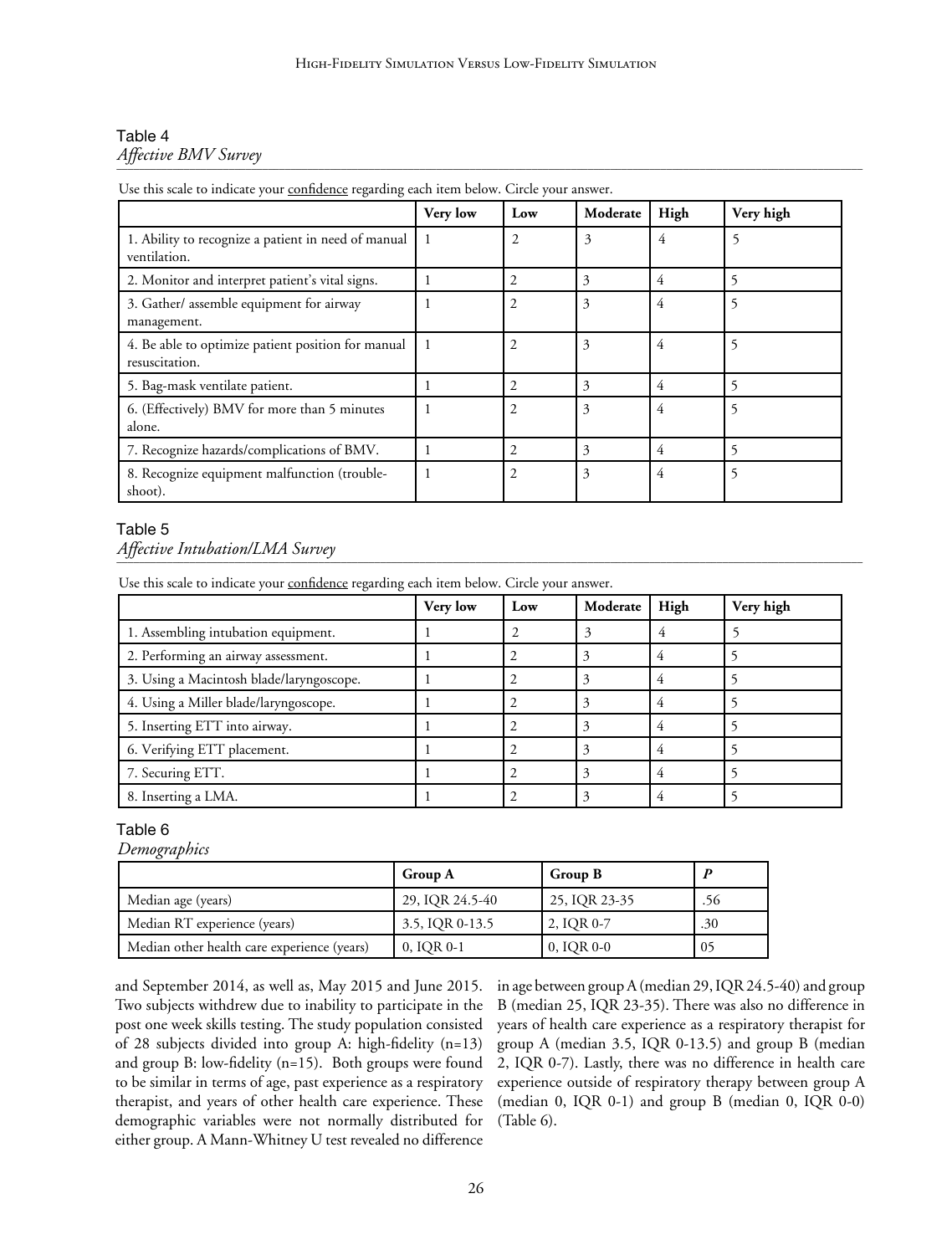Table 4
*Affective BMV Survey*

Use this scale to indicate your <u>confidence</u> regarding each item below. Circle your answer.

| | Very low | Low | Moderate | High | Very high |
|---|---|---|---|---|---|
| 1. Ability to recognize a patient in need of manual ventilation. | 1 | 2 | 3 | 4 | 5 |
| 2. Monitor and interpret patient's vital signs. | 1 | 2 | 3 | 4 | 5 |
| 3. Gather/ assemble equipment for airway management. | 1 | 2 | 3 | 4 | 5 |
| 4. Be able to optimize patient position for manual resuscitation. | 1 | 2 | 3 | 4 | 5 |
| 5. Bag-mask ventilate patient. | 1 | 2 | 3 | 4 | 5 |
| 6. (Effectively) BMV for more than 5 minutes alone. | 1 | 2 | 3 | 4 | 5 |
| 7. Recognize hazards/complications of BMV. | 1 | 2 | 3 | 4 | 5 |
| 8. Recognize equipment malfunction (trouble-shoot). | 1 | 2 | 3 | 4 | 5 |

Table 5
*Affective Intubation/LMA Survey*

Use this scale to indicate your <u>confidence</u> regarding each item below. Circle your answer.

| | Very low | Low | Moderate | High | Very high |
|---|---|---|---|---|---|
| 1. Assembling intubation equipment. | 1 | 2 | 3 | 4 | 5 |
| 2. Performing an airway assessment. | 1 | 2 | 3 | 4 | 5 |
| 3. Using a Macintosh blade/laryngoscope. | 1 | 2 | 3 | 4 | 5 |
| 4. Using a Miller blade/laryngoscope. | 1 | 2 | 3 | 4 | 5 |
| 5. Inserting ETT into airway. | 1 | 2 | 3 | 4 | 5 |
| 6. Verifying ETT placement. | 1 | 2 | 3 | 4 | 5 |
| 7. Securing ETT. | 1 | 2 | 3 | 4 | 5 |
| 8. Inserting a LMA. | 1 | 2 | 3 | 4 | 5 |

Table 6
*Demographics*

| | Group A | Group B | *P* |
|---|---|---|---|
| Median age (years) | 29, IQR 24.5-40 | 25, IQR 23-35 | .56 |
| Median RT experience (years) | 3.5, IQR 0-13.5 | 2, IQR 0-7 | .30 |
| Median other health care experience (years) | 0, IQR 0-1 | 0, IQR 0-0 | 05 |

and September 2014, as well as, May 2015 and June 2015. Two subjects withdrew due to inability to participate in the post one week skills testing. The study population consisted of 28 subjects divided into group A: high-fidelity (n=13) and group B: low-fidelity (n=15). Both groups were found to be similar in terms of age, past experience as a respiratory therapist, and years of other health care experience. These demographic variables were not normally distributed for either group. A Mann-Whitney U test revealed no difference in age between group A (median 29, IQR 24.5-40) and group B (median 25, IQR 23-35). There was also no difference in years of health care experience as a respiratory therapist for group A (median 3.5, IQR 0-13.5) and group B (median 2, IQR 0-7). Lastly, there was no difference in health care experience outside of respiratory therapy between group A (median 0, IQR 0-1) and group B (median 0, IQR 0-0) (Table 6).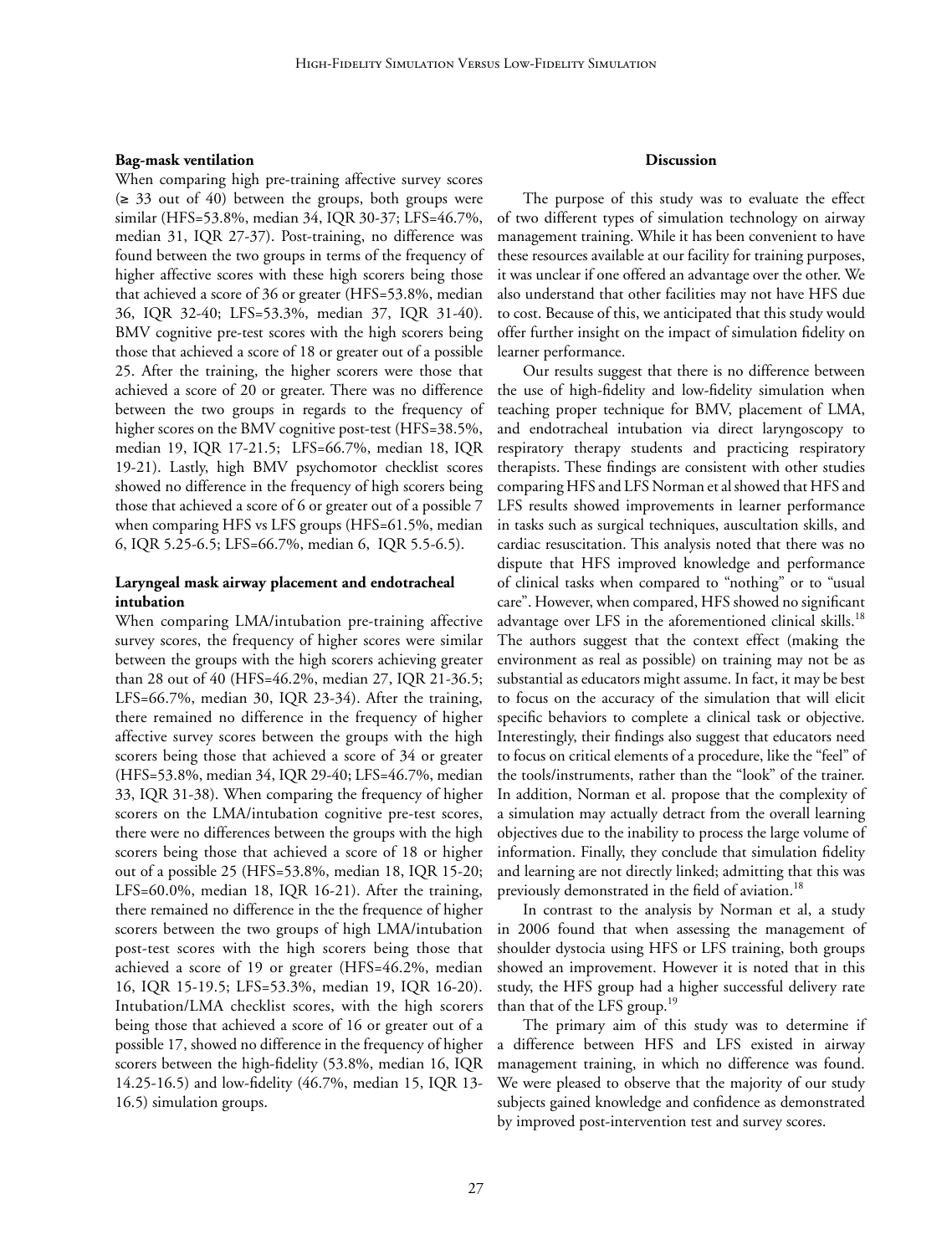### Bag-mask ventilation

When comparing high pre-training affective survey scores (≥ 33 out of 40) between the groups, both groups were similar (HFS=53.8%, median 34, IQR 30-37; LFS=46.7%, median 31, IQR 27-37). Post-training, no difference was found between the two groups in terms of the frequency of higher affective scores with these high scorers being those that achieved a score of 36 or greater (HFS=53.8%, median 36, IQR 32-40; LFS=53.3%, median 37, IQR 31-40). BMV cognitive pre-test scores with the high scorers being those that achieved a score of 18 or greater out of a possible 25. After the training, the higher scorers were those that achieved a score of 20 or greater. There was no difference between the two groups in regards to the frequency of higher scores on the BMV cognitive post-test (HFS=38.5%, median 19, IQR 17-21.5; LFS=66.7%, median 18, IQR 19-21). Lastly, high BMV psychomotor checklist scores showed no difference in the frequency of high scorers being those that achieved a score of 6 or greater out of a possible 7 when comparing HFS vs LFS groups (HFS=61.5%, median 6, IQR 5.25-6.5; LFS=66.7%, median 6, IQR 5.5-6.5).

### Laryngeal mask airway placement and endotracheal intubation

When comparing LMA/intubation pre-training affective survey scores, the frequency of higher scores were similar between the groups with the high scorers achieving greater than 28 out of 40 (HFS=46.2%, median 27, IQR 21-36.5; LFS=66.7%, median 30, IQR 23-34). After the training, there remained no difference in the frequency of higher affective survey scores between the groups with the high scorers being those that achieved a score of 34 or greater (HFS=53.8%, median 34, IQR 29-40; LFS=46.7%, median 33, IQR 31-38). When comparing the frequency of higher scorers on the LMA/intubation cognitive pre-test scores, there were no differences between the groups with the high scorers being those that achieved a score of 18 or higher out of a possible 25 (HFS=53.8%, median 18, IQR 15-20; LFS=60.0%, median 18, IQR 16-21). After the training, there remained no difference in the the frequence of higher scorers between the two groups of high LMA/intubation post-test scores with the high scorers being those that achieved a score of 19 or greater (HFS=46.2%, median 16, IQR 15-19.5; LFS=53.3%, median 19, IQR 16-20). Intubation/LMA checklist scores, with the high scorers being those that achieved a score of 16 or greater out of a possible 17, showed no difference in the frequency of higher scorers between the high-fidelity (53.8%, median 16, IQR 14.25-16.5) and low-fidelity (46.7%, median 15, IQR 13-16.5) simulation groups.

## Discussion

The purpose of this study was to evaluate the effect of two different types of simulation technology on airway management training. While it has been convenient to have these resources available at our facility for training purposes, it was unclear if one offered an advantage over the other. We also understand that other facilities may not have HFS due to cost. Because of this, we anticipated that this study would offer further insight on the impact of simulation fidelity on learner performance.

Our results suggest that there is no difference between the use of high-fidelity and low-fidelity simulation when teaching proper technique for BMV, placement of LMA, and endotracheal intubation via direct laryngoscopy to respiratory therapy students and practicing respiratory therapists. These findings are consistent with other studies comparing HFS and LFS Norman et al showed that HFS and LFS results showed improvements in learner performance in tasks such as surgical techniques, auscultation skills, and cardiac resuscitation. This analysis noted that there was no dispute that HFS improved knowledge and performance of clinical tasks when compared to "nothing" or to "usual care". However, when compared, HFS showed no significant advantage over LFS in the aforementioned clinical skills.[18] The authors suggest that the context effect (making the environment as real as possible) on training may not be as substantial as educators might assume. In fact, it may be best to focus on the accuracy of the simulation that will elicit specific behaviors to complete a clinical task or objective. Interestingly, their findings also suggest that educators need to focus on critical elements of a procedure, like the "feel" of the tools/instruments, rather than the "look" of the trainer. In addition, Norman et al. propose that the complexity of a simulation may actually detract from the overall learning objectives due to the inability to process the large volume of information. Finally, they conclude that simulation fidelity and learning are not directly linked; admitting that this was previously demonstrated in the field of aviation.[18]

In contrast to the analysis by Norman et al, a study in 2006 found that when assessing the management of shoulder dystocia using HFS or LFS training, both groups showed an improvement. However it is noted that in this study, the HFS group had a higher successful delivery rate than that of the LFS group.[19]

The primary aim of this study was to determine if a difference between HFS and LFS existed in airway management training, in which no difference was found. We were pleased to observe that the majority of our study subjects gained knowledge and confidence as demonstrated by improved post-intervention test and survey scores.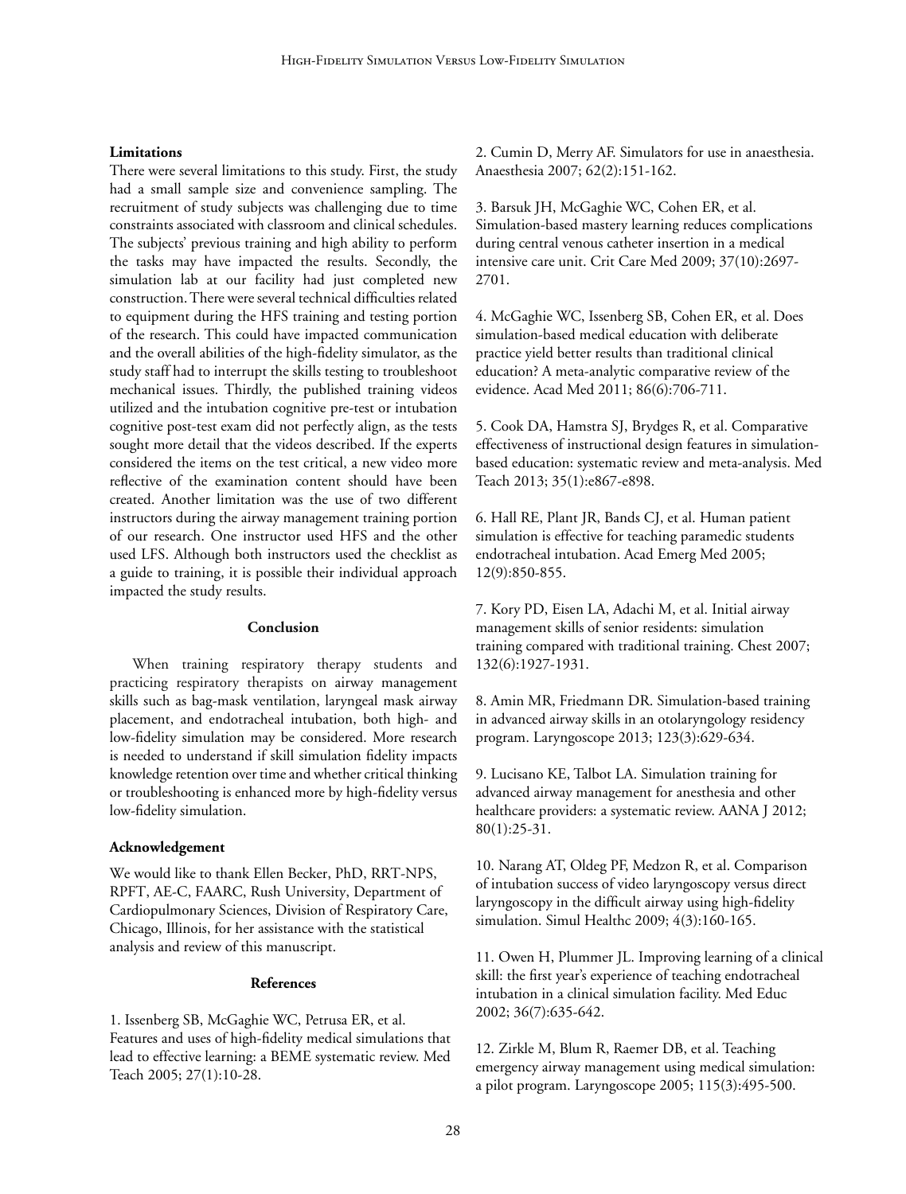**Limitations**

There were several limitations to this study. First, the study had a small sample size and convenience sampling. The recruitment of study subjects was challenging due to time constraints associated with classroom and clinical schedules. The subjects' previous training and high ability to perform the tasks may have impacted the results. Secondly, the simulation lab at our facility had just completed new construction. There were several technical difficulties related to equipment during the HFS training and testing portion of the research. This could have impacted communication and the overall abilities of the high-fidelity simulator, as the study staff had to interrupt the skills testing to troubleshoot mechanical issues. Thirdly, the published training videos utilized and the intubation cognitive pre-test or intubation cognitive post-test exam did not perfectly align, as the tests sought more detail that the videos described. If the experts considered the items on the test critical, a new video more reflective of the examination content should have been created. Another limitation was the use of two different instructors during the airway management training portion of our research. One instructor used HFS and the other used LFS. Although both instructors used the checklist as a guide to training, it is possible their individual approach impacted the study results.

## Conclusion

When training respiratory therapy students and practicing respiratory therapists on airway management skills such as bag-mask ventilation, laryngeal mask airway placement, and endotracheal intubation, both high- and low-fidelity simulation may be considered. More research is needed to understand if skill simulation fidelity impacts knowledge retention over time and whether critical thinking or troubleshooting is enhanced more by high-fidelity versus low-fidelity simulation.

**Acknowledgement**

We would like to thank Ellen Becker, PhD, RRT-NPS, RPFT, AE-C, FAARC, Rush University, Department of Cardiopulmonary Sciences, Division of Respiratory Care, Chicago, Illinois, for her assistance with the statistical analysis and review of this manuscript.

## References

1. Issenberg SB, McGaghie WC, Petrusa ER, et al. Features and uses of high-fidelity medical simulations that lead to effective learning: a BEME systematic review. Med Teach 2005; 27(1):10-28.

2. Cumin D, Merry AF. Simulators for use in anaesthesia. Anaesthesia 2007; 62(2):151-162.

3. Barsuk JH, McGaghie WC, Cohen ER, et al. Simulation-based mastery learning reduces complications during central venous catheter insertion in a medical intensive care unit. Crit Care Med 2009; 37(10):2697-2701.

4. McGaghie WC, Issenberg SB, Cohen ER, et al. Does simulation-based medical education with deliberate practice yield better results than traditional clinical education? A meta-analytic comparative review of the evidence. Acad Med 2011; 86(6):706-711.

5. Cook DA, Hamstra SJ, Brydges R, et al. Comparative effectiveness of instructional design features in simulation-based education: systematic review and meta-analysis. Med Teach 2013; 35(1):e867-e898.

6. Hall RE, Plant JR, Bands CJ, et al. Human patient simulation is effective for teaching paramedic students endotracheal intubation. Acad Emerg Med 2005; 12(9):850-855.

7. Kory PD, Eisen LA, Adachi M, et al. Initial airway management skills of senior residents: simulation training compared with traditional training. Chest 2007; 132(6):1927-1931.

8. Amin MR, Friedmann DR. Simulation-based training in advanced airway skills in an otolaryngology residency program. Laryngoscope 2013; 123(3):629-634.

9. Lucisano KE, Talbot LA. Simulation training for advanced airway management for anesthesia and other healthcare providers: a systematic review. AANA J 2012; 80(1):25-31.

10. Narang AT, Oldeg PF, Medzon R, et al. Comparison of intubation success of video laryngoscopy versus direct laryngoscopy in the difficult airway using high-fidelity simulation. Simul Healthc 2009; 4(3):160-165.

11. Owen H, Plummer JL. Improving learning of a clinical skill: the first year's experience of teaching endotracheal intubation in a clinical simulation facility. Med Educ 2002; 36(7):635-642.

12. Zirkle M, Blum R, Raemer DB, et al. Teaching emergency airway management using medical simulation: a pilot program. Laryngoscope 2005; 115(3):495-500.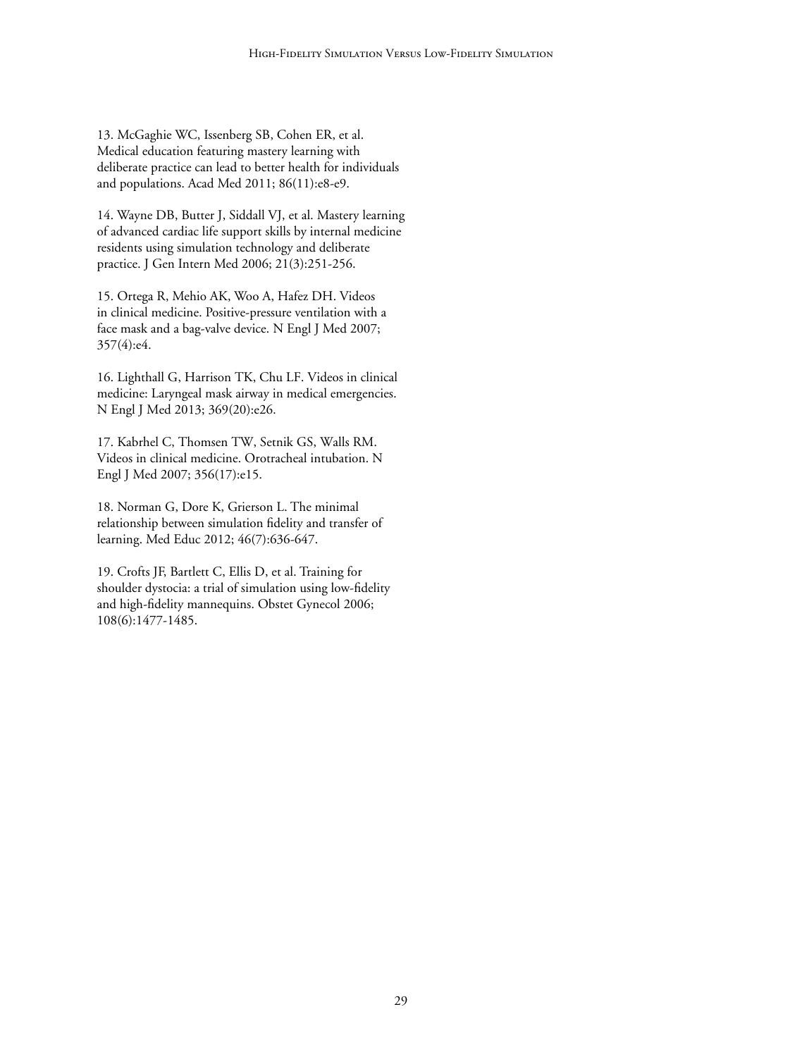13. McGaghie WC, Issenberg SB, Cohen ER, et al. Medical education featuring mastery learning with deliberate practice can lead to better health for individuals and populations. Acad Med 2011; 86(11):e8-e9.

14. Wayne DB, Butter J, Siddall VJ, et al. Mastery learning of advanced cardiac life support skills by internal medicine residents using simulation technology and deliberate practice. J Gen Intern Med 2006; 21(3):251-256.

15. Ortega R, Mehio AK, Woo A, Hafez DH. Videos in clinical medicine. Positive-pressure ventilation with a face mask and a bag-valve device. N Engl J Med 2007; 357(4):e4.

16. Lighthall G, Harrison TK, Chu LF. Videos in clinical medicine: Laryngeal mask airway in medical emergencies. N Engl J Med 2013; 369(20):e26.

17. Kabrhel C, Thomsen TW, Setnik GS, Walls RM. Videos in clinical medicine. Orotracheal intubation. N Engl J Med 2007; 356(17):e15.

18. Norman G, Dore K, Grierson L. The minimal relationship between simulation fidelity and transfer of learning. Med Educ 2012; 46(7):636-647.

19. Crofts JF, Bartlett C, Ellis D, et al. Training for shoulder dystocia: a trial of simulation using low-fidelity and high-fidelity mannequins. Obstet Gynecol 2006; 108(6):1477-1485.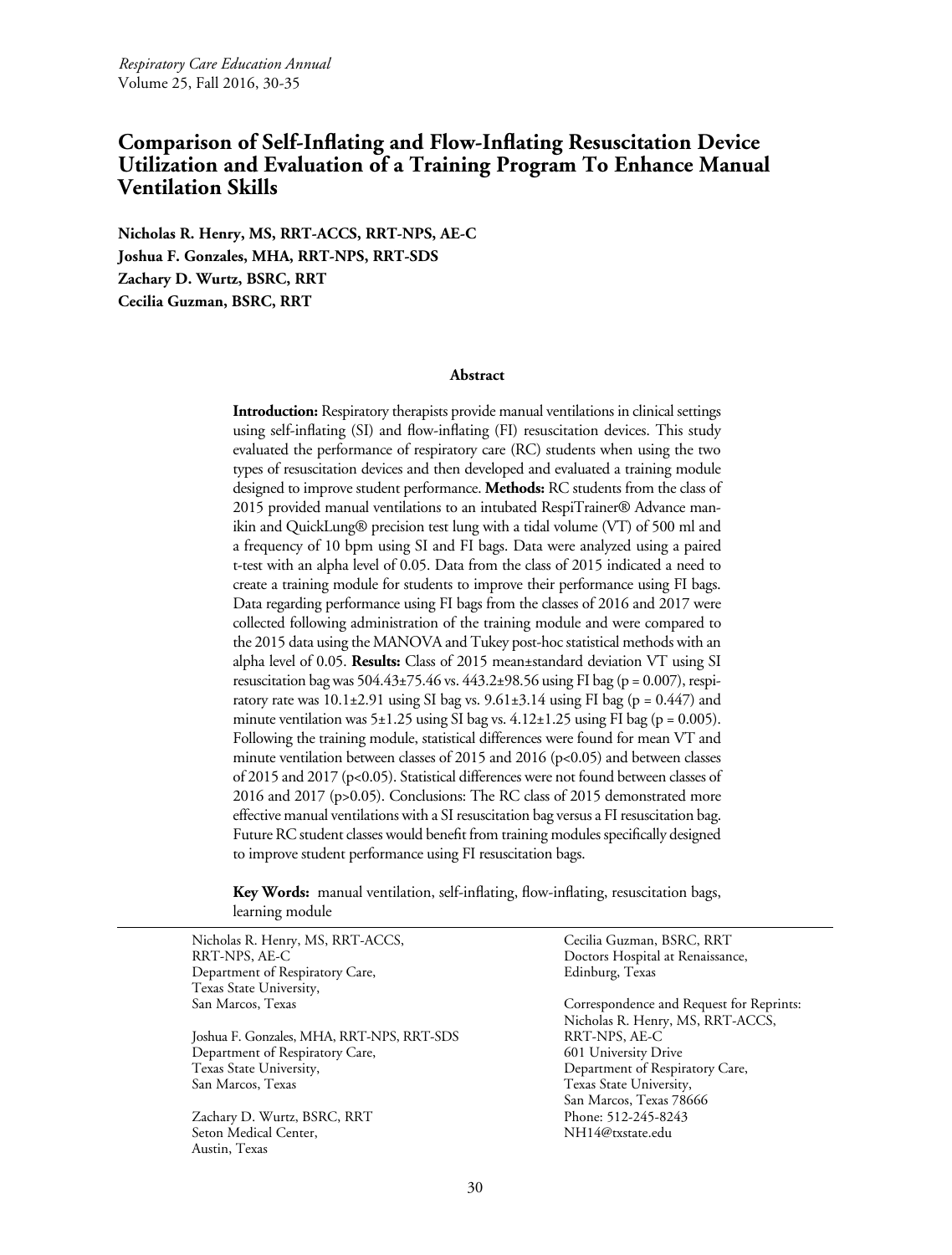# Comparison of Self-Inflating and Flow-Inflating Resuscitation Device Utilization and Evaluation of a Training Program To Enhance Manual Ventilation Skills

**Nicholas R. Henry, MS, RRT-ACCS, RRT-NPS, AE-C**
**Joshua F. Gonzales, MHA, RRT-NPS, RRT-SDS**
**Zachary D. Wurtz, BSRC, RRT**
**Cecilia Guzman, BSRC, RRT**

## Abstract

**Introduction:** Respiratory therapists provide manual ventilations in clinical settings using self-inflating (SI) and flow-inflating (FI) resuscitation devices. This study evaluated the performance of respiratory care (RC) students when using the two types of resuscitation devices and then developed and evaluated a training module designed to improve student performance. **Methods:** RC students from the class of 2015 provided manual ventilations to an intubated RespiTrainer® Advance manikin and QuickLung® precision test lung with a tidal volume (VT) of 500 ml and a frequency of 10 bpm using SI and FI bags. Data were analyzed using a paired t-test with an alpha level of 0.05. Data from the class of 2015 indicated a need to create a training module for students to improve their performance using FI bags. Data regarding performance using FI bags from the classes of 2016 and 2017 were collected following administration of the training module and were compared to the 2015 data using the MANOVA and Tukey post-hoc statistical methods with an alpha level of 0.05. **Results:** Class of 2015 mean±standard deviation VT using SI resuscitation bag was 504.43±75.46 vs. 443.2±98.56 using FI bag ($p = 0.007$), respiratory rate was 10.1±2.91 using SI bag vs. 9.61±3.14 using FI bag ($p = 0.447$) and minute ventilation was 5±1.25 using SI bag vs. 4.12±1.25 using FI bag ($p = 0.005$). Following the training module, statistical differences were found for mean VT and minute ventilation between classes of 2015 and 2016 ($p<0.05$) and between classes of 2015 and 2017 ($p<0.05$). Statistical differences were not found between classes of 2016 and 2017 ($p>0.05$). Conclusions: The RC class of 2015 demonstrated more effective manual ventilations with a SI resuscitation bag versus a FI resuscitation bag. Future RC student classes would benefit from training modules specifically designed to improve student performance using FI resuscitation bags.

**Key Words:** manual ventilation, self-inflating, flow-inflating, resuscitation bags, learning module

---

Nicholas R. Henry, MS, RRT-ACCS, RRT-NPS, AE-C
Department of Respiratory Care,
Texas State University,
San Marcos, Texas

Joshua F. Gonzales, MHA, RRT-NPS, RRT-SDS
Department of Respiratory Care,
Texas State University,
San Marcos, Texas

Zachary D. Wurtz, BSRC, RRT
Seton Medical Center,
Austin, Texas

Cecilia Guzman, BSRC, RRT
Doctors Hospital at Renaissance,
Edinburg, Texas

Correspondence and Request for Reprints:
Nicholas R. Henry, MS, RRT-ACCS, RRT-NPS, AE-C
601 University Drive
Department of Respiratory Care,
Texas State University,
San Marcos, Texas 78666
Phone: 512-245-8243
NH14@txstate.edu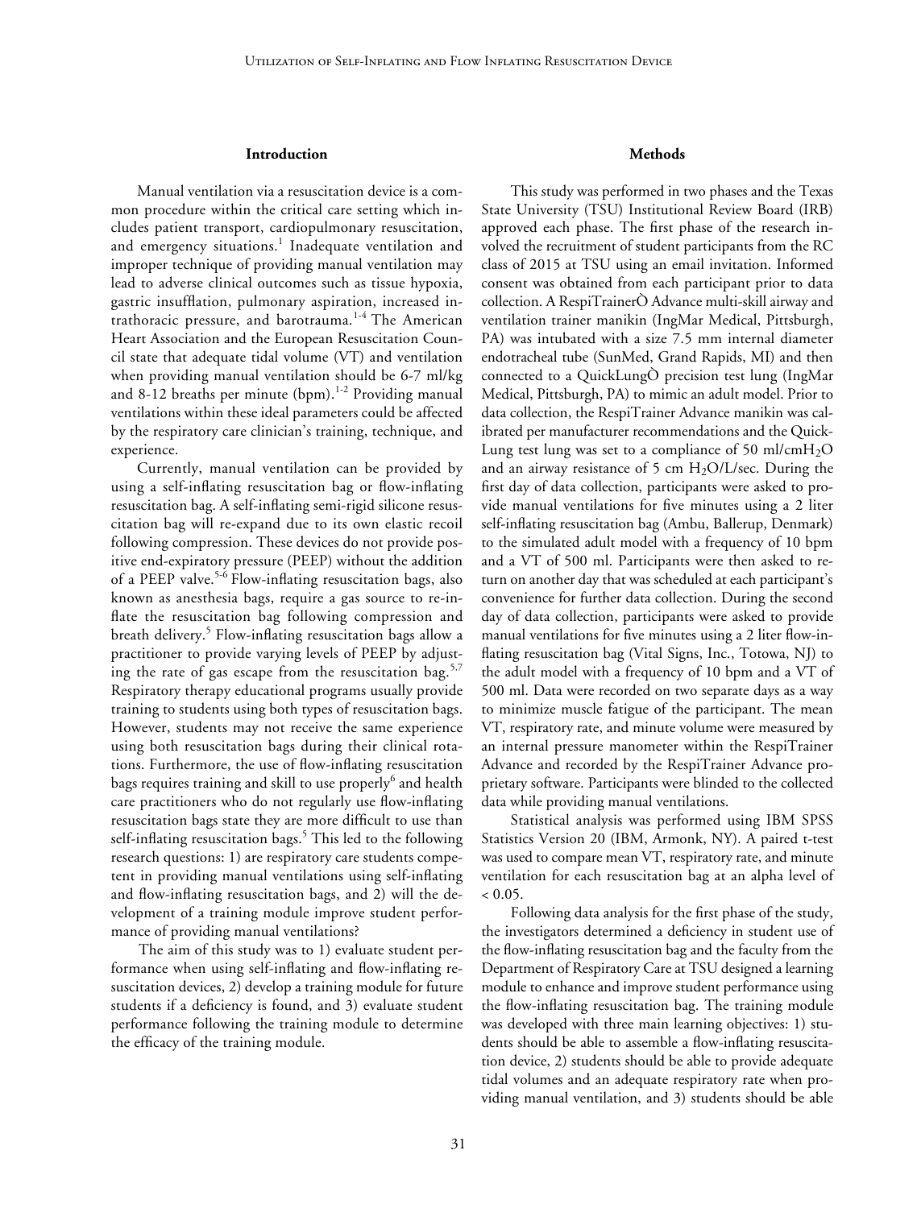## Introduction

Manual ventilation via a resuscitation device is a common procedure within the critical care setting which includes patient transport, cardiopulmonary resuscitation, and emergency situations.[1] Inadequate ventilation and improper technique of providing manual ventilation may lead to adverse clinical outcomes such as tissue hypoxia, gastric insufflation, pulmonary aspiration, increased intrathoracic pressure, and barotrauma.[1-4] The American Heart Association and the European Resuscitation Council state that adequate tidal volume (VT) and ventilation when providing manual ventilation should be 6-7 ml/kg and 8-12 breaths per minute (bpm).[1-2] Providing manual ventilations within these ideal parameters could be affected by the respiratory care clinician's training, technique, and experience.

Currently, manual ventilation can be provided by using a self-inflating resuscitation bag or flow-inflating resuscitation bag. A self-inflating semi-rigid silicone resuscitation bag will re-expand due to its own elastic recoil following compression. These devices do not provide positive end-expiratory pressure (PEEP) without the addition of a PEEP valve.[5-6] Flow-inflating resuscitation bags, also known as anesthesia bags, require a gas source to re-inflate the resuscitation bag following compression and breath delivery.[5] Flow-inflating resuscitation bags allow a practitioner to provide varying levels of PEEP by adjusting the rate of gas escape from the resuscitation bag.[5,7] Respiratory therapy educational programs usually provide training to students using both types of resuscitation bags. However, students may not receive the same experience using both resuscitation bags during their clinical rotations. Furthermore, the use of flow-inflating resuscitation bags requires training and skill to use properly[6] and health care practitioners who do not regularly use flow-inflating resuscitation bags state they are more difficult to use than self-inflating resuscitation bags.[5] This led to the following research questions: 1) are respiratory care students competent in providing manual ventilations using self-inflating and flow-inflating resuscitation bags, and 2) will the development of a training module improve student performance of providing manual ventilations?

The aim of this study was to 1) evaluate student performance when using self-inflating and flow-inflating resuscitation devices, 2) develop a training module for future students if a deficiency is found, and 3) evaluate student performance following the training module to determine the efficacy of the training module.

## Methods

This study was performed in two phases and the Texas State University (TSU) Institutional Review Board (IRB) approved each phase. The first phase of the research involved the recruitment of student participants from the RC class of 2015 at TSU using an email invitation. Informed consent was obtained from each participant prior to data collection. A RespiTrainerÒ Advance multi-skill airway and ventilation trainer manikin (IngMar Medical, Pittsburgh, PA) was intubated with a size 7.5 mm internal diameter endotracheal tube (SunMed, Grand Rapids, MI) and then connected to a QuickLungÒ precision test lung (IngMar Medical, Pittsburgh, PA) to mimic an adult model. Prior to data collection, the RespiTrainer Advance manikin was calibrated per manufacturer recommendations and the QuickLung test lung was set to a compliance of 50 ml/cm$H_2O$ and an airway resistance of 5 cm $H_2O$/L/sec. During the first day of data collection, participants were asked to provide manual ventilations for five minutes using a 2 liter self-inflating resuscitation bag (Ambu, Ballerup, Denmark) to the simulated adult model with a frequency of 10 bpm and a VT of 500 ml. Participants were then asked to return on another day that was scheduled at each participant's convenience for further data collection. During the second day of data collection, participants were asked to provide manual ventilations for five minutes using a 2 liter flow-inflating resuscitation bag (Vital Signs, Inc., Totowa, NJ) to the adult model with a frequency of 10 bpm and a VT of 500 ml. Data were recorded on two separate days as a way to minimize muscle fatigue of the participant. The mean VT, respiratory rate, and minute volume were measured by an internal pressure manometer within the RespiTrainer Advance and recorded by the RespiTrainer Advance proprietary software. Participants were blinded to the collected data while providing manual ventilations.

Statistical analysis was performed using IBM SPSS Statistics Version 20 (IBM, Armonk, NY). A paired t-test was used to compare mean VT, respiratory rate, and minute ventilation for each resuscitation bag at an alpha level of $< 0.05$.

Following data analysis for the first phase of the study, the investigators determined a deficiency in student use of the flow-inflating resuscitation bag and the faculty from the Department of Respiratory Care at TSU designed a learning module to enhance and improve student performance using the flow-inflating resuscitation bag. The training module was developed with three main learning objectives: 1) students should be able to assemble a flow-inflating resuscitation device, 2) students should be able to provide adequate tidal volumes and an adequate respiratory rate when providing manual ventilation, and 3) students should be able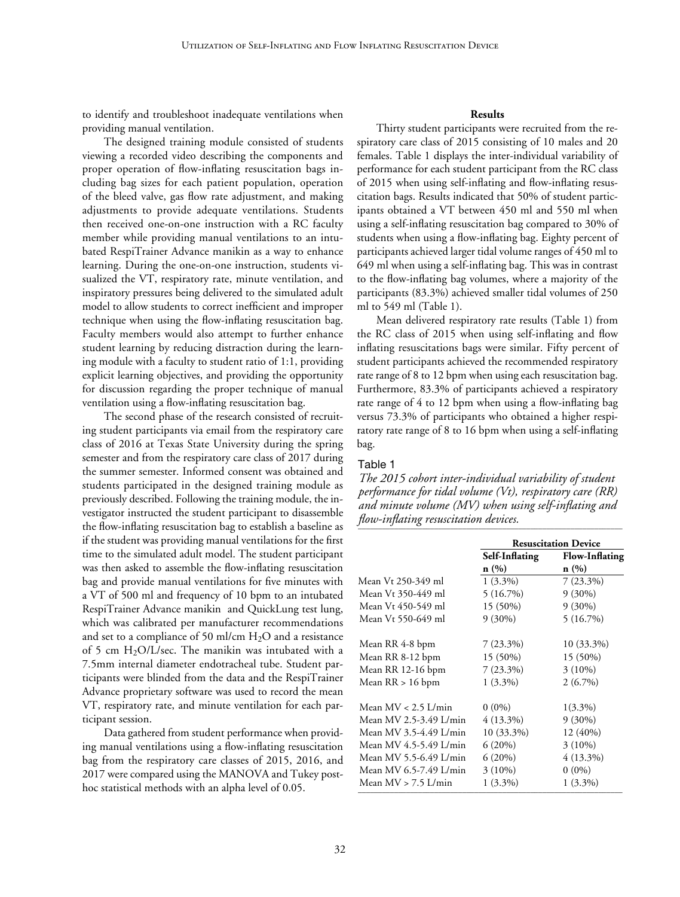to identify and troubleshoot inadequate ventilations when providing manual ventilation.

The designed training module consisted of students viewing a recorded video describing the components and proper operation of flow-inflating resuscitation bags including bag sizes for each patient population, operation of the bleed valve, gas flow rate adjustment, and making adjustments to provide adequate ventilations. Students then received one-on-one instruction with a RC faculty member while providing manual ventilations to an intubated RespiTrainer Advance manikin as a way to enhance learning. During the one-on-one instruction, students visualized the VT, respiratory rate, minute ventilation, and inspiratory pressures being delivered to the simulated adult model to allow students to correct inefficient and improper technique when using the flow-inflating resuscitation bag. Faculty members would also attempt to further enhance student learning by reducing distraction during the learning module with a faculty to student ratio of 1:1, providing explicit learning objectives, and providing the opportunity for discussion regarding the proper technique of manual ventilation using a flow-inflating resuscitation bag.

The second phase of the research consisted of recruiting student participants via email from the respiratory care class of 2016 at Texas State University during the spring semester and from the respiratory care class of 2017 during the summer semester. Informed consent was obtained and students participated in the designed training module as previously described. Following the training module, the investigator instructed the student participant to disassemble the flow-inflating resuscitation bag to establish a baseline as if the student was providing manual ventilations for the first time to the simulated adult model. The student participant was then asked to assemble the flow-inflating resuscitation bag and provide manual ventilations for five minutes with a VT of 500 ml and frequency of 10 bpm to an intubated RespiTrainer Advance manikin and QuickLung test lung, which was calibrated per manufacturer recommendations and set to a compliance of 50 ml/cm $H_2O$ and a resistance of 5 cm $H_2O$/L/sec. The manikin was intubated with a 7.5mm internal diameter endotracheal tube. Student participants were blinded from the data and the RespiTrainer Advance proprietary software was used to record the mean VT, respiratory rate, and minute ventilation for each participant session.

Data gathered from student performance when providing manual ventilations using a flow-inflating resuscitation bag from the respiratory care classes of 2015, 2016, and 2017 were compared using the MANOVA and Tukey post-hoc statistical methods with an alpha level of 0.05.

## Results

Thirty student participants were recruited from the respiratory care class of 2015 consisting of 10 males and 20 females. Table 1 displays the inter-individual variability of performance for each student participant from the RC class of 2015 when using self-inflating and flow-inflating resuscitation bags. Results indicated that 50% of student participants obtained a VT between 450 ml and 550 ml when using a self-inflating resuscitation bag compared to 30% of students when using a flow-inflating bag. Eighty percent of participants achieved larger tidal volume ranges of 450 ml to 649 ml when using a self-inflating bag. This was in contrast to the flow-inflating bag volumes, where a majority of the participants (83.3%) achieved smaller tidal volumes of 250 ml to 549 ml (Table 1).

Mean delivered respiratory rate results (Table 1) from the RC class of 2015 when using self-inflating and flow inflating resuscitations bags were similar. Fifty percent of student participants achieved the recommended respiratory rate range of 8 to 12 bpm when using each resuscitation bag. Furthermore, 83.3% of participants achieved a respiratory rate range of 4 to 12 bpm when using a flow-inflating bag versus 73.3% of participants who obtained a higher respiratory rate range of 8 to 16 bpm when using a self-inflating bag.

Table 1

*The 2015 cohort inter-individual variability of student performance for tidal volume (Vt), respiratory care (RR) and minute volume (MV) when using self-inflating and flow-inflating resuscitation devices.*

| | Resuscitation Device | |
|---|---|---|
| | **Self-Inflating n (%)** | **Flow-Inflating n (%)** |
| Mean Vt 250-349 ml | 1 (3.3%) | 7 (23.3%) |
| Mean Vt 350-449 ml | 5 (16.7%) | 9 (30%) |
| Mean Vt 450-549 ml | 15 (50%) | 9 (30%) |
| Mean Vt 550-649 ml | 9 (30%) | 5 (16.7%) |
| Mean RR 4-8 bpm | 7 (23.3%) | 10 (33.3%) |
| Mean RR 8-12 bpm | 15 (50%) | 15 (50%) |
| Mean RR 12-16 bpm | 7 (23.3%) | 3 (10%) |
| Mean RR > 16 bpm | 1 (3.3%) | 2 (6.7%) |
| Mean MV < 2.5 L/min | 0 (0%) | 1(3.3%) |
| Mean MV 2.5-3.49 L/min | 4 (13.3%) | 9 (30%) |
| Mean MV 3.5-4.49 L/min | 10 (33.3%) | 12 (40%) |
| Mean MV 4.5-5.49 L/min | 6 (20%) | 3 (10%) |
| Mean MV 5.5-6.49 L/min | 6 (20%) | 4 (13.3%) |
| Mean MV 6.5-7.49 L/min | 3 (10%) | 0 (0%) |
| Mean MV > 7.5 L/min | 1 (3.3%) | 1 (3.3%) |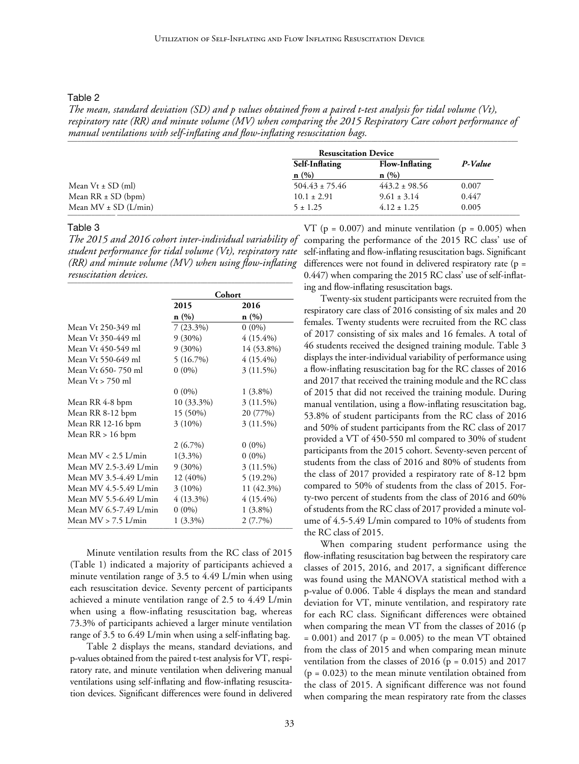Table 2

*The mean, standard deviation (SD) and p values obtained from a paired t-test analysis for tidal volume (Vt), respiratory rate (RR) and minute volume (MV) when comparing the 2015 Respiratory Care cohort performance of manual ventilations with self-inflating and flow-inflating resuscitation bags.*

| | Resuscitation Device | | |
|---|---|---|---|
| | **Self-Inflating n (%)** | **Flow-Inflating n (%)** | ***P-Value*** |
| Mean Vt ± SD (ml) | 504.43 ± 75.46 | 443.2 ± 98.56 | 0.007 |
| Mean RR ± SD (bpm) | 10.1 ± 2.91 | 9.61 ± 3.14 | 0.447 |
| Mean MV ± SD (L/min) | 5 ± 1.25 | 4.12 ± 1.25 | 0.005 |

Table 3

*The 2015 and 2016 cohort inter-individual variability of student performance for tidal volume (Vt), respiratory rate (RR) and minute volume (MV) when using flow-inflating resuscitation devices.*

| | Cohort | |
|---|---|---|
| | **2015 n (%)** | **2016 n (%)** |
| Mean Vt 250-349 ml | 7 (23.3%) | 0 (0%) |
| Mean Vt 350-449 ml | 9 (30%) | 4 (15.4%) |
| Mean Vt 450-549 ml | 9 (30%) | 14 (53.8%) |
| Mean Vt 550-649 ml | 5 (16.7%) | 4 (15.4%) |
| Mean Vt 650- 750 ml | 0 (0%) | 3 (11.5%) |
| Mean Vt > 750 ml | 0 (0%) | 1 (3.8%) |
| Mean RR 4-8 bpm | 10 (33.3%) | 3 (11.5%) |
| Mean RR 8-12 bpm | 15 (50%) | 20 (77%) |
| Mean RR 12-16 bpm | 3 (10%) | 3 (11.5%) |
| Mean RR > 16 bpm | 2 (6.7%) | 0 (0%) |
| Mean MV < 2.5 L/min | 1(3.3%) | 0 (0%) |
| Mean MV 2.5-3.49 L/min | 9 (30%) | 3 (11.5%) |
| Mean MV 3.5-4.49 L/min | 12 (40%) | 5 (19.2%) |
| Mean MV 4.5-5.49 L/min | 3 (10%) | 11 (42.3%) |
| Mean MV 5.5-6.49 L/min | 4 (13.3%) | 4 (15.4%) |
| Mean MV 6.5-7.49 L/min | 0 (0%) | 1 (3.8%) |
| Mean MV > 7.5 L/min | 1 (3.3%) | 2 (7.7%) |

Minute ventilation results from the RC class of 2015 (Table 1) indicated a majority of participants achieved a minute ventilation range of 3.5 to 4.49 L/min when using each resuscitation device. Seventy percent of participants achieved a minute ventilation range of 2.5 to 4.49 L/min when using a flow-inflating resuscitation bag, whereas 73.3% of participants achieved a larger minute ventilation range of 3.5 to 6.49 L/min when using a self-inflating bag.

Table 2 displays the means, standard deviations, and p-values obtained from the paired t-test analysis for VT, respiratory rate, and minute ventilation when delivering manual ventilations using self-inflating and flow-inflating resuscitation devices. Significant differences were found in delivered VT ($p = 0.007$) and minute ventilation ($p = 0.005$) when comparing the performance of the 2015 RC class' use of self-inflating and flow-inflating resuscitation bags. Significant differences were not found in delivered respiratory rate ($p = 0.447$) when comparing the 2015 RC class' use of self-inflating and flow-inflating resuscitation bags.

Twenty-six student participants were recruited from the respiratory care class of 2016 consisting of six males and 20 females. Twenty students were recruited from the RC class of 2017 consisting of six males and 16 females. A total of 46 students received the designed training module. Table 3 displays the inter-individual variability of performance using a flow-inflating resuscitation bag for the RC classes of 2016 and 2017 that received the training module and the RC class of 2015 that did not received the training module. During manual ventilation, using a flow-inflating resuscitation bag, 53.8% of student participants from the RC class of 2016 and 50% of student participants from the RC class of 2017 provided a VT of 450-550 ml compared to 30% of student participants from the 2015 cohort. Seventy-seven percent of students from the class of 2016 and 80% of students from the class of 2017 provided a respiratory rate of 8-12 bpm compared to 50% of students from the class of 2015. Forty-two percent of students from the class of 2016 and 60% of students from the RC class of 2017 provided a minute volume of 4.5-5.49 L/min compared to 10% of students from the RC class of 2015.

When comparing student performance using the flow-inflating resuscitation bag between the respiratory care classes of 2015, 2016, and 2017, a significant difference was found using the MANOVA statistical method with a p-value of 0.006. Table 4 displays the mean and standard deviation for VT, minute ventilation, and respiratory rate for each RC class. Significant differences were obtained when comparing the mean VT from the classes of 2016 ($p = 0.001$) and 2017 ($p = 0.005$) to the mean VT obtained from the class of 2015 and when comparing mean minute ventilation from the classes of 2016 ($p = 0.015$) and 2017 ($p = 0.023$) to the mean minute ventilation obtained from the class of 2015. A significant difference was not found when comparing the mean respiratory rate from the classes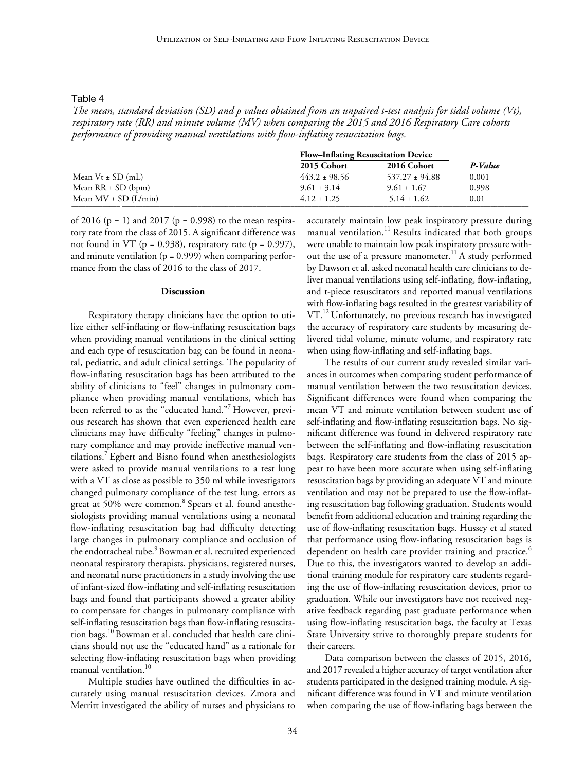Table 4

*The mean, standard deviation (SD) and p values obtained from an unpaired t-test analysis for tidal volume (Vt), respiratory rate (RR) and minute volume (MV) when comparing the 2015 and 2016 Respiratory Care cohorts performance of providing manual ventilations with flow-inflating resuscitation bags.*

| | **Flow–Inflating Resuscitation Device** | | |
|---|---|---|---|
| | **2015 Cohort** | **2016 Cohort** | ***P-Value*** |
| Mean Vt ± SD (mL) | 443.2 ± 98.56 | 537.27 ± 94.88 | 0.001 |
| Mean RR ± SD (bpm) | 9.61 ± 3.14 | 9.61 ± 1.67 | 0.998 |
| Mean MV ± SD (L/min) | 4.12 ± 1.25 | 5.14 ± 1.62 | 0.01 |

of 2016 ($p = 1$) and 2017 ($p = 0.998$) to the mean respiratory rate from the class of 2015. A significant difference was not found in VT ($p = 0.938$), respiratory rate ($p = 0.997$), and minute ventilation ($p = 0.999$) when comparing performance from the class of 2016 to the class of 2017.

## Discussion

Respiratory therapy clinicians have the option to utilize either self-inflating or flow-inflating resuscitation bags when providing manual ventilations in the clinical setting and each type of resuscitation bag can be found in neonatal, pediatric, and adult clinical settings. The popularity of flow-inflating resuscitation bags has been attributed to the ability of clinicians to "feel" changes in pulmonary compliance when providing manual ventilations, which has been referred to as the "educated hand."[7] However, previous research has shown that even experienced health care clinicians may have difficulty "feeling" changes in pulmonary compliance and may provide ineffective manual ventilations.[7] Egbert and Bisno found when anesthesiologists were asked to provide manual ventilations to a test lung with a VT as close as possible to 350 ml while investigators changed pulmonary compliance of the test lung, errors as great at 50% were common.[8] Spears et al. found anesthesiologists providing manual ventilations using a neonatal flow-inflating resuscitation bag had difficulty detecting large changes in pulmonary compliance and occlusion of the endotracheal tube.[9] Bowman et al. recruited experienced neonatal respiratory therapists, physicians, registered nurses, and neonatal nurse practitioners in a study involving the use of infant-sized flow-inflating and self-inflating resuscitation bags and found that participants showed a greater ability to compensate for changes in pulmonary compliance with self-inflating resuscitation bags than flow-inflating resuscitation bags.[10] Bowman et al. concluded that health care clinicians should not use the "educated hand" as a rationale for selecting flow-inflating resuscitation bags when providing manual ventilation.[10]

Multiple studies have outlined the difficulties in accurately using manual resuscitation devices. Zmora and Merritt investigated the ability of nurses and physicians to accurately maintain low peak inspiratory pressure during manual ventilation.[11] Results indicated that both groups were unable to maintain low peak inspiratory pressure without the use of a pressure manometer.[11] A study performed by Dawson et al. asked neonatal health care clinicians to deliver manual ventilations using self-inflating, flow-inflating, and t-piece resuscitators and reported manual ventilations with flow-inflating bags resulted in the greatest variability of VT.[12] Unfortunately, no previous research has investigated the accuracy of respiratory care students by measuring delivered tidal volume, minute volume, and respiratory rate when using flow-inflating and self-inflating bags.

The results of our current study revealed similar variances in outcomes when comparing student performance of manual ventilation between the two resuscitation devices. Significant differences were found when comparing the mean VT and minute ventilation between student use of self-inflating and flow-inflating resuscitation bags. No significant difference was found in delivered respiratory rate between the self-inflating and flow-inflating resuscitation bags. Respiratory care students from the class of 2015 appear to have been more accurate when using self-inflating resuscitation bags by providing an adequate VT and minute ventilation and may not be prepared to use the flow-inflating resuscitation bag following graduation. Students would benefit from additional education and training regarding the use of flow-inflating resuscitation bags. Hussey et al stated that performance using flow-inflating resuscitation bags is dependent on health care provider training and practice.[6] Due to this, the investigators wanted to develop an additional training module for respiratory care students regarding the use of flow-inflating resuscitation devices, prior to graduation. While our investigators have not received negative feedback regarding past graduate performance when using flow-inflating resuscitation bags, the faculty at Texas State University strive to thoroughly prepare students for their careers.

Data comparison between the classes of 2015, 2016, and 2017 revealed a higher accuracy of target ventilation after students participated in the designed training module. A significant difference was found in VT and minute ventilation when comparing the use of flow-inflating bags between the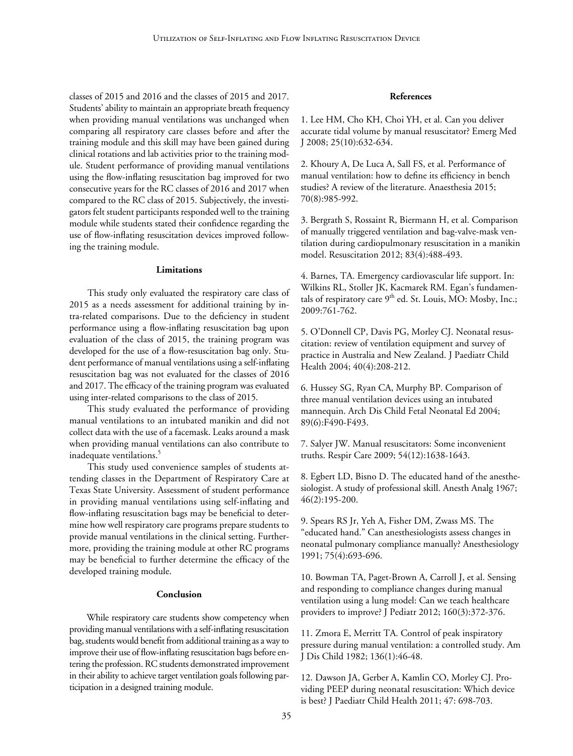classes of 2015 and 2016 and the classes of 2015 and 2017. Students' ability to maintain an appropriate breath frequency when providing manual ventilations was unchanged when comparing all respiratory care classes before and after the training module and this skill may have been gained during clinical rotations and lab activities prior to the training module. Student performance of providing manual ventilations using the flow-inflating resuscitation bag improved for two consecutive years for the RC classes of 2016 and 2017 when compared to the RC class of 2015. Subjectively, the investigators felt student participants responded well to the training module while students stated their confidence regarding the use of flow-inflating resuscitation devices improved following the training module.

## Limitations

This study only evaluated the respiratory care class of 2015 as a needs assessment for additional training by intra-related comparisons. Due to the deficiency in student performance using a flow-inflating resuscitation bag upon evaluation of the class of 2015, the training program was developed for the use of a flow-resuscitation bag only. Student performance of manual ventilations using a self-inflating resuscitation bag was not evaluated for the classes of 2016 and 2017. The efficacy of the training program was evaluated using inter-related comparisons to the class of 2015.

This study evaluated the performance of providing manual ventilations to an intubated manikin and did not collect data with the use of a facemask. Leaks around a mask when providing manual ventilations can also contribute to inadequate ventilations.[5]

This study used convenience samples of students attending classes in the Department of Respiratory Care at Texas State University. Assessment of student performance in providing manual ventilations using self-inflating and flow-inflating resuscitation bags may be beneficial to determine how well respiratory care programs prepare students to provide manual ventilations in the clinical setting. Furthermore, providing the training module at other RC programs may be beneficial to further determine the efficacy of the developed training module.

## Conclusion

While respiratory care students show competency when providing manual ventilations with a self-inflating resuscitation bag, students would benefit from additional training as a way to improve their use of flow-inflating resuscitation bags before entering the profession. RC students demonstrated improvement in their ability to achieve target ventilation goals following participation in a designed training module.

## References

1. Lee HM, Cho KH, Choi YH, et al. Can you deliver accurate tidal volume by manual resuscitator? Emerg Med J 2008; 25(10):632-634.

2. Khoury A, De Luca A, Sall FS, et al. Performance of manual ventilation: how to define its efficiency in bench studies? A review of the literature. Anaesthesia 2015; 70(8):985-992.

3. Bergrath S, Rossaint R, Biermann H, et al. Comparison of manually triggered ventilation and bag-valve-mask ventilation during cardiopulmonary resuscitation in a manikin model. Resuscitation 2012; 83(4):488-493.

4. Barnes, TA. Emergency cardiovascular life support. In: Wilkins RL, Stoller JK, Kacmarek RM. Egan's fundamentals of respiratory care 9th ed. St. Louis, MO: Mosby, Inc.; 2009:761-762.

5. O'Donnell CP, Davis PG, Morley CJ. Neonatal resuscitation: review of ventilation equipment and survey of practice in Australia and New Zealand. J Paediatr Child Health 2004; 40(4):208-212.

6. Hussey SG, Ryan CA, Murphy BP. Comparison of three manual ventilation devices using an intubated mannequin. Arch Dis Child Fetal Neonatal Ed 2004; 89(6):F490-F493.

7. Salyer JW. Manual resuscitators: Some inconvenient truths. Respir Care 2009; 54(12):1638-1643.

8. Egbert LD, Bisno D. The educated hand of the anesthesiologist. A study of professional skill. Anesth Analg 1967; 46(2):195-200.

9. Spears RS Jr, Yeh A, Fisher DM, Zwass MS. The "educated hand." Can anesthesiologists assess changes in neonatal pulmonary compliance manually? Anesthesiology 1991; 75(4):693-696.

10. Bowman TA, Paget-Brown A, Carroll J, et al. Sensing and responding to compliance changes during manual ventilation using a lung model: Can we teach healthcare providers to improve? J Pediatr 2012; 160(3):372-376.

11. Zmora E, Merritt TA. Control of peak inspiratory pressure during manual ventilation: a controlled study. Am J Dis Child 1982; 136(1):46-48.

12. Dawson JA, Gerber A, Kamlin CO, Morley CJ. Providing PEEP during neonatal resuscitation: Which device is best? J Paediatr Child Health 2011; 47: 698-703.